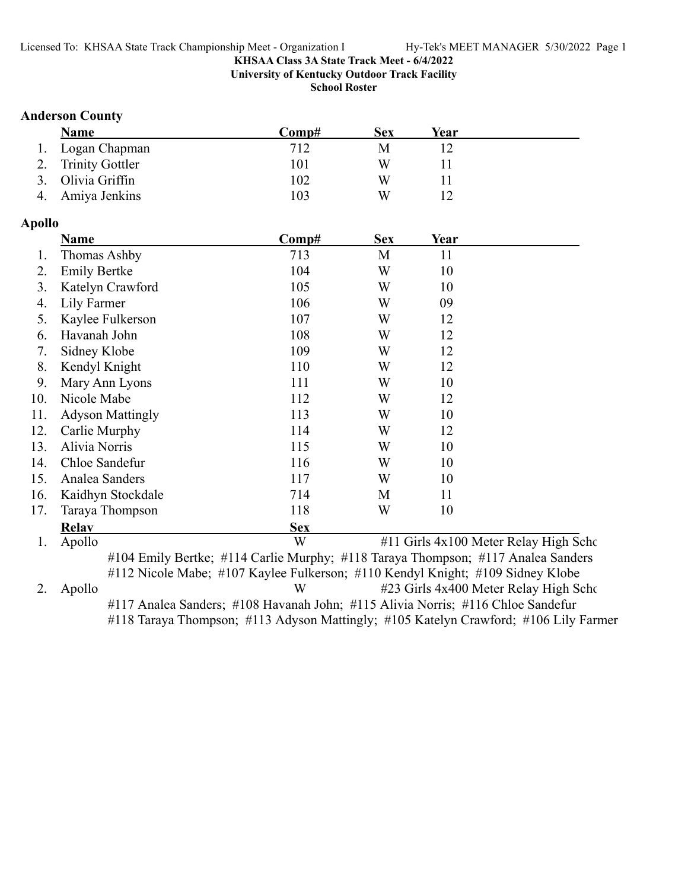**KHSAA Class 3A State Track Meet - 6/4/2022**
**University of Kentucky Outdoor Track Facility**
**School Roster**

## Anderson County

| | Name | Comp# | Sex | Year |
|---|---|---|---|---|
| 1. | Logan Chapman | 712 | M | 12 |
| 2. | Trinity Gottler | 101 | W | 11 |
| 3. | Olivia Griffin | 102 | W | 11 |
| 4. | Amiya Jenkins | 103 | W | 12 |

## Apollo

| | Name | Comp# | Sex | Year |
|---|---|---|---|---|
| 1. | Thomas Ashby | 713 | M | 11 |
| 2. | Emily Bertke | 104 | W | 10 |
| 3. | Katelyn Crawford | 105 | W | 10 |
| 4. | Lily Farmer | 106 | W | 09 |
| 5. | Kaylee Fulkerson | 107 | W | 12 |
| 6. | Havanah John | 108 | W | 12 |
| 7. | Sidney Klobe | 109 | W | 12 |
| 8. | Kendyl Knight | 110 | W | 12 |
| 9. | Mary Ann Lyons | 111 | W | 10 |
| 10. | Nicole Mabe | 112 | W | 12 |
| 11. | Adyson Mattingly | 113 | W | 10 |
| 12. | Carlie Murphy | 114 | W | 12 |
| 13. | Alivia Norris | 115 | W | 10 |
| 14. | Chloe Sandefur | 116 | W | 10 |
| 15. | Analea Sanders | 117 | W | 10 |
| 16. | Kaidhyn Stockdale | 714 | M | 11 |
| 17. | Taraya Thompson | 118 | W | 10 |

| | Relay | Sex | Event |
|---|---|---|---|
| 1. | Apollo | W | #11 Girls 4x100 Meter Relay High Scho |
| | #104 Emily Bertke; #114 Carlie Murphy; #118 Taraya Thompson; #117 Analea Sanders; #112 Nicole Mabe; #107 Kaylee Fulkerson; #110 Kendyl Knight; #109 Sidney Klobe | | |
| 2. | Apollo | W | #23 Girls 4x400 Meter Relay High Scho |
| | #117 Analea Sanders; #108 Havanah John; #115 Alivia Norris; #116 Chloe Sandefur; #118 Taraya Thompson; #113 Adyson Mattingly; #105 Katelyn Crawford; #106 Lily Farmer | | |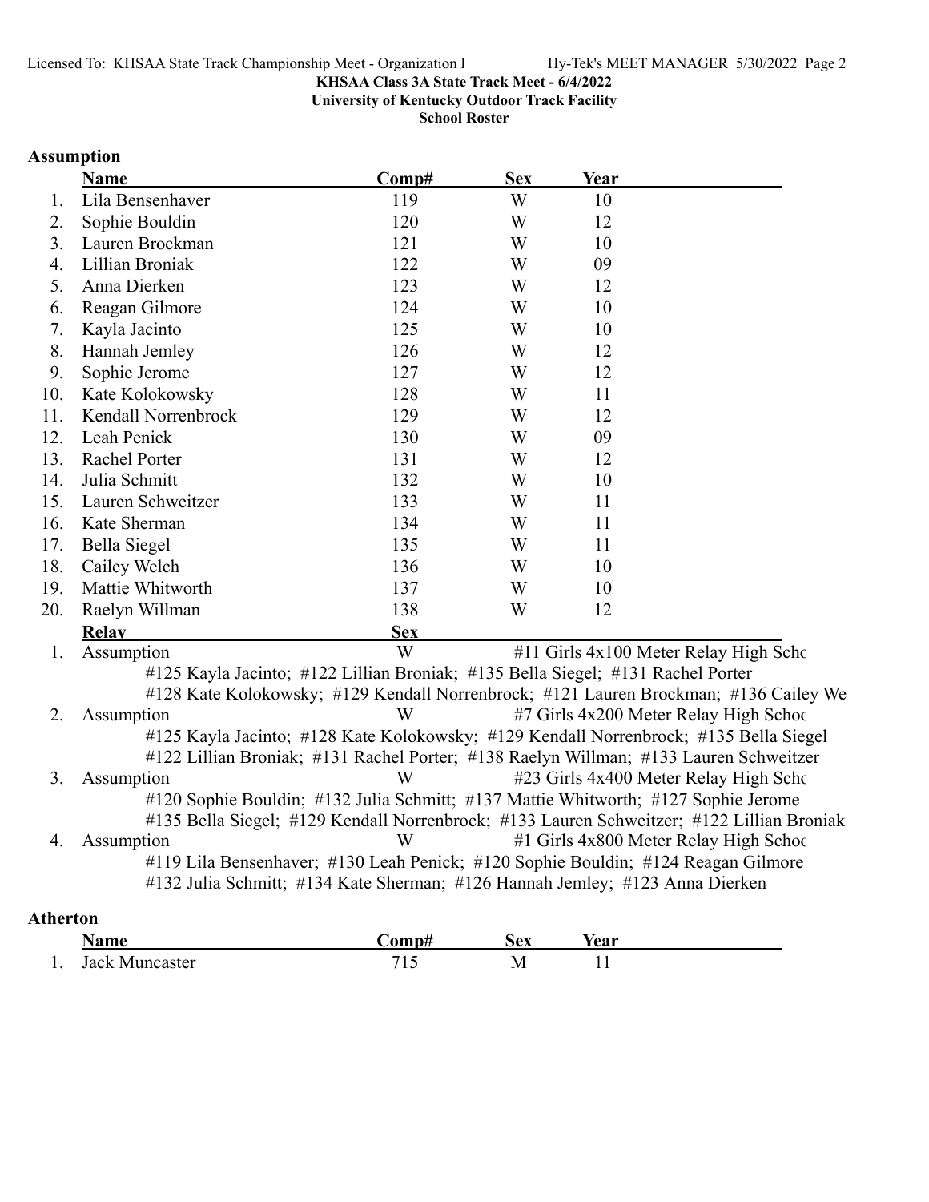**KHSAA Class 3A State Track Meet - 6/4/2022**
**University of Kentucky Outdoor Track Facility**
**School Roster**

## Assumption

| | Name | Comp# | Sex | Year |
|---|---|---|---|---|
| 1. | Lila Bensenhaver | 119 | W | 10 |
| 2. | Sophie Bouldin | 120 | W | 12 |
| 3. | Lauren Brockman | 121 | W | 10 |
| 4. | Lillian Broniak | 122 | W | 09 |
| 5. | Anna Dierken | 123 | W | 12 |
| 6. | Reagan Gilmore | 124 | W | 10 |
| 7. | Kayla Jacinto | 125 | W | 10 |
| 8. | Hannah Jemley | 126 | W | 12 |
| 9. | Sophie Jerome | 127 | W | 12 |
| 10. | Kate Kolokowsky | 128 | W | 11 |
| 11. | Kendall Norrenbrock | 129 | W | 12 |
| 12. | Leah Penick | 130 | W | 09 |
| 13. | Rachel Porter | 131 | W | 12 |
| 14. | Julia Schmitt | 132 | W | 10 |
| 15. | Lauren Schweitzer | 133 | W | 11 |
| 16. | Kate Sherman | 134 | W | 11 |
| 17. | Bella Siegel | 135 | W | 11 |
| 18. | Cailey Welch | 136 | W | 10 |
| 19. | Mattie Whitworth | 137 | W | 10 |
| 20. | Raelyn Willman | 138 | W | 12 |

| | Relay | Sex | |
|---|---|---|---|
| 1. | Assumption | W | #11 Girls 4x100 Meter Relay High Scho |

#125 Kayla Jacinto; #122 Lillian Broniak; #135 Bella Siegel; #131 Rachel Porter
#128 Kate Kolokowsky; #129 Kendall Norrenbrock; #121 Lauren Brockman; #136 Cailey We

| | Relay | Sex | |
|---|---|---|---|
| 2. | Assumption | W | #7 Girls 4x200 Meter Relay High Schoo |

#125 Kayla Jacinto; #128 Kate Kolokowsky; #129 Kendall Norrenbrock; #135 Bella Siegel
#122 Lillian Broniak; #131 Rachel Porter; #138 Raelyn Willman; #133 Lauren Schweitzer

| | Relay | Sex | |
|---|---|---|---|
| 3. | Assumption | W | #23 Girls 4x400 Meter Relay High Scho |

#120 Sophie Bouldin; #132 Julia Schmitt; #137 Mattie Whitworth; #127 Sophie Jerome
#135 Bella Siegel; #129 Kendall Norrenbrock; #133 Lauren Schweitzer; #122 Lillian Broniak

| | Relay | Sex | |
|---|---|---|---|
| 4. | Assumption | W | #1 Girls 4x800 Meter Relay High Schoo |

#119 Lila Bensenhaver; #130 Leah Penick; #120 Sophie Bouldin; #124 Reagan Gilmore
#132 Julia Schmitt; #134 Kate Sherman; #126 Hannah Jemley; #123 Anna Dierken

## Atherton

| | Name | Comp# | Sex | Year |
|---|---|---|---|---|
| 1. | Jack Muncaster | 715 | M | 11 |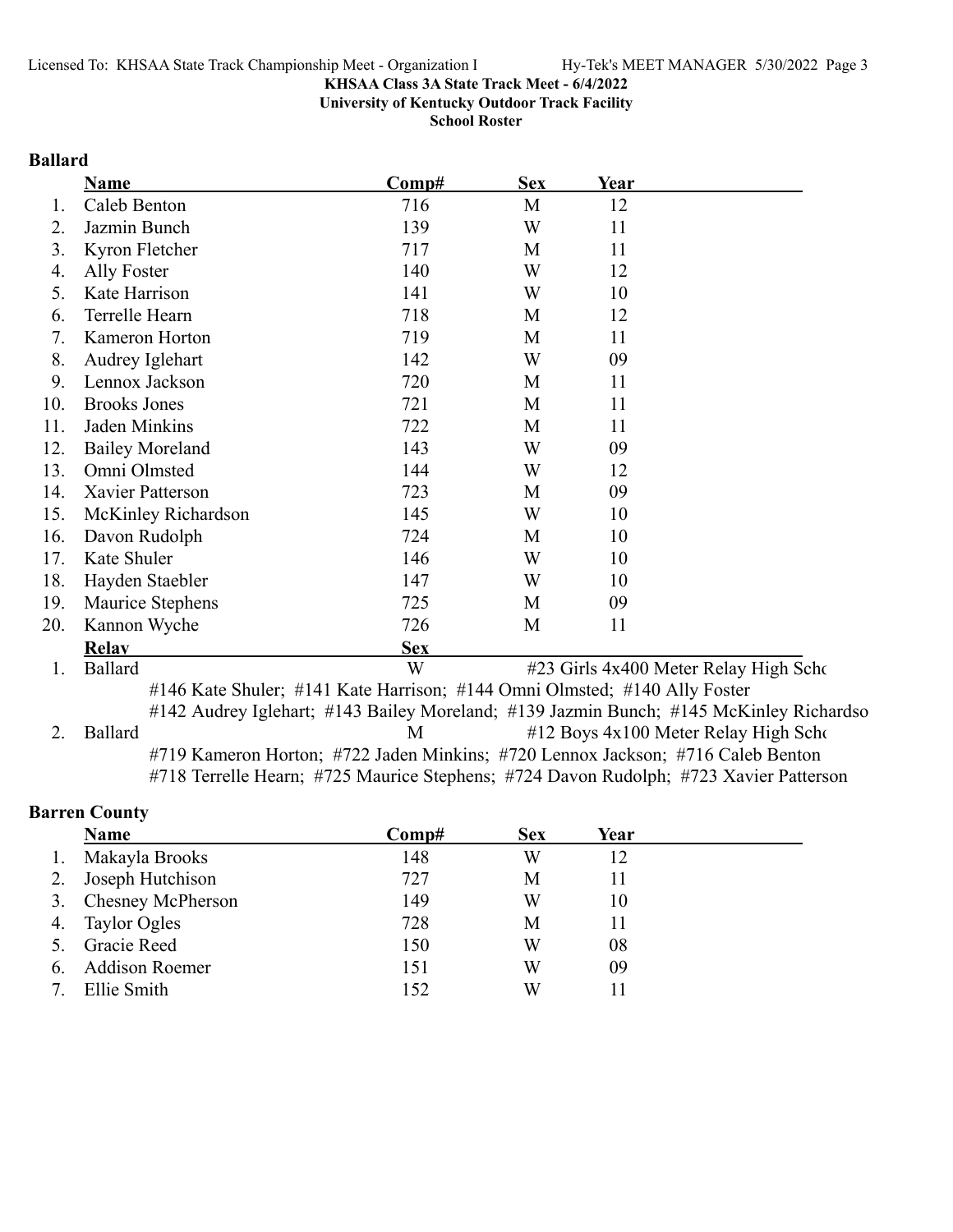**KHSAA Class 3A State Track Meet - 6/4/2022**
**University of Kentucky Outdoor Track Facility**
**School Roster**

## Ballard

| | Name | Comp# | Sex | Year |
|---|---|---|---|---|
| 1. | Caleb Benton | 716 | M | 12 |
| 2. | Jazmin Bunch | 139 | W | 11 |
| 3. | Kyron Fletcher | 717 | M | 11 |
| 4. | Ally Foster | 140 | W | 12 |
| 5. | Kate Harrison | 141 | W | 10 |
| 6. | Terrelle Hearn | 718 | M | 12 |
| 7. | Kameron Horton | 719 | M | 11 |
| 8. | Audrey Iglehart | 142 | W | 09 |
| 9. | Lennox Jackson | 720 | M | 11 |
| 10. | Brooks Jones | 721 | M | 11 |
| 11. | Jaden Minkins | 722 | M | 11 |
| 12. | Bailey Moreland | 143 | W | 09 |
| 13. | Omni Olmsted | 144 | W | 12 |
| 14. | Xavier Patterson | 723 | M | 09 |
| 15. | McKinley Richardson | 145 | W | 10 |
| 16. | Davon Rudolph | 724 | M | 10 |
| 17. | Kate Shuler | 146 | W | 10 |
| 18. | Hayden Staebler | 147 | W | 10 |
| 19. | Maurice Stephens | 725 | M | 09 |
| 20. | Kannon Wyche | 726 | M | 11 |

| | Relay | Sex | |
|---|---|---|---|
| 1. | Ballard | W | #23 Girls 4x400 Meter Relay High Scho |
| | #146 Kate Shuler; #141 Kate Harrison; #144 Omni Olmsted; #140 Ally Foster | | |
| | #142 Audrey Iglehart; #143 Bailey Moreland; #139 Jazmin Bunch; #145 McKinley Richardso | | |
| 2. | Ballard | M | #12 Boys 4x100 Meter Relay High Scho |
| | #719 Kameron Horton; #722 Jaden Minkins; #720 Lennox Jackson; #716 Caleb Benton | | |
| | #718 Terrelle Hearn; #725 Maurice Stephens; #724 Davon Rudolph; #723 Xavier Patterson | | |

## Barren County

| | Name | Comp# | Sex | Year |
|---|---|---|---|---|
| 1. | Makayla Brooks | 148 | W | 12 |
| 2. | Joseph Hutchison | 727 | M | 11 |
| 3. | Chesney McPherson | 149 | W | 10 |
| 4. | Taylor Ogles | 728 | M | 11 |
| 5. | Gracie Reed | 150 | W | 08 |
| 6. | Addison Roemer | 151 | W | 09 |
| 7. | Ellie Smith | 152 | W | 11 |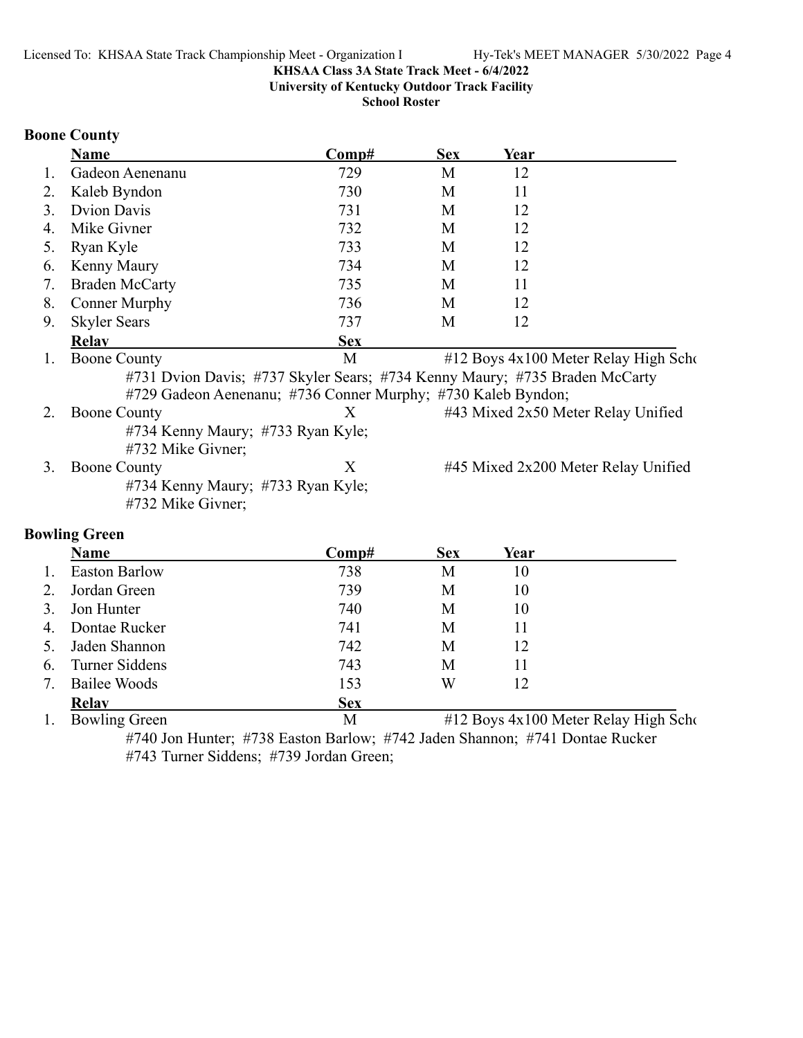**KHSAA Class 3A State Track Meet - 6/4/2022**
**University of Kentucky Outdoor Track Facility**
**School Roster**

## Boone County

| | Name | Comp# | Sex | Year |
|---|---|---|---|---|
| 1. | Gadeon Aenenanu | 729 | M | 12 |
| 2. | Kaleb Byndon | 730 | M | 11 |
| 3. | Dvion Davis | 731 | M | 12 |
| 4. | Mike Givner | 732 | M | 12 |
| 5. | Ryan Kyle | 733 | M | 12 |
| 6. | Kenny Maury | 734 | M | 12 |
| 7. | Braden McCarty | 735 | M | 11 |
| 8. | Conner Murphy | 736 | M | 12 |
| 9. | Skyler Sears | 737 | M | 12 |

| | Relay | Sex | Event |
|---|---|---|---|
| 1. | Boone County | M | #12 Boys 4x100 Meter Relay High Scho |
| | #731 Dvion Davis; #737 Skyler Sears; #734 Kenny Maury; #735 Braden McCarty #729 Gadeon Aenenanu; #736 Conner Murphy; #730 Kaleb Byndon; | | |
| 2. | Boone County | X | #43 Mixed 2x50 Meter Relay Unified |
| | #734 Kenny Maury; #733 Ryan Kyle; #732 Mike Givner; | | |
| 3. | Boone County | X | #45 Mixed 2x200 Meter Relay Unified |
| | #734 Kenny Maury; #733 Ryan Kyle; #732 Mike Givner; | | |

## Bowling Green

| | Name | Comp# | Sex | Year |
|---|---|---|---|---|
| 1. | Easton Barlow | 738 | M | 10 |
| 2. | Jordan Green | 739 | M | 10 |
| 3. | Jon Hunter | 740 | M | 10 |
| 4. | Dontae Rucker | 741 | M | 11 |
| 5. | Jaden Shannon | 742 | M | 12 |
| 6. | Turner Siddens | 743 | M | 11 |
| 7. | Bailee Woods | 153 | W | 12 |

| | Relay | Sex | Event |
|---|---|---|---|
| 1. | Bowling Green | M | #12 Boys 4x100 Meter Relay High Scho |
| | #740 Jon Hunter; #738 Easton Barlow; #742 Jaden Shannon; #741 Dontae Rucker #743 Turner Siddens; #739 Jordan Green; | | |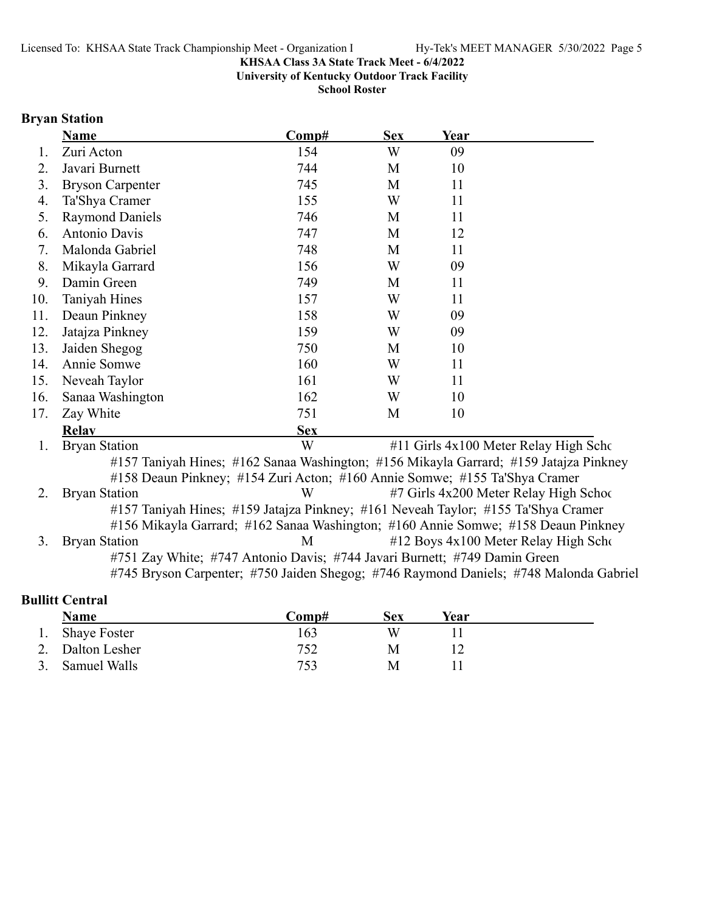**KHSAA Class 3A State Track Meet - 6/4/2022**
**University of Kentucky Outdoor Track Facility**
**School Roster**

### Bryan Station

| | Name | Comp# | Sex | Year |
|---|---|---|---|---|
| 1. | Zuri Acton | 154 | W | 09 |
| 2. | Javari Burnett | 744 | M | 10 |
| 3. | Bryson Carpenter | 745 | M | 11 |
| 4. | Ta'Shya Cramer | 155 | W | 11 |
| 5. | Raymond Daniels | 746 | M | 11 |
| 6. | Antonio Davis | 747 | M | 12 |
| 7. | Malonda Gabriel | 748 | M | 11 |
| 8. | Mikayla Garrard | 156 | W | 09 |
| 9. | Damin Green | 749 | M | 11 |
| 10. | Taniyah Hines | 157 | W | 11 |
| 11. | Deaun Pinkney | 158 | W | 09 |
| 12. | Jatajza Pinkney | 159 | W | 09 |
| 13. | Jaiden Shegog | 750 | M | 10 |
| 14. | Annie Somwe | 160 | W | 11 |
| 15. | Neveah Taylor | 161 | W | 11 |
| 16. | Sanaa Washington | 162 | W | 10 |
| 17. | Zay White | 751 | M | 10 |

| | Relay | Sex | |
|---|---|---|---|
| 1. | Bryan Station | W | #11 Girls 4x100 Meter Relay High Scho |
| | #157 Taniyah Hines; #162 Sanaa Washington; #156 Mikayla Garrard; #159 Jatajza Pinkney<br>#158 Deaun Pinkney; #154 Zuri Acton; #160 Annie Somwe; #155 Ta'Shya Cramer | | |
| 2. | Bryan Station | W | #7 Girls 4x200 Meter Relay High Schoo |
| | #157 Taniyah Hines; #159 Jatajza Pinkney; #161 Neveah Taylor; #155 Ta'Shya Cramer<br>#156 Mikayla Garrard; #162 Sanaa Washington; #160 Annie Somwe; #158 Deaun Pinkney | | |
| 3. | Bryan Station | M | #12 Boys 4x100 Meter Relay High Scho |
| | #751 Zay White; #747 Antonio Davis; #744 Javari Burnett; #749 Damin Green<br>#745 Bryson Carpenter; #750 Jaiden Shegog; #746 Raymond Daniels; #748 Malonda Gabriel | | |

### Bullitt Central

| | Name | Comp# | Sex | Year |
|---|---|---|---|---|
| 1. | Shaye Foster | 163 | W | 11 |
| 2. | Dalton Lesher | 752 | M | 12 |
| 3. | Samuel Walls | 753 | M | 11 |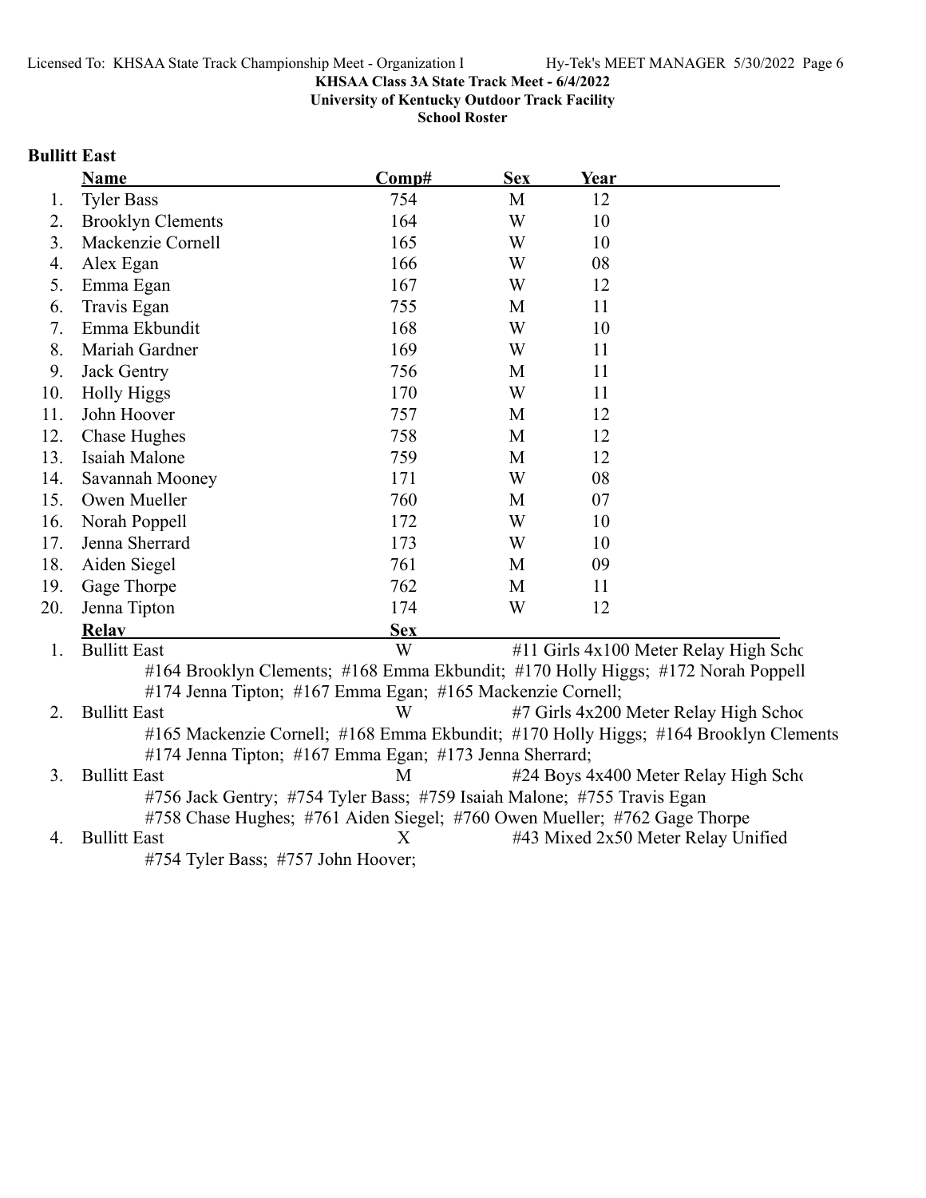KHSAA Class 3A State Track Meet - 6/4/2022
University of Kentucky Outdoor Track Facility
School Roster

## Bullitt East

| | Name | Comp# | Sex | Year |
|---|---|---|---|---|
| 1. | Tyler Bass | 754 | M | 12 |
| 2. | Brooklyn Clements | 164 | W | 10 |
| 3. | Mackenzie Cornell | 165 | W | 10 |
| 4. | Alex Egan | 166 | W | 08 |
| 5. | Emma Egan | 167 | W | 12 |
| 6. | Travis Egan | 755 | M | 11 |
| 7. | Emma Ekbundit | 168 | W | 10 |
| 8. | Mariah Gardner | 169 | W | 11 |
| 9. | Jack Gentry | 756 | M | 11 |
| 10. | Holly Higgs | 170 | W | 11 |
| 11. | John Hoover | 757 | M | 12 |
| 12. | Chase Hughes | 758 | M | 12 |
| 13. | Isaiah Malone | 759 | M | 12 |
| 14. | Savannah Mooney | 171 | W | 08 |
| 15. | Owen Mueller | 760 | M | 07 |
| 16. | Norah Poppell | 172 | W | 10 |
| 17. | Jenna Sherrard | 173 | W | 10 |
| 18. | Aiden Siegel | 761 | M | 09 |
| 19. | Gage Thorpe | 762 | M | 11 |
| 20. | Jenna Tipton | 174 | W | 12 |

| | Relay | Sex | Event |
|---|---|---|---|
| 1. | Bullitt East | W | #11 Girls 4x100 Meter Relay High Schc |
| | #164 Brooklyn Clements; #168 Emma Ekbundit; #170 Holly Higgs; #172 Norah Poppell; #174 Jenna Tipton; #167 Emma Egan; #165 Mackenzie Cornell; | | |
| 2. | Bullitt East | W | #7 Girls 4x200 Meter Relay High Schoc |
| | #165 Mackenzie Cornell; #168 Emma Ekbundit; #170 Holly Higgs; #164 Brooklyn Clements; #174 Jenna Tipton; #167 Emma Egan; #173 Jenna Sherrard; | | |
| 3. | Bullitt East | M | #24 Boys 4x400 Meter Relay High Schc |
| | #756 Jack Gentry; #754 Tyler Bass; #759 Isaiah Malone; #755 Travis Egan; #758 Chase Hughes; #761 Aiden Siegel; #760 Owen Mueller; #762 Gage Thorpe | | |
| 4. | Bullitt East | X | #43 Mixed 2x50 Meter Relay Unified |
| | #754 Tyler Bass; #757 John Hoover; | | |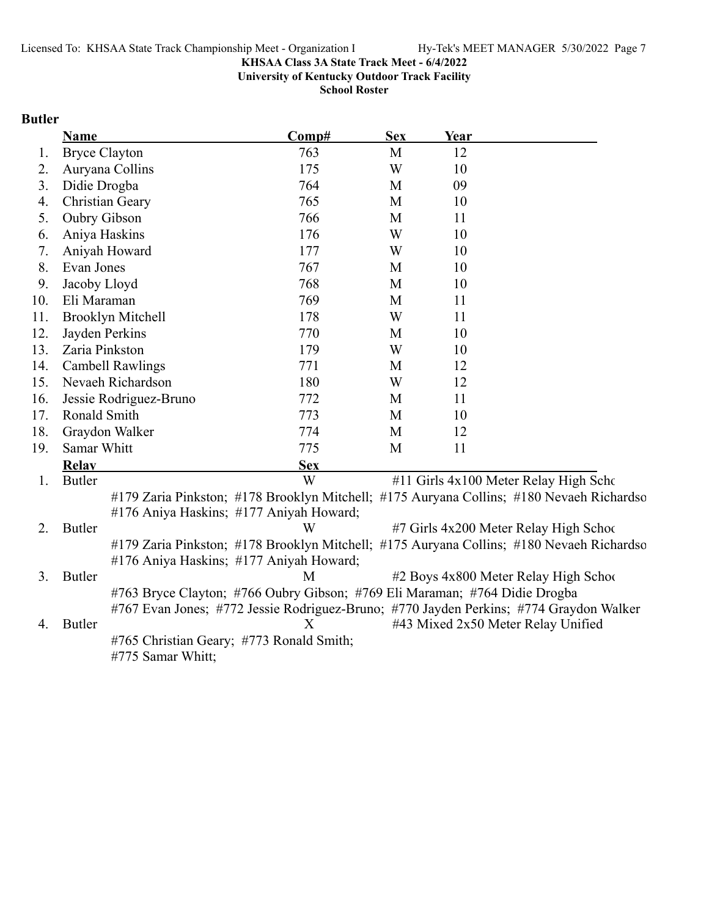KHSAA Class 3A State Track Meet - 6/4/2022

University of Kentucky Outdoor Track Facility

School Roster

## Butler

| | Name | Comp# | Sex | Year |
|---|---|---|---|---|
| 1. | Bryce Clayton | 763 | M | 12 |
| 2. | Auryana Collins | 175 | W | 10 |
| 3. | Didie Drogba | 764 | M | 09 |
| 4. | Christian Geary | 765 | M | 10 |
| 5. | Oubry Gibson | 766 | M | 11 |
| 6. | Aniya Haskins | 176 | W | 10 |
| 7. | Aniyah Howard | 177 | W | 10 |
| 8. | Evan Jones | 767 | M | 10 |
| 9. | Jacoby Lloyd | 768 | M | 10 |
| 10. | Eli Maraman | 769 | M | 11 |
| 11. | Brooklyn Mitchell | 178 | W | 11 |
| 12. | Jayden Perkins | 770 | M | 10 |
| 13. | Zaria Pinkston | 179 | W | 10 |
| 14. | Cambell Rawlings | 771 | M | 12 |
| 15. | Nevaeh Richardson | 180 | W | 12 |
| 16. | Jessie Rodriguez-Bruno | 772 | M | 11 |
| 17. | Ronald Smith | 773 | M | 10 |
| 18. | Graydon Walker | 774 | M | 12 |
| 19. | Samar Whitt | 775 | M | 11 |

| | Relay | Sex | Event |
|---|---|---|---|
| 1. | Butler | W | #11 Girls 4x100 Meter Relay High Scho |
| | #179 Zaria Pinkston; #178 Brooklyn Mitchell; #175 Auryana Collins; #180 Nevaeh Richardso; #176 Aniya Haskins; #177 Aniyah Howard; | | |
| 2. | Butler | W | #7 Girls 4x200 Meter Relay High Schoo |
| | #179 Zaria Pinkston; #178 Brooklyn Mitchell; #175 Auryana Collins; #180 Nevaeh Richardso; #176 Aniya Haskins; #177 Aniyah Howard; | | |
| 3. | Butler | M | #2 Boys 4x800 Meter Relay High Schoo |
| | #763 Bryce Clayton; #766 Oubry Gibson; #769 Eli Maraman; #764 Didie Drogba; #767 Evan Jones; #772 Jessie Rodriguez-Bruno; #770 Jayden Perkins; #774 Graydon Walker | | |
| 4. | Butler | X | #43 Mixed 2x50 Meter Relay Unified |
| | #765 Christian Geary; #773 Ronald Smith; #775 Samar Whitt; | | |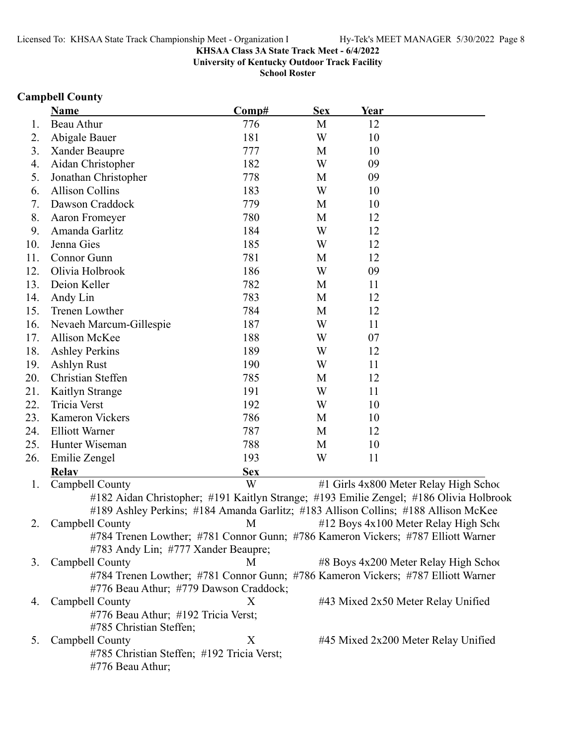**KHSAA Class 3A State Track Meet - 6/4/2022**
**University of Kentucky Outdoor Track Facility**
**School Roster**

## Campbell County

| | Name | Comp# | Sex | Year |
|---|---|---|---|---|
| 1. | Beau Athur | 776 | M | 12 |
| 2. | Abigale Bauer | 181 | W | 10 |
| 3. | Xander Beaupre | 777 | M | 10 |
| 4. | Aidan Christopher | 182 | W | 09 |
| 5. | Jonathan Christopher | 778 | M | 09 |
| 6. | Allison Collins | 183 | W | 10 |
| 7. | Dawson Craddock | 779 | M | 10 |
| 8. | Aaron Fromeyer | 780 | M | 12 |
| 9. | Amanda Garlitz | 184 | W | 12 |
| 10. | Jenna Gies | 185 | W | 12 |
| 11. | Connor Gunn | 781 | M | 12 |
| 12. | Olivia Holbrook | 186 | W | 09 |
| 13. | Deion Keller | 782 | M | 11 |
| 14. | Andy Lin | 783 | M | 12 |
| 15. | Trenen Lowther | 784 | M | 12 |
| 16. | Nevaeh Marcum-Gillespie | 187 | W | 11 |
| 17. | Allison McKee | 188 | W | 07 |
| 18. | Ashley Perkins | 189 | W | 12 |
| 19. | Ashlyn Rust | 190 | W | 11 |
| 20. | Christian Steffen | 785 | M | 12 |
| 21. | Kaitlyn Strange | 191 | W | 11 |
| 22. | Tricia Verst | 192 | W | 10 |
| 23. | Kameron Vickers | 786 | M | 10 |
| 24. | Elliott Warner | 787 | M | 12 |
| 25. | Hunter Wiseman | 788 | M | 10 |
| 26. | Emilie Zengel | 193 | W | 11 |

| | Relay | Sex | Event |
|---|---|---|---|
| 1. | Campbell County | W | #1 Girls 4x800 Meter Relay High Schoo |
| | #182 Aidan Christopher; #191 Kaitlyn Strange; #193 Emilie Zengel; #186 Olivia Holbrook; #189 Ashley Perkins; #184 Amanda Garlitz; #183 Allison Collins; #188 Allison McKee | | |
| 2. | Campbell County | M | #12 Boys 4x100 Meter Relay High Scho |
| | #784 Trenen Lowther; #781 Connor Gunn; #786 Kameron Vickers; #787 Elliott Warner; #783 Andy Lin; #777 Xander Beaupre; | | |
| 3. | Campbell County | M | #8 Boys 4x200 Meter Relay High Schoo |
| | #784 Trenen Lowther; #781 Connor Gunn; #786 Kameron Vickers; #787 Elliott Warner; #776 Beau Athur; #779 Dawson Craddock; | | |
| 4. | Campbell County | X | #43 Mixed 2x50 Meter Relay Unified |
| | #776 Beau Athur; #192 Tricia Verst; #785 Christian Steffen; | | |
| 5. | Campbell County | X | #45 Mixed 2x200 Meter Relay Unified |
| | #785 Christian Steffen; #192 Tricia Verst; #776 Beau Athur; | | |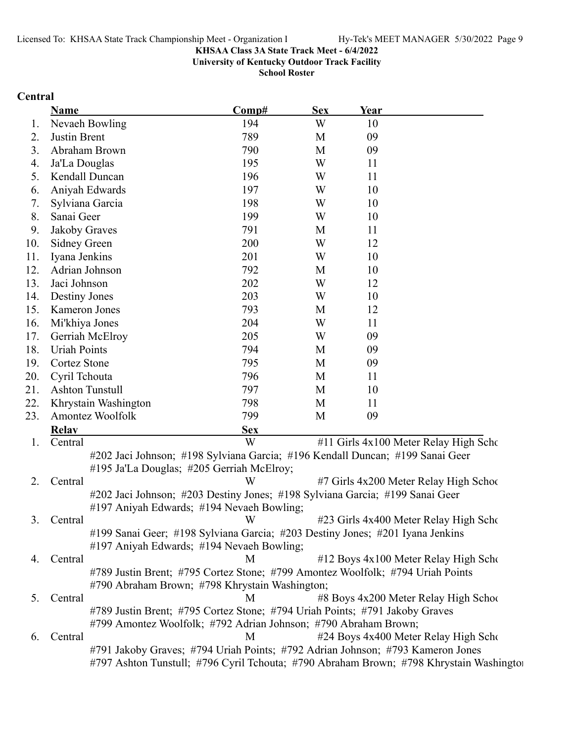**KHSAA Class 3A State Track Meet - 6/4/2022**
**University of Kentucky Outdoor Track Facility**
**School Roster**

## Central

| | Name | Comp# | Sex | Year |
|---|---|---|---|---|
| 1. | Nevaeh Bowling | 194 | W | 10 |
| 2. | Justin Brent | 789 | M | 09 |
| 3. | Abraham Brown | 790 | M | 09 |
| 4. | Ja'La Douglas | 195 | W | 11 |
| 5. | Kendall Duncan | 196 | W | 11 |
| 6. | Aniyah Edwards | 197 | W | 10 |
| 7. | Sylviana Garcia | 198 | W | 10 |
| 8. | Sanai Geer | 199 | W | 10 |
| 9. | Jakoby Graves | 791 | M | 11 |
| 10. | Sidney Green | 200 | W | 12 |
| 11. | Iyana Jenkins | 201 | W | 10 |
| 12. | Adrian Johnson | 792 | M | 10 |
| 13. | Jaci Johnson | 202 | W | 12 |
| 14. | Destiny Jones | 203 | W | 10 |
| 15. | Kameron Jones | 793 | M | 12 |
| 16. | Mi'khiya Jones | 204 | W | 11 |
| 17. | Gerriah McElroy | 205 | W | 09 |
| 18. | Uriah Points | 794 | M | 09 |
| 19. | Cortez Stone | 795 | M | 09 |
| 20. | Cyril Tchouta | 796 | M | 11 |
| 21. | Ashton Tunstull | 797 | M | 10 |
| 22. | Khrystain Washington | 798 | M | 11 |
| 23. | Amontez Woolfolk | 799 | M | 09 |

| | Relay | Sex | Event |
|---|---|---|---|
| 1. | Central | W | #11 Girls 4x100 Meter Relay High Scho |
| | #202 Jaci Johnson; #198 Sylviana Garcia; #196 Kendall Duncan; #199 Sanai Geer; #195 Ja'La Douglas; #205 Gerriah McElroy; | | |
| 2. | Central | W | #7 Girls 4x200 Meter Relay High Schoo |
| | #202 Jaci Johnson; #203 Destiny Jones; #198 Sylviana Garcia; #199 Sanai Geer; #197 Aniyah Edwards; #194 Nevaeh Bowling; | | |
| 3. | Central | W | #23 Girls 4x400 Meter Relay High Scho |
| | #199 Sanai Geer; #198 Sylviana Garcia; #203 Destiny Jones; #201 Iyana Jenkins; #197 Aniyah Edwards; #194 Nevaeh Bowling; | | |
| 4. | Central | M | #12 Boys 4x100 Meter Relay High Scho |
| | #789 Justin Brent; #795 Cortez Stone; #799 Amontez Woolfolk; #794 Uriah Points; #790 Abraham Brown; #798 Khrystain Washington; | | |
| 5. | Central | M | #8 Boys 4x200 Meter Relay High Schoo |
| | #789 Justin Brent; #795 Cortez Stone; #794 Uriah Points; #791 Jakoby Graves; #799 Amontez Woolfolk; #792 Adrian Johnson; #790 Abraham Brown; | | |
| 6. | Central | M | #24 Boys 4x400 Meter Relay High Scho |
| | #791 Jakoby Graves; #794 Uriah Points; #792 Adrian Johnson; #793 Kameron Jones; #797 Ashton Tunstull; #796 Cyril Tchouta; #790 Abraham Brown; #798 Khrystain Washingtor | | |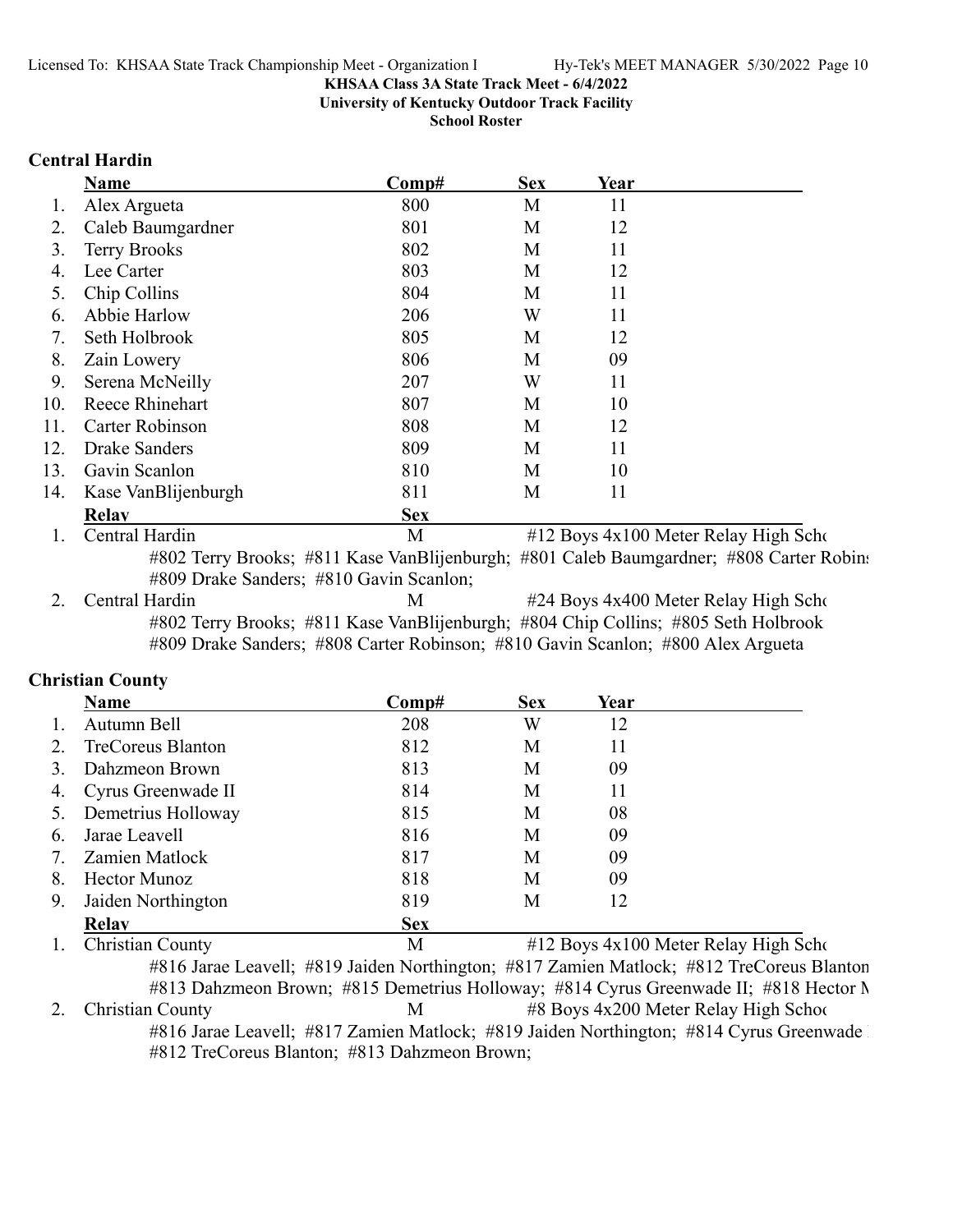**KHSAA Class 3A State Track Meet - 6/4/2022**
**University of Kentucky Outdoor Track Facility**
**School Roster**

### Central Hardin

| | Name | Comp# | Sex | Year |
|---|---|---|---|---|
| 1. | Alex Argueta | 800 | M | 11 |
| 2. | Caleb Baumgardner | 801 | M | 12 |
| 3. | Terry Brooks | 802 | M | 11 |
| 4. | Lee Carter | 803 | M | 12 |
| 5. | Chip Collins | 804 | M | 11 |
| 6. | Abbie Harlow | 206 | W | 11 |
| 7. | Seth Holbrook | 805 | M | 12 |
| 8. | Zain Lowery | 806 | M | 09 |
| 9. | Serena McNeilly | 207 | W | 11 |
| 10. | Reece Rhinehart | 807 | M | 10 |
| 11. | Carter Robinson | 808 | M | 12 |
| 12. | Drake Sanders | 809 | M | 11 |
| 13. | Gavin Scanlon | 810 | M | 10 |
| 14. | Kase VanBlijenburgh | 811 | M | 11 |

| | Relay | Sex | |
|---|---|---|---|
| 1. | Central Hardin | M | #12 Boys 4x100 Meter Relay High Scho |
| | #802 Terry Brooks; #811 Kase VanBlijenburgh; #801 Caleb Baumgardner; #808 Carter Robins #809 Drake Sanders; #810 Gavin Scanlon; | | |
| 2. | Central Hardin | M | #24 Boys 4x400 Meter Relay High Scho |
| | #802 Terry Brooks; #811 Kase VanBlijenburgh; #804 Chip Collins; #805 Seth Holbrook #809 Drake Sanders; #808 Carter Robinson; #810 Gavin Scanlon; #800 Alex Argueta | | |

### Christian County

| | Name | Comp# | Sex | Year |
|---|---|---|---|---|
| 1. | Autumn Bell | 208 | W | 12 |
| 2. | TreCoreus Blanton | 812 | M | 11 |
| 3. | Dahzmeon Brown | 813 | M | 09 |
| 4. | Cyrus Greenwade II | 814 | M | 11 |
| 5. | Demetrius Holloway | 815 | M | 08 |
| 6. | Jarae Leavell | 816 | M | 09 |
| 7. | Zamien Matlock | 817 | M | 09 |
| 8. | Hector Munoz | 818 | M | 09 |
| 9. | Jaiden Northington | 819 | M | 12 |

| | Relay | Sex | |
|---|---|---|---|
| 1. | Christian County | M | #12 Boys 4x100 Meter Relay High Scho |
| | #816 Jarae Leavell; #819 Jaiden Northington; #817 Zamien Matlock; #812 TreCoreus Blanton #813 Dahzmeon Brown; #815 Demetrius Holloway; #814 Cyrus Greenwade II; #818 Hector M | | |
| 2. | Christian County | M | #8 Boys 4x200 Meter Relay High Scho |
| | #816 Jarae Leavell; #817 Zamien Matlock; #819 Jaiden Northington; #814 Cyrus Greenwade I #812 TreCoreus Blanton; #813 Dahzmeon Brown; | | |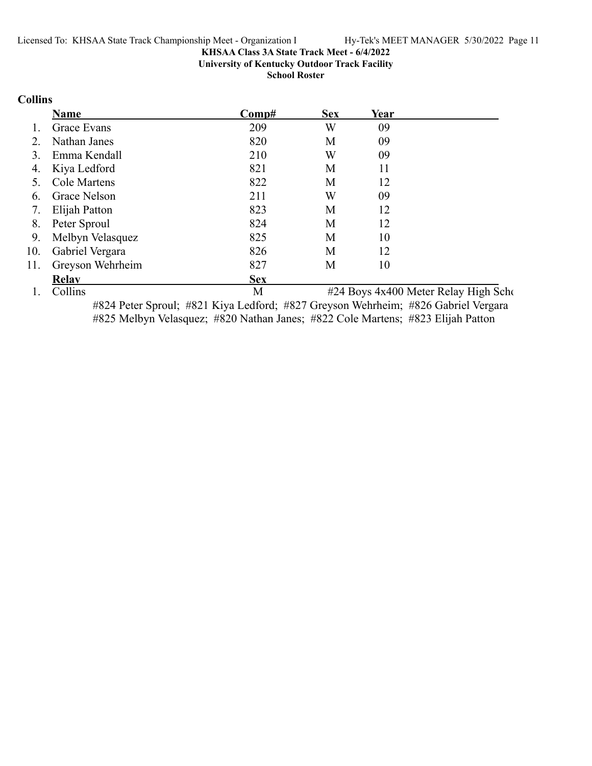**KHSAA Class 3A State Track Meet - 6/4/2022**
**University of Kentucky Outdoor Track Facility**
**School Roster**

## Collins

| | Name | Comp# | Sex | Year |
|---|---|---|---|---|
| 1. | Grace Evans | 209 | W | 09 |
| 2. | Nathan Janes | 820 | M | 09 |
| 3. | Emma Kendall | 210 | W | 09 |
| 4. | Kiya Ledford | 821 | M | 11 |
| 5. | Cole Martens | 822 | M | 12 |
| 6. | Grace Nelson | 211 | W | 09 |
| 7. | Elijah Patton | 823 | M | 12 |
| 8. | Peter Sproul | 824 | M | 12 |
| 9. | Melbyn Velasquez | 825 | M | 10 |
| 10. | Gabriel Vergara | 826 | M | 12 |
| 11. | Greyson Wehrheim | 827 | M | 10 |

| | Relay | Sex | |
|---|---|---|---|
| 1. | Collins | M | #24 Boys 4x400 Meter Relay High Scho |

#824 Peter Sproul; #821 Kiya Ledford; #827 Greyson Wehrheim; #826 Gabriel Vergara
#825 Melbyn Velasquez; #820 Nathan Janes; #822 Cole Martens; #823 Elijah Patton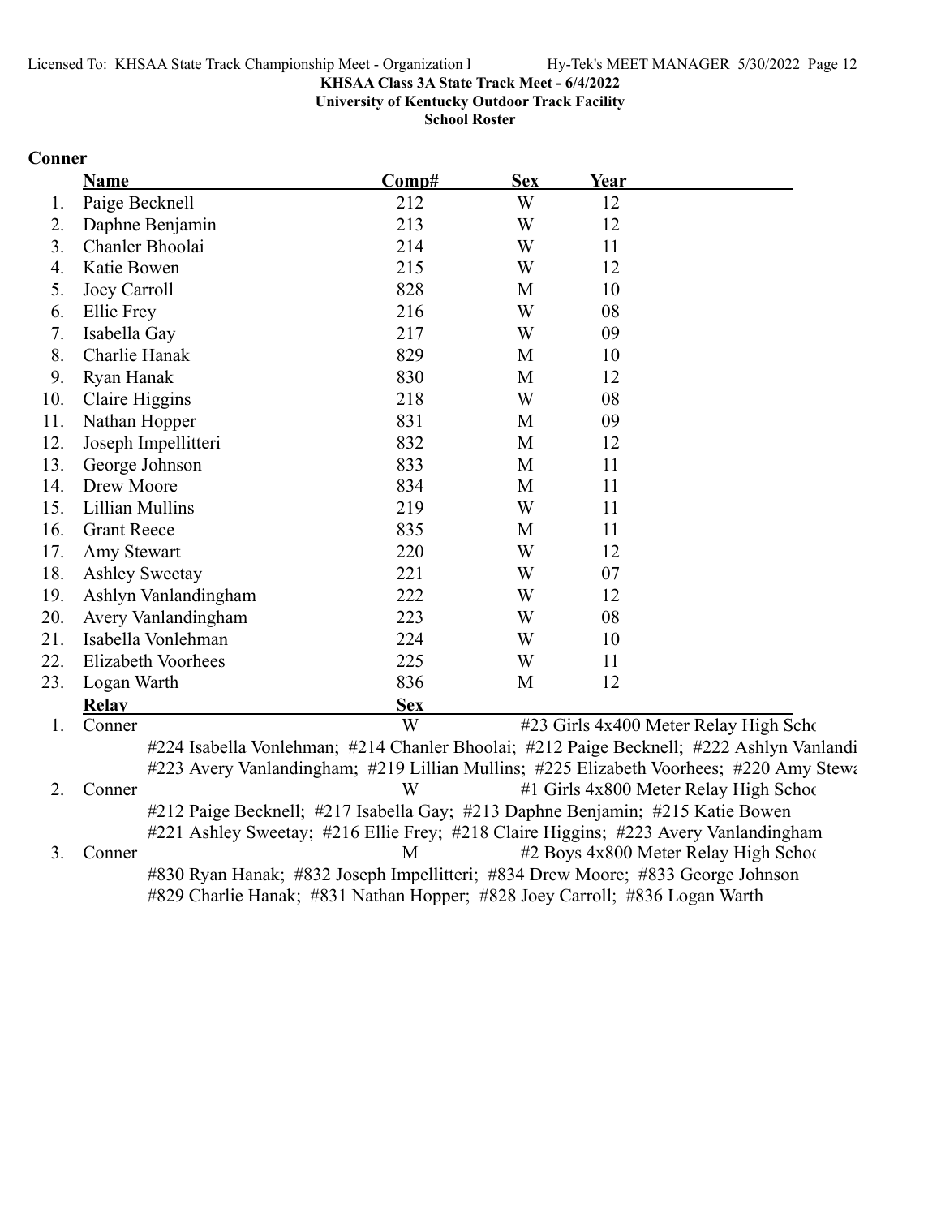KHSAA Class 3A State Track Meet - 6/4/2022
University of Kentucky Outdoor Track Facility
School Roster

## Conner

| | Name | Comp# | Sex | Year |
|---|---|---|---|---|
| 1. | Paige Becknell | 212 | W | 12 |
| 2. | Daphne Benjamin | 213 | W | 12 |
| 3. | Chanler Bhoolai | 214 | W | 11 |
| 4. | Katie Bowen | 215 | W | 12 |
| 5. | Joey Carroll | 828 | M | 10 |
| 6. | Ellie Frey | 216 | W | 08 |
| 7. | Isabella Gay | 217 | W | 09 |
| 8. | Charlie Hanak | 829 | M | 10 |
| 9. | Ryan Hanak | 830 | M | 12 |
| 10. | Claire Higgins | 218 | W | 08 |
| 11. | Nathan Hopper | 831 | M | 09 |
| 12. | Joseph Impellitteri | 832 | M | 12 |
| 13. | George Johnson | 833 | M | 11 |
| 14. | Drew Moore | 834 | M | 11 |
| 15. | Lillian Mullins | 219 | W | 11 |
| 16. | Grant Reece | 835 | M | 11 |
| 17. | Amy Stewart | 220 | W | 12 |
| 18. | Ashley Sweetay | 221 | W | 07 |
| 19. | Ashlyn Vanlandingham | 222 | W | 12 |
| 20. | Avery Vanlandingham | 223 | W | 08 |
| 21. | Isabella Vonlehman | 224 | W | 10 |
| 22. | Elizabeth Voorhees | 225 | W | 11 |
| 23. | Logan Warth | 836 | M | 12 |

| | Relay | Sex | |
|---|---|---|---|
| 1. | Conner | W | #23 Girls 4x400 Meter Relay High Scho |
| | #224 Isabella Vonlehman; #214 Chanler Bhoolai; #212 Paige Becknell; #222 Ashlyn Vanlandi | | |
| | #223 Avery Vanlandingham; #219 Lillian Mullins; #225 Elizabeth Voorhees; #220 Amy Stewa | | |
| 2. | Conner | W | #1 Girls 4x800 Meter Relay High Schoo |
| | #212 Paige Becknell; #217 Isabella Gay; #213 Daphne Benjamin; #215 Katie Bowen | | |
| | #221 Ashley Sweetay; #216 Ellie Frey; #218 Claire Higgins; #223 Avery Vanlandingham | | |
| 3. | Conner | M | #2 Boys 4x800 Meter Relay High Schoo |
| | #830 Ryan Hanak; #832 Joseph Impellitteri; #834 Drew Moore; #833 George Johnson | | |
| | #829 Charlie Hanak; #831 Nathan Hopper; #828 Joey Carroll; #836 Logan Warth | | |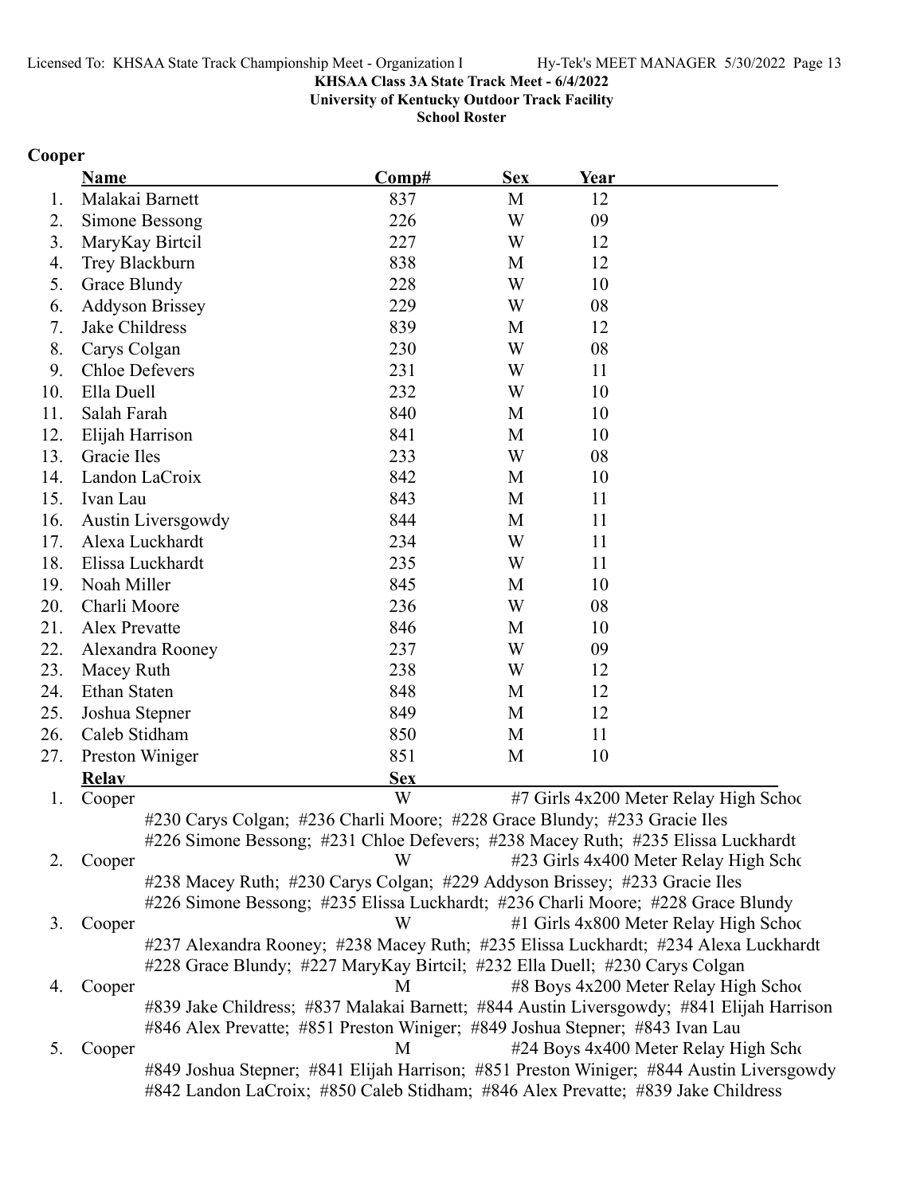KHSAA Class 3A State Track Meet - 6/4/2022

University of Kentucky Outdoor Track Facility

School Roster

## Cooper

| | Name | Comp# | Sex | Year |
|---|---|---|---|---|
| 1. | Malakai Barnett | 837 | M | 12 |
| 2. | Simone Bessong | 226 | W | 09 |
| 3. | MaryKay Birtcil | 227 | W | 12 |
| 4. | Trey Blackburn | 838 | M | 12 |
| 5. | Grace Blundy | 228 | W | 10 |
| 6. | Addyson Brissey | 229 | W | 08 |
| 7. | Jake Childress | 839 | M | 12 |
| 8. | Carys Colgan | 230 | W | 08 |
| 9. | Chloe Defevers | 231 | W | 11 |
| 10. | Ella Duell | 232 | W | 10 |
| 11. | Salah Farah | 840 | M | 10 |
| 12. | Elijah Harrison | 841 | M | 10 |
| 13. | Gracie Iles | 233 | W | 08 |
| 14. | Landon LaCroix | 842 | M | 10 |
| 15. | Ivan Lau | 843 | M | 11 |
| 16. | Austin Liversgowdy | 844 | M | 11 |
| 17. | Alexa Luckhardt | 234 | W | 11 |
| 18. | Elissa Luckhardt | 235 | W | 11 |
| 19. | Noah Miller | 845 | M | 10 |
| 20. | Charli Moore | 236 | W | 08 |
| 21. | Alex Prevatte | 846 | M | 10 |
| 22. | Alexandra Rooney | 237 | W | 09 |
| 23. | Macey Ruth | 238 | W | 12 |
| 24. | Ethan Staten | 848 | M | 12 |
| 25. | Joshua Stepner | 849 | M | 12 |
| 26. | Caleb Stidham | 850 | M | 11 |
| 27. | Preston Winiger | 851 | M | 10 |

| | Relay | Sex | Event |
|---|---|---|---|
| 1. | Cooper | W | #7 Girls 4x200 Meter Relay High Schoo |
| | #230 Carys Colgan; #236 Charli Moore; #228 Grace Blundy; #233 Gracie Iles<br>#226 Simone Bessong; #231 Chloe Defevers; #238 Macey Ruth; #235 Elissa Luckhardt | | |
| 2. | Cooper | W | #23 Girls 4x400 Meter Relay High Scho |
| | #238 Macey Ruth; #230 Carys Colgan; #229 Addyson Brissey; #233 Gracie Iles<br>#226 Simone Bessong; #235 Elissa Luckhardt; #236 Charli Moore; #228 Grace Blundy | | |
| 3. | Cooper | W | #1 Girls 4x800 Meter Relay High Schoo |
| | #237 Alexandra Rooney; #238 Macey Ruth; #235 Elissa Luckhardt; #234 Alexa Luckhardt<br>#228 Grace Blundy; #227 MaryKay Birtcil; #232 Ella Duell; #230 Carys Colgan | | |
| 4. | Cooper | M | #8 Boys 4x200 Meter Relay High Schoo |
| | #839 Jake Childress; #837 Malakai Barnett; #844 Austin Liversgowdy; #841 Elijah Harrison<br>#846 Alex Prevatte; #851 Preston Winiger; #849 Joshua Stepner; #843 Ivan Lau | | |
| 5. | Cooper | M | #24 Boys 4x400 Meter Relay High Scho |
| | #849 Joshua Stepner; #841 Elijah Harrison; #851 Preston Winiger; #844 Austin Liversgowdy<br>#842 Landon LaCroix; #850 Caleb Stidham; #846 Alex Prevatte; #839 Jake Childress | | |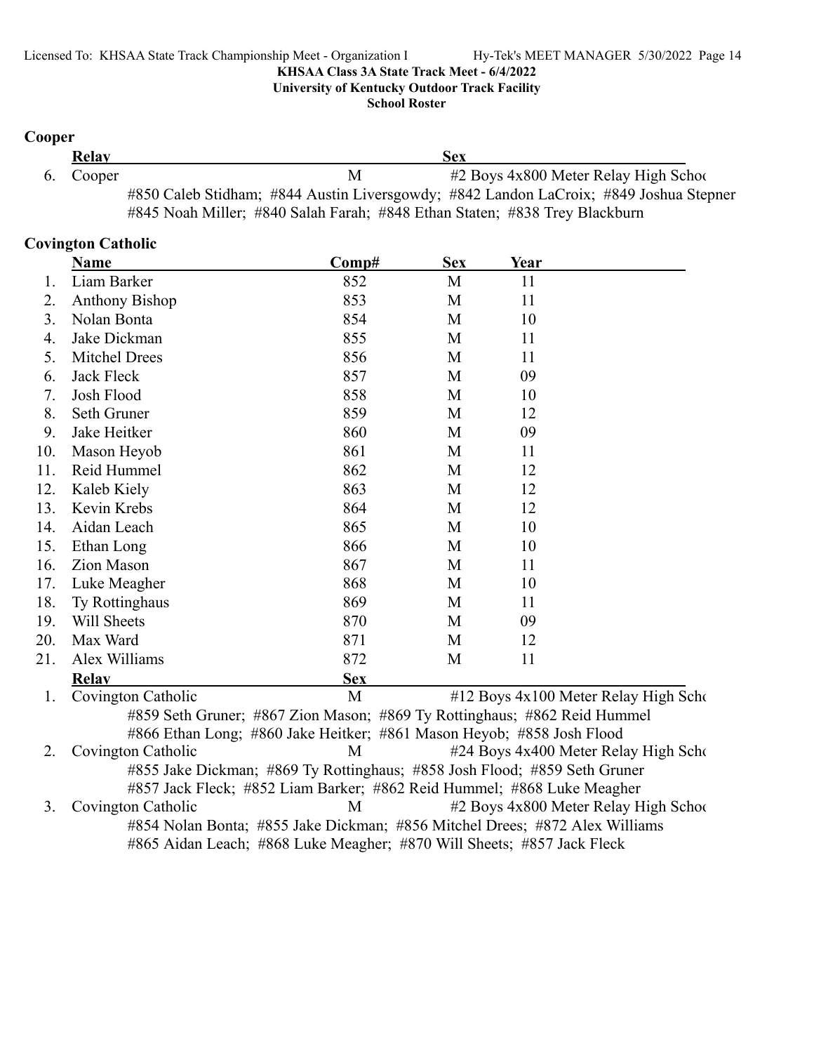**KHSAA Class 3A State Track Meet - 6/4/2022**
**University of Kentucky Outdoor Track Facility**
**School Roster**

## Cooper

| | Relay | Sex | |
|---|---|---|---|
| 6. | Cooper | M | #2 Boys 4x800 Meter Relay High Schoo |

#850 Caleb Stidham; #844 Austin Liversgowdy; #842 Landon LaCroix; #849 Joshua Stepner
#845 Noah Miller; #840 Salah Farah; #848 Ethan Staten; #838 Trey Blackburn

## Covington Catholic

| | Name | Comp# | Sex | Year |
|---|---|---|---|---|
| 1. | Liam Barker | 852 | M | 11 |
| 2. | Anthony Bishop | 853 | M | 11 |
| 3. | Nolan Bonta | 854 | M | 10 |
| 4. | Jake Dickman | 855 | M | 11 |
| 5. | Mitchel Drees | 856 | M | 11 |
| 6. | Jack Fleck | 857 | M | 09 |
| 7. | Josh Flood | 858 | M | 10 |
| 8. | Seth Gruner | 859 | M | 12 |
| 9. | Jake Heitker | 860 | M | 09 |
| 10. | Mason Heyob | 861 | M | 11 |
| 11. | Reid Hummel | 862 | M | 12 |
| 12. | Kaleb Kiely | 863 | M | 12 |
| 13. | Kevin Krebs | 864 | M | 12 |
| 14. | Aidan Leach | 865 | M | 10 |
| 15. | Ethan Long | 866 | M | 10 |
| 16. | Zion Mason | 867 | M | 11 |
| 17. | Luke Meagher | 868 | M | 10 |
| 18. | Ty Rottinghaus | 869 | M | 11 |
| 19. | Will Sheets | 870 | M | 09 |
| 20. | Max Ward | 871 | M | 12 |
| 21. | Alex Williams | 872 | M | 11 |

| | Relay | Sex | |
|---|---|---|---|
| 1. | Covington Catholic | M | #12 Boys 4x100 Meter Relay High Scho |

#859 Seth Gruner; #867 Zion Mason; #869 Ty Rottinghaus; #862 Reid Hummel
#866 Ethan Long; #860 Jake Heitker; #861 Mason Heyob; #858 Josh Flood

| | Relay | Sex | |
|---|---|---|---|
| 2. | Covington Catholic | M | #24 Boys 4x400 Meter Relay High Scho |

#855 Jake Dickman; #869 Ty Rottinghaus; #858 Josh Flood; #859 Seth Gruner
#857 Jack Fleck; #852 Liam Barker; #862 Reid Hummel; #868 Luke Meagher

| | Relay | Sex | |
|---|---|---|---|
| 3. | Covington Catholic | M | #2 Boys 4x800 Meter Relay High Schoo |

#854 Nolan Bonta; #855 Jake Dickman; #856 Mitchel Drees; #872 Alex Williams
#865 Aidan Leach; #868 Luke Meagher; #870 Will Sheets; #857 Jack Fleck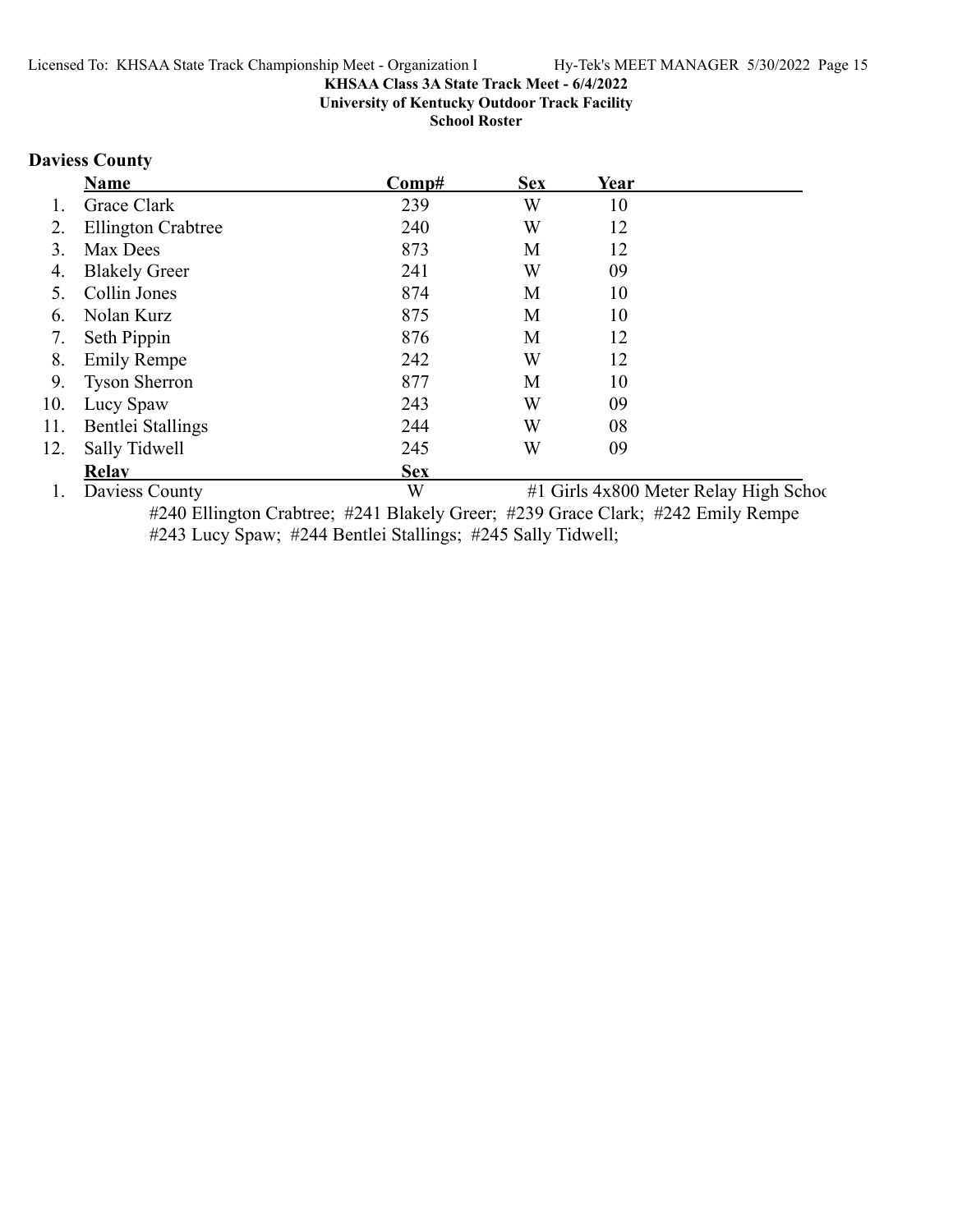**KHSAA Class 3A State Track Meet - 6/4/2022**
**University of Kentucky Outdoor Track Facility**
**School Roster**

## Daviess County

| | Name | Comp# | Sex | Year |
|---|---|---|---|---|
| 1. | Grace Clark | 239 | W | 10 |
| 2. | Ellington Crabtree | 240 | W | 12 |
| 3. | Max Dees | 873 | M | 12 |
| 4. | Blakely Greer | 241 | W | 09 |
| 5. | Collin Jones | 874 | M | 10 |
| 6. | Nolan Kurz | 875 | M | 10 |
| 7. | Seth Pippin | 876 | M | 12 |
| 8. | Emily Rempe | 242 | W | 12 |
| 9. | Tyson Sherron | 877 | M | 10 |
| 10. | Lucy Spaw | 243 | W | 09 |
| 11. | Bentlei Stallings | 244 | W | 08 |
| 12. | Sally Tidwell | 245 | W | 09 |

| | Relay | Sex | |
|---|---|---|---|
| 1. | Daviess County | W | #1 Girls 4x800 Meter Relay High Schoo |

#240 Ellington Crabtree; #241 Blakely Greer; #239 Grace Clark; #242 Emily Rempe
#243 Lucy Spaw; #244 Bentlei Stallings; #245 Sally Tidwell;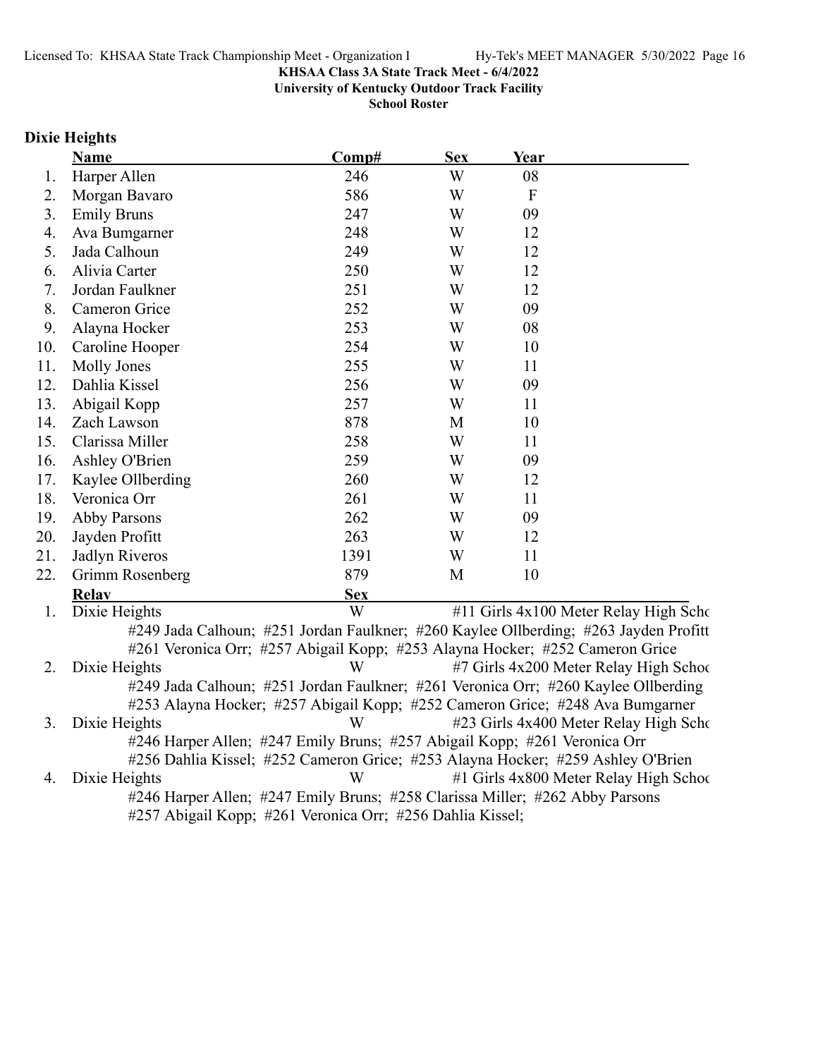**KHSAA Class 3A State Track Meet - 6/4/2022**
**University of Kentucky Outdoor Track Facility**
**School Roster**

## Dixie Heights

| | Name | Comp# | Sex | Year |
|---|---|---|---|---|
| 1. | Harper Allen | 246 | W | 08 |
| 2. | Morgan Bavaro | 586 | W | F |
| 3. | Emily Bruns | 247 | W | 09 |
| 4. | Ava Bumgarner | 248 | W | 12 |
| 5. | Jada Calhoun | 249 | W | 12 |
| 6. | Alivia Carter | 250 | W | 12 |
| 7. | Jordan Faulkner | 251 | W | 12 |
| 8. | Cameron Grice | 252 | W | 09 |
| 9. | Alayna Hocker | 253 | W | 08 |
| 10. | Caroline Hooper | 254 | W | 10 |
| 11. | Molly Jones | 255 | W | 11 |
| 12. | Dahlia Kissel | 256 | W | 09 |
| 13. | Abigail Kopp | 257 | W | 11 |
| 14. | Zach Lawson | 878 | M | 10 |
| 15. | Clarissa Miller | 258 | W | 11 |
| 16. | Ashley O'Brien | 259 | W | 09 |
| 17. | Kaylee Ollberding | 260 | W | 12 |
| 18. | Veronica Orr | 261 | W | 11 |
| 19. | Abby Parsons | 262 | W | 09 |
| 20. | Jayden Profitt | 263 | W | 12 |
| 21. | Jadlyn Riveros | 1391 | W | 11 |
| 22. | Grimm Rosenberg | 879 | M | 10 |

| | Relay | Sex | Event |
|---|---|---|---|
| 1. | Dixie Heights | W | #11 Girls 4x100 Meter Relay High Scho |
| | #249 Jada Calhoun; #251 Jordan Faulkner; #260 Kaylee Ollberding; #263 Jayden Profitt<br>#261 Veronica Orr; #257 Abigail Kopp; #253 Alayna Hocker; #252 Cameron Grice | | |
| 2. | Dixie Heights | W | #7 Girls 4x200 Meter Relay High Schoo |
| | #249 Jada Calhoun; #251 Jordan Faulkner; #261 Veronica Orr; #260 Kaylee Ollberding<br>#253 Alayna Hocker; #257 Abigail Kopp; #252 Cameron Grice; #248 Ava Bumgarner | | |
| 3. | Dixie Heights | W | #23 Girls 4x400 Meter Relay High Scho |
| | #246 Harper Allen; #247 Emily Bruns; #257 Abigail Kopp; #261 Veronica Orr<br>#256 Dahlia Kissel; #252 Cameron Grice; #253 Alayna Hocker; #259 Ashley O'Brien | | |
| 4. | Dixie Heights | W | #1 Girls 4x800 Meter Relay High Schoo |
| | #246 Harper Allen; #247 Emily Bruns; #258 Clarissa Miller; #262 Abby Parsons<br>#257 Abigail Kopp; #261 Veronica Orr; #256 Dahlia Kissel; | | |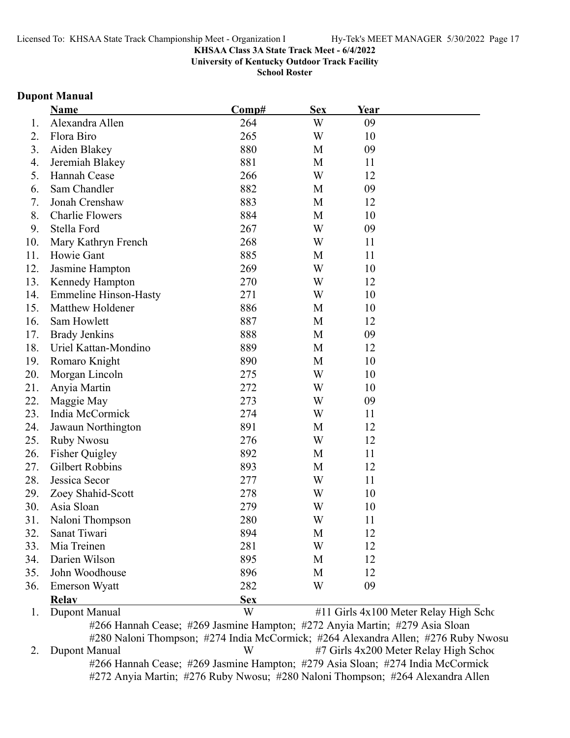**KHSAA Class 3A State Track Meet - 6/4/2022**
**University of Kentucky Outdoor Track Facility**
**School Roster**

## Dupont Manual

| | Name | Comp# | Sex | Year |
|---|---|---|---|---|
| 1. | Alexandra Allen | 264 | W | 09 |
| 2. | Flora Biro | 265 | W | 10 |
| 3. | Aiden Blakey | 880 | M | 09 |
| 4. | Jeremiah Blakey | 881 | M | 11 |
| 5. | Hannah Cease | 266 | W | 12 |
| 6. | Sam Chandler | 882 | M | 09 |
| 7. | Jonah Crenshaw | 883 | M | 12 |
| 8. | Charlie Flowers | 884 | M | 10 |
| 9. | Stella Ford | 267 | W | 09 |
| 10. | Mary Kathryn French | 268 | W | 11 |
| 11. | Howie Gant | 885 | M | 11 |
| 12. | Jasmine Hampton | 269 | W | 10 |
| 13. | Kennedy Hampton | 270 | W | 12 |
| 14. | Emmeline Hinson-Hasty | 271 | W | 10 |
| 15. | Matthew Holdener | 886 | M | 10 |
| 16. | Sam Howlett | 887 | M | 12 |
| 17. | Brady Jenkins | 888 | M | 09 |
| 18. | Uriel Kattan-Mondino | 889 | M | 12 |
| 19. | Romaro Knight | 890 | M | 10 |
| 20. | Morgan Lincoln | 275 | W | 10 |
| 21. | Anyia Martin | 272 | W | 10 |
| 22. | Maggie May | 273 | W | 09 |
| 23. | India McCormick | 274 | W | 11 |
| 24. | Jawaun Northington | 891 | M | 12 |
| 25. | Ruby Nwosu | 276 | W | 12 |
| 26. | Fisher Quigley | 892 | M | 11 |
| 27. | Gilbert Robbins | 893 | M | 12 |
| 28. | Jessica Secor | 277 | W | 11 |
| 29. | Zoey Shahid-Scott | 278 | W | 10 |
| 30. | Asia Sloan | 279 | W | 10 |
| 31. | Naloni Thompson | 280 | W | 11 |
| 32. | Sanat Tiwari | 894 | M | 12 |
| 33. | Mia Treinen | 281 | W | 12 |
| 34. | Darien Wilson | 895 | M | 12 |
| 35. | John Woodhouse | 896 | M | 12 |
| 36. | Emerson Wyatt | 282 | W | 09 |

| | Relay | Sex | |
|---|---|---|---|
| 1. | Dupont Manual | W | #11 Girls 4x100 Meter Relay High Scho |
| | #266 Hannah Cease; #269 Jasmine Hampton; #272 Anyia Martin; #279 Asia Sloan; #280 Naloni Thompson; #274 India McCormick; #264 Alexandra Allen; #276 Ruby Nwosu | | |
| 2. | Dupont Manual | W | #7 Girls 4x200 Meter Relay High Schoo |
| | #266 Hannah Cease; #269 Jasmine Hampton; #279 Asia Sloan; #274 India McCormick; #272 Anyia Martin; #276 Ruby Nwosu; #280 Naloni Thompson; #264 Alexandra Allen | | |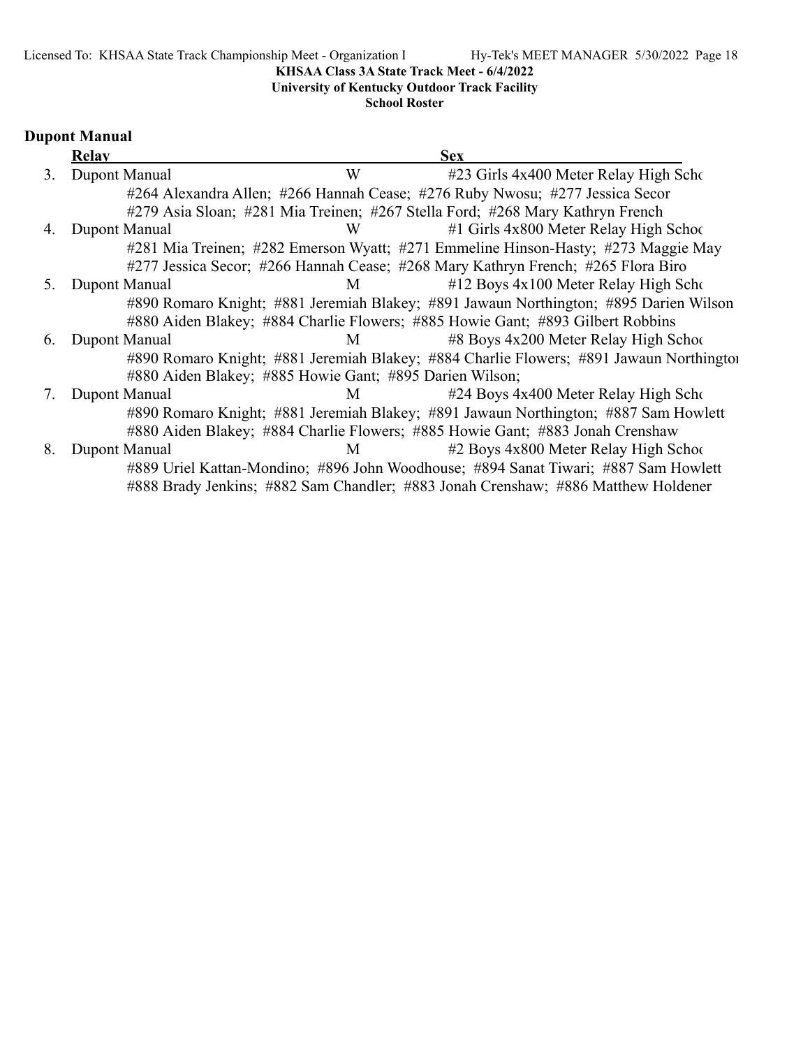KHSAA Class 3A State Track Meet - 6/4/2022
University of Kentucky Outdoor Track Facility
School Roster

## Dupont Manual

| | Relay | Sex | |
|---|---|---|---|
| 3. | Dupont Manual | W | #23 Girls 4x400 Meter Relay High Scho |
| | #264 Alexandra Allen; #266 Hannah Cease; #276 Ruby Nwosu; #277 Jessica Secor | | |
| | #279 Asia Sloan; #281 Mia Treinen; #267 Stella Ford; #268 Mary Kathryn French | | |
| 4. | Dupont Manual | W | #1 Girls 4x800 Meter Relay High Schoo |
| | #281 Mia Treinen; #282 Emerson Wyatt; #271 Emmeline Hinson-Hasty; #273 Maggie May | | |
| | #277 Jessica Secor; #266 Hannah Cease; #268 Mary Kathryn French; #265 Flora Biro | | |
| 5. | Dupont Manual | M | #12 Boys 4x100 Meter Relay High Scho |
| | #890 Romaro Knight; #881 Jeremiah Blakey; #891 Jawaun Northington; #895 Darien Wilson | | |
| | #880 Aiden Blakey; #884 Charlie Flowers; #885 Howie Gant; #893 Gilbert Robbins | | |
| 6. | Dupont Manual | M | #8 Boys 4x200 Meter Relay High Schoo |
| | #890 Romaro Knight; #881 Jeremiah Blakey; #884 Charlie Flowers; #891 Jawaun Northington | | |
| | #880 Aiden Blakey; #885 Howie Gant; #895 Darien Wilson; | | |
| 7. | Dupont Manual | M | #24 Boys 4x400 Meter Relay High Scho |
| | #890 Romaro Knight; #881 Jeremiah Blakey; #891 Jawaun Northington; #887 Sam Howlett | | |
| | #880 Aiden Blakey; #884 Charlie Flowers; #885 Howie Gant; #883 Jonah Crenshaw | | |
| 8. | Dupont Manual | M | #2 Boys 4x800 Meter Relay High Schoo |
| | #889 Uriel Kattan-Mondino; #896 John Woodhouse; #894 Sanat Tiwari; #887 Sam Howlett | | |
| | #888 Brady Jenkins; #882 Sam Chandler; #883 Jonah Crenshaw; #886 Matthew Holdener | | |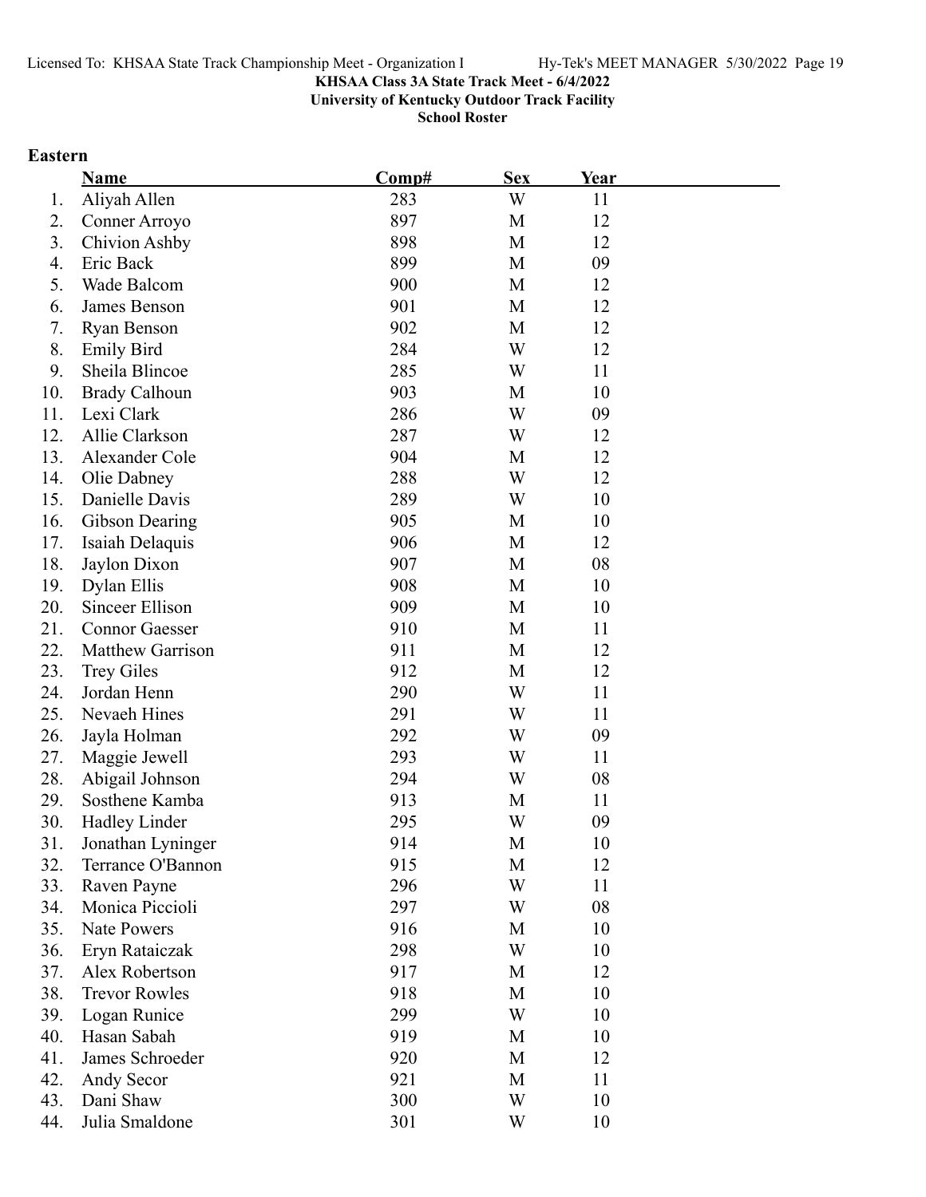KHSAA Class 3A State Track Meet - 6/4/2022

University of Kentucky Outdoor Track Facility

School Roster

## Eastern

| | Name | Comp# | Sex | Year |
|---|---|---|---|---|
| 1. | Aliyah Allen | 283 | W | 11 |
| 2. | Conner Arroyo | 897 | M | 12 |
| 3. | Chivion Ashby | 898 | M | 12 |
| 4. | Eric Back | 899 | M | 09 |
| 5. | Wade Balcom | 900 | M | 12 |
| 6. | James Benson | 901 | M | 12 |
| 7. | Ryan Benson | 902 | M | 12 |
| 8. | Emily Bird | 284 | W | 12 |
| 9. | Sheila Blincoe | 285 | W | 11 |
| 10. | Brady Calhoun | 903 | M | 10 |
| 11. | Lexi Clark | 286 | W | 09 |
| 12. | Allie Clarkson | 287 | W | 12 |
| 13. | Alexander Cole | 904 | M | 12 |
| 14. | Olie Dabney | 288 | W | 12 |
| 15. | Danielle Davis | 289 | W | 10 |
| 16. | Gibson Dearing | 905 | M | 10 |
| 17. | Isaiah Delaquis | 906 | M | 12 |
| 18. | Jaylon Dixon | 907 | M | 08 |
| 19. | Dylan Ellis | 908 | M | 10 |
| 20. | Sinceer Ellison | 909 | M | 10 |
| 21. | Connor Gaesser | 910 | M | 11 |
| 22. | Matthew Garrison | 911 | M | 12 |
| 23. | Trey Giles | 912 | M | 12 |
| 24. | Jordan Henn | 290 | W | 11 |
| 25. | Nevaeh Hines | 291 | W | 11 |
| 26. | Jayla Holman | 292 | W | 09 |
| 27. | Maggie Jewell | 293 | W | 11 |
| 28. | Abigail Johnson | 294 | W | 08 |
| 29. | Sosthene Kamba | 913 | M | 11 |
| 30. | Hadley Linder | 295 | W | 09 |
| 31. | Jonathan Lyninger | 914 | M | 10 |
| 32. | Terrance O'Bannon | 915 | M | 12 |
| 33. | Raven Payne | 296 | W | 11 |
| 34. | Monica Piccioli | 297 | W | 08 |
| 35. | Nate Powers | 916 | M | 10 |
| 36. | Eryn Rataiczak | 298 | W | 10 |
| 37. | Alex Robertson | 917 | M | 12 |
| 38. | Trevor Rowles | 918 | M | 10 |
| 39. | Logan Runice | 299 | W | 10 |
| 40. | Hasan Sabah | 919 | M | 10 |
| 41. | James Schroeder | 920 | M | 12 |
| 42. | Andy Secor | 921 | M | 11 |
| 43. | Dani Shaw | 300 | W | 10 |
| 44. | Julia Smaldone | 301 | W | 10 |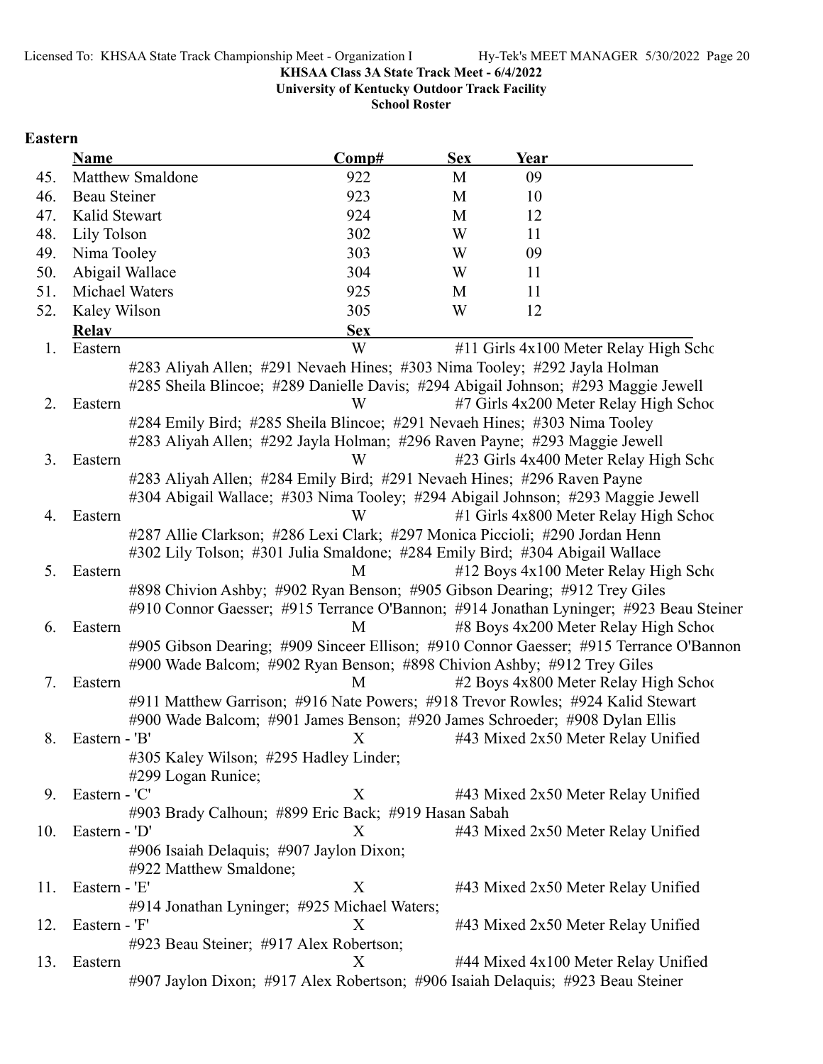KHSAA Class 3A State Track Meet - 6/4/2022

University of Kentucky Outdoor Track Facility

School Roster

## Eastern

| | Name | Comp# | Sex | Year |
|---|---|---|---|---|
| 45. | Matthew Smaldone | 922 | M | 09 |
| 46. | Beau Steiner | 923 | M | 10 |
| 47. | Kalid Stewart | 924 | M | 12 |
| 48. | Lily Tolson | 302 | W | 11 |
| 49. | Nima Tooley | 303 | W | 09 |
| 50. | Abigail Wallace | 304 | W | 11 |
| 51. | Michael Waters | 925 | M | 11 |
| 52. | Kaley Wilson | 305 | W | 12 |

| | Relay | Sex | Event |
|---|---|---|---|
| 1. | Eastern | W | #11 Girls 4x100 Meter Relay High Scho |
| | #283 Aliyah Allen; #291 Nevaeh Hines; #303 Nima Tooley; #292 Jayla Holman<br>#285 Sheila Blincoe; #289 Danielle Davis; #294 Abigail Johnson; #293 Maggie Jewell | | |
| 2. | Eastern | W | #7 Girls 4x200 Meter Relay High Schoo |
| | #284 Emily Bird; #285 Sheila Blincoe; #291 Nevaeh Hines; #303 Nima Tooley<br>#283 Aliyah Allen; #292 Jayla Holman; #296 Raven Payne; #293 Maggie Jewell | | |
| 3. | Eastern | W | #23 Girls 4x400 Meter Relay High Scho |
| | #283 Aliyah Allen; #284 Emily Bird; #291 Nevaeh Hines; #296 Raven Payne<br>#304 Abigail Wallace; #303 Nima Tooley; #294 Abigail Johnson; #293 Maggie Jewell | | |
| 4. | Eastern | W | #1 Girls 4x800 Meter Relay High Schoo |
| | #287 Allie Clarkson; #286 Lexi Clark; #297 Monica Piccioli; #290 Jordan Henn<br>#302 Lily Tolson; #301 Julia Smaldone; #284 Emily Bird; #304 Abigail Wallace | | |
| 5. | Eastern | M | #12 Boys 4x100 Meter Relay High Scho |
| | #898 Chivion Ashby; #902 Ryan Benson; #905 Gibson Dearing; #912 Trey Giles<br>#910 Connor Gaesser; #915 Terrance O'Bannon; #914 Jonathan Lyninger; #923 Beau Steiner | | |
| 6. | Eastern | M | #8 Boys 4x200 Meter Relay High Schoo |
| | #905 Gibson Dearing; #909 Sinceer Ellison; #910 Connor Gaesser; #915 Terrance O'Bannon<br>#900 Wade Balcom; #902 Ryan Benson; #898 Chivion Ashby; #912 Trey Giles | | |
| 7. | Eastern | M | #2 Boys 4x800 Meter Relay High Schoo |
| | #911 Matthew Garrison; #916 Nate Powers; #918 Trevor Rowles; #924 Kalid Stewart<br>#900 Wade Balcom; #901 James Benson; #920 James Schroeder; #908 Dylan Ellis | | |
| 8. | Eastern - 'B' | X | #43 Mixed 2x50 Meter Relay Unified |
| | #305 Kaley Wilson; #295 Hadley Linder;<br>#299 Logan Runice; | | |
| 9. | Eastern - 'C' | X | #43 Mixed 2x50 Meter Relay Unified |
| | #903 Brady Calhoun; #899 Eric Back; #919 Hasan Sabah | | |
| 10. | Eastern - 'D' | X | #43 Mixed 2x50 Meter Relay Unified |
| | #906 Isaiah Delaquis; #907 Jaylon Dixon;<br>#922 Matthew Smaldone; | | |
| 11. | Eastern - 'E' | X | #43 Mixed 2x50 Meter Relay Unified |
| | #914 Jonathan Lyninger; #925 Michael Waters; | | |
| 12. | Eastern - 'F' | X | #43 Mixed 2x50 Meter Relay Unified |
| | #923 Beau Steiner; #917 Alex Robertson; | | |
| 13. | Eastern | X | #44 Mixed 4x100 Meter Relay Unified |
| | #907 Jaylon Dixon; #917 Alex Robertson; #906 Isaiah Delaquis; #923 Beau Steiner | | |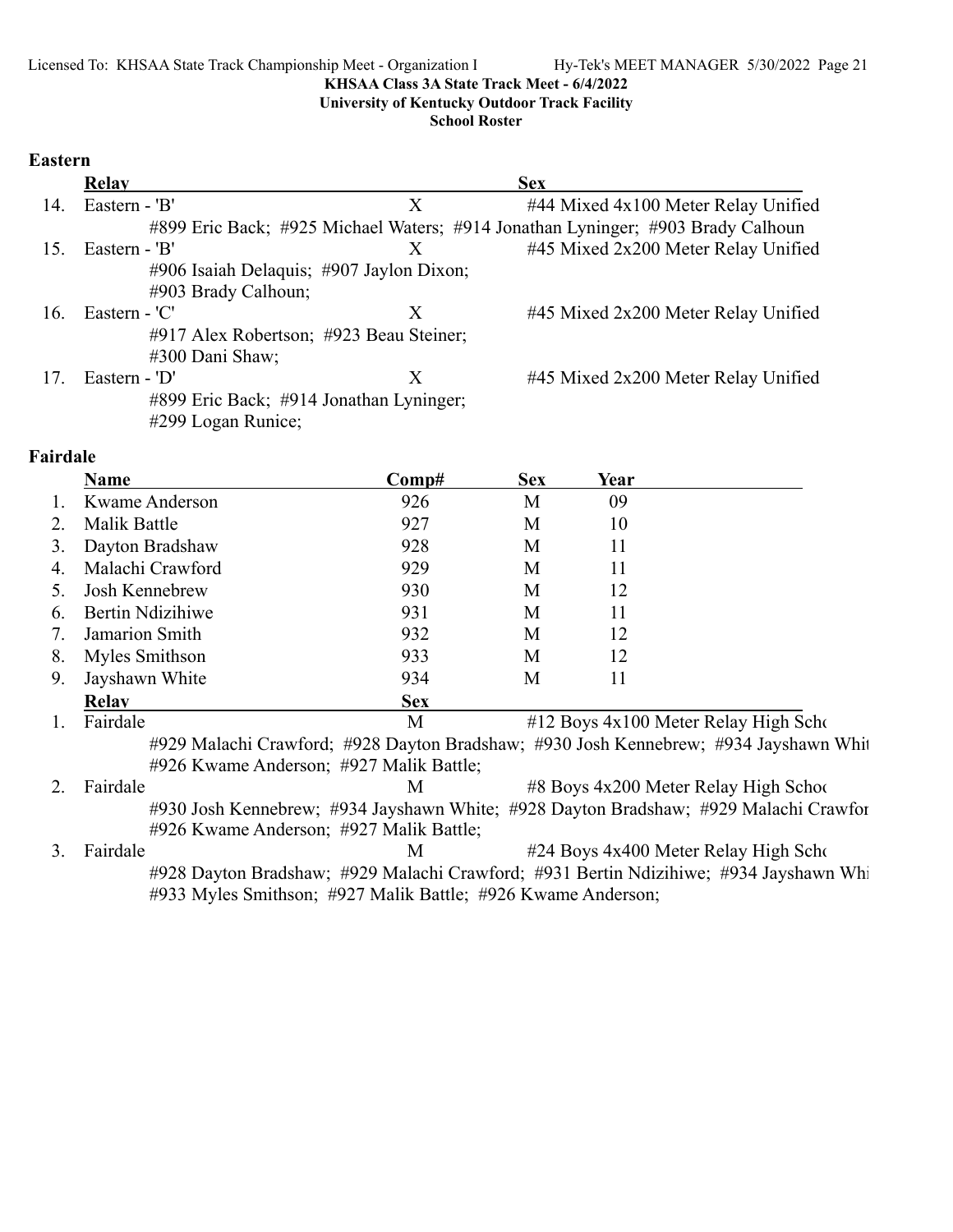KHSAA Class 3A State Track Meet - 6/4/2022

University of Kentucky Outdoor Track Facility

School Roster

## Eastern

| | Relay | Sex | |
|---|---|---|---|
| 14. | Eastern - 'B' | X | #44 Mixed 4x100 Meter Relay Unified |
| | #899 Eric Back; #925 Michael Waters; #914 Jonathan Lyninger; #903 Brady Calhoun | | |
| 15. | Eastern - 'B' | X | #45 Mixed 2x200 Meter Relay Unified |
| | #906 Isaiah Delaquis; #907 Jaylon Dixon; #903 Brady Calhoun; | | |
| 16. | Eastern - 'C' | X | #45 Mixed 2x200 Meter Relay Unified |
| | #917 Alex Robertson; #923 Beau Steiner; #300 Dani Shaw; | | |
| 17. | Eastern - 'D' | X | #45 Mixed 2x200 Meter Relay Unified |
| | #899 Eric Back; #914 Jonathan Lyninger; #299 Logan Runice; | | |

## Fairdale

| | Name | Comp# | Sex | Year |
|---|---|---|---|---|
| 1. | Kwame Anderson | 926 | M | 09 |
| 2. | Malik Battle | 927 | M | 10 |
| 3. | Dayton Bradshaw | 928 | M | 11 |
| 4. | Malachi Crawford | 929 | M | 11 |
| 5. | Josh Kennebrew | 930 | M | 12 |
| 6. | Bertin Ndizihiwe | 931 | M | 11 |
| 7. | Jamarion Smith | 932 | M | 12 |
| 8. | Myles Smithson | 933 | M | 12 |
| 9. | Jayshawn White | 934 | M | 11 |

| | Relay | Sex | |
|---|---|---|---|
| 1. | Fairdale | M | #12 Boys 4x100 Meter Relay High Scho |
| | #929 Malachi Crawford; #928 Dayton Bradshaw; #930 Josh Kennebrew; #934 Jayshawn Whit #926 Kwame Anderson; #927 Malik Battle; | | |
| 2. | Fairdale | M | #8 Boys 4x200 Meter Relay High Schoo |
| | #930 Josh Kennebrew; #934 Jayshawn White; #928 Dayton Bradshaw; #929 Malachi Crawfor #926 Kwame Anderson; #927 Malik Battle; | | |
| 3. | Fairdale | M | #24 Boys 4x400 Meter Relay High Scho |
| | #928 Dayton Bradshaw; #929 Malachi Crawford; #931 Bertin Ndizihiwe; #934 Jayshawn Whi #933 Myles Smithson; #927 Malik Battle; #926 Kwame Anderson; | | |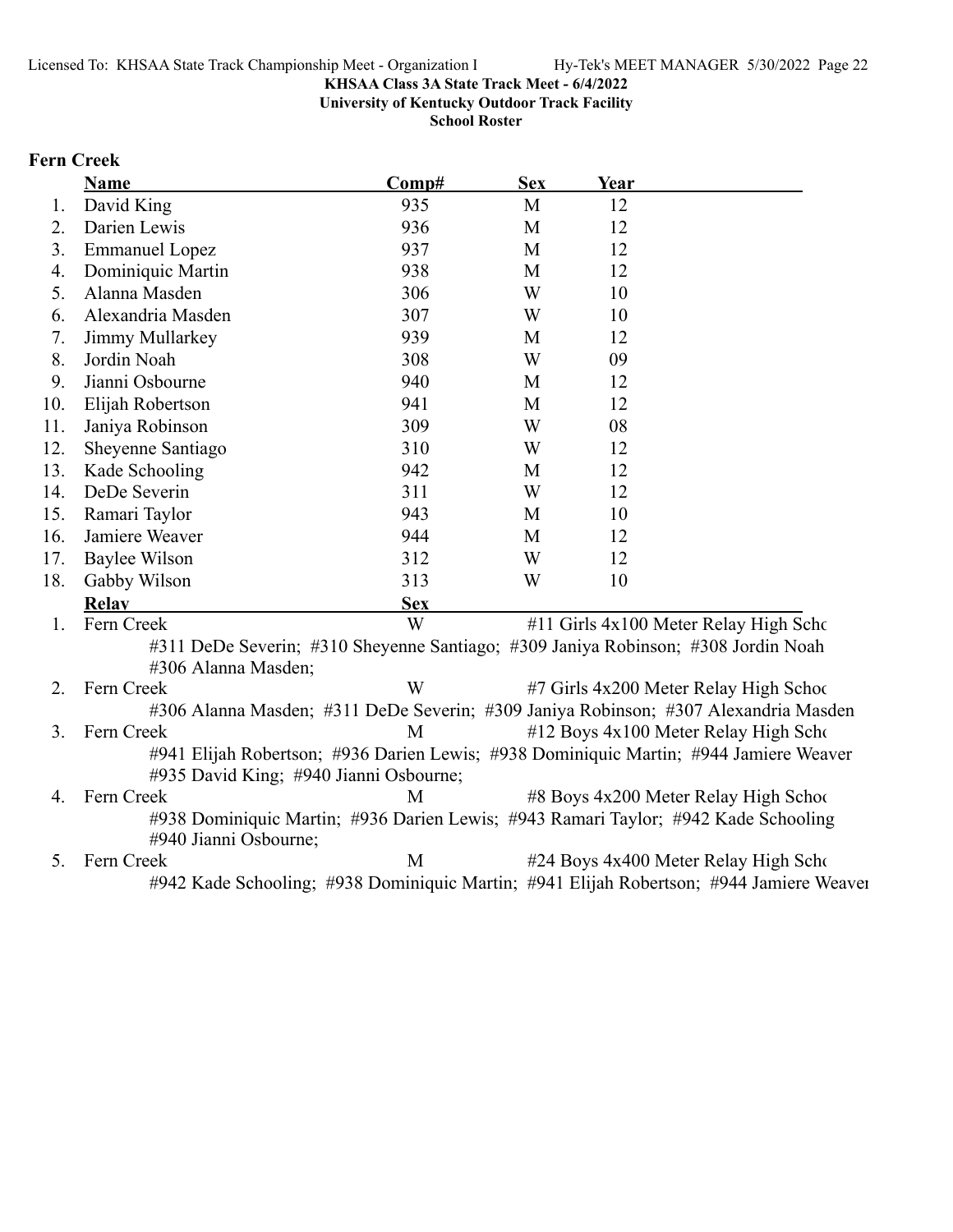KHSAA Class 3A State Track Meet - 6/4/2022
University of Kentucky Outdoor Track Facility
School Roster

## Fern Creek

| | Name | Comp# | Sex | Year |
|---|---|---|---|---|
| 1. | David King | 935 | M | 12 |
| 2. | Darien Lewis | 936 | M | 12 |
| 3. | Emmanuel Lopez | 937 | M | 12 |
| 4. | Dominiquic Martin | 938 | M | 12 |
| 5. | Alanna Masden | 306 | W | 10 |
| 6. | Alexandria Masden | 307 | W | 10 |
| 7. | Jimmy Mullarkey | 939 | M | 12 |
| 8. | Jordin Noah | 308 | W | 09 |
| 9. | Jianni Osbourne | 940 | M | 12 |
| 10. | Elijah Robertson | 941 | M | 12 |
| 11. | Janiya Robinson | 309 | W | 08 |
| 12. | Sheyenne Santiago | 310 | W | 12 |
| 13. | Kade Schooling | 942 | M | 12 |
| 14. | DeDe Severin | 311 | W | 12 |
| 15. | Ramari Taylor | 943 | M | 10 |
| 16. | Jamiere Weaver | 944 | M | 12 |
| 17. | Baylee Wilson | 312 | W | 12 |
| 18. | Gabby Wilson | 313 | W | 10 |

| | Relay | Sex | |
|---|---|---|---|
| 1. | Fern Creek | W | #11 Girls 4x100 Meter Relay High Scho |
| | #311 DeDe Severin; #310 Sheyenne Santiago; #309 Janiya Robinson; #308 Jordin Noah #306 Alanna Masden; | | |
| 2. | Fern Creek | W | #7 Girls 4x200 Meter Relay High Schoo |
| | #306 Alanna Masden; #311 DeDe Severin; #309 Janiya Robinson; #307 Alexandria Masden | | |
| 3. | Fern Creek | M | #12 Boys 4x100 Meter Relay High Scho |
| | #941 Elijah Robertson; #936 Darien Lewis; #938 Dominiquic Martin; #944 Jamiere Weaver #935 David King; #940 Jianni Osbourne; | | |
| 4. | Fern Creek | M | #8 Boys 4x200 Meter Relay High Schoo |
| | #938 Dominiquic Martin; #936 Darien Lewis; #943 Ramari Taylor; #942 Kade Schooling #940 Jianni Osbourne; | | |
| 5. | Fern Creek | M | #24 Boys 4x400 Meter Relay High Scho |
| | #942 Kade Schooling; #938 Dominiquic Martin; #941 Elijah Robertson; #944 Jamiere Weaver | | |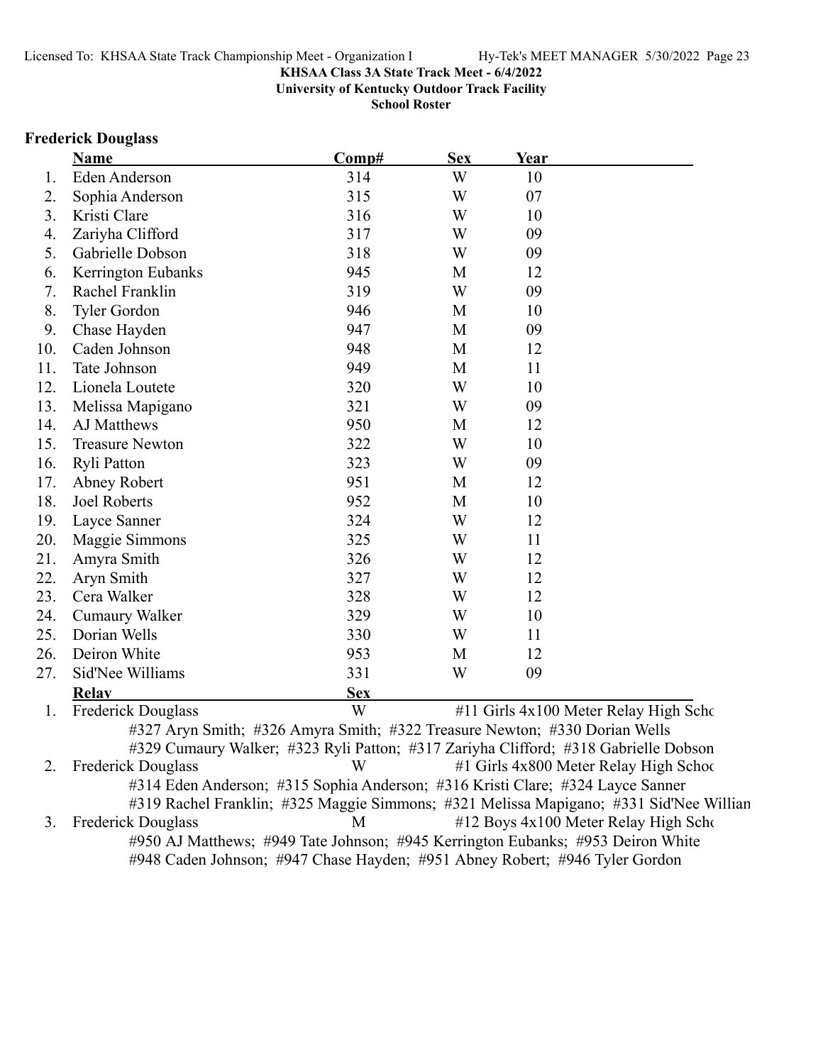**KHSAA Class 3A State Track Meet - 6/4/2022**
**University of Kentucky Outdoor Track Facility**
**School Roster**

## Frederick Douglass

| | Name | Comp# | Sex | Year |
|---|---|---|---|---|
| 1. | Eden Anderson | 314 | W | 10 |
| 2. | Sophia Anderson | 315 | W | 07 |
| 3. | Kristi Clare | 316 | W | 10 |
| 4. | Zariyha Clifford | 317 | W | 09 |
| 5. | Gabrielle Dobson | 318 | W | 09 |
| 6. | Kerrington Eubanks | 945 | M | 12 |
| 7. | Rachel Franklin | 319 | W | 09 |
| 8. | Tyler Gordon | 946 | M | 10 |
| 9. | Chase Hayden | 947 | M | 09 |
| 10. | Caden Johnson | 948 | M | 12 |
| 11. | Tate Johnson | 949 | M | 11 |
| 12. | Lionela Loutete | 320 | W | 10 |
| 13. | Melissa Mapigano | 321 | W | 09 |
| 14. | AJ Matthews | 950 | M | 12 |
| 15. | Treasure Newton | 322 | W | 10 |
| 16. | Ryli Patton | 323 | W | 09 |
| 17. | Abney Robert | 951 | M | 12 |
| 18. | Joel Roberts | 952 | M | 10 |
| 19. | Layce Sanner | 324 | W | 12 |
| 20. | Maggie Simmons | 325 | W | 11 |
| 21. | Amyra Smith | 326 | W | 12 |
| 22. | Aryn Smith | 327 | W | 12 |
| 23. | Cera Walker | 328 | W | 12 |
| 24. | Cumaury Walker | 329 | W | 10 |
| 25. | Dorian Wells | 330 | W | 11 |
| 26. | Deiron White | 953 | M | 12 |
| 27. | Sid'Nee Williams | 331 | W | 09 |

| | Relay | Sex | |
|---|---|---|---|
| 1. | Frederick Douglass | W | #11 Girls 4x100 Meter Relay High Scho |

#327 Aryn Smith; #326 Amyra Smith; #322 Treasure Newton; #330 Dorian Wells
#329 Cumaury Walker; #323 Ryli Patton; #317 Zariyha Clifford; #318 Gabrielle Dobson

| | Relay | Sex | |
|---|---|---|---|
| 2. | Frederick Douglass | W | #1 Girls 4x800 Meter Relay High Schoo |

#314 Eden Anderson; #315 Sophia Anderson; #316 Kristi Clare; #324 Layce Sanner
#319 Rachel Franklin; #325 Maggie Simmons; #321 Melissa Mapigano; #331 Sid'Nee Willian

| | Relay | Sex | |
|---|---|---|---|
| 3. | Frederick Douglass | M | #12 Boys 4x100 Meter Relay High Scho |

#950 AJ Matthews; #949 Tate Johnson; #945 Kerrington Eubanks; #953 Deiron White
#948 Caden Johnson; #947 Chase Hayden; #951 Abney Robert; #946 Tyler Gordon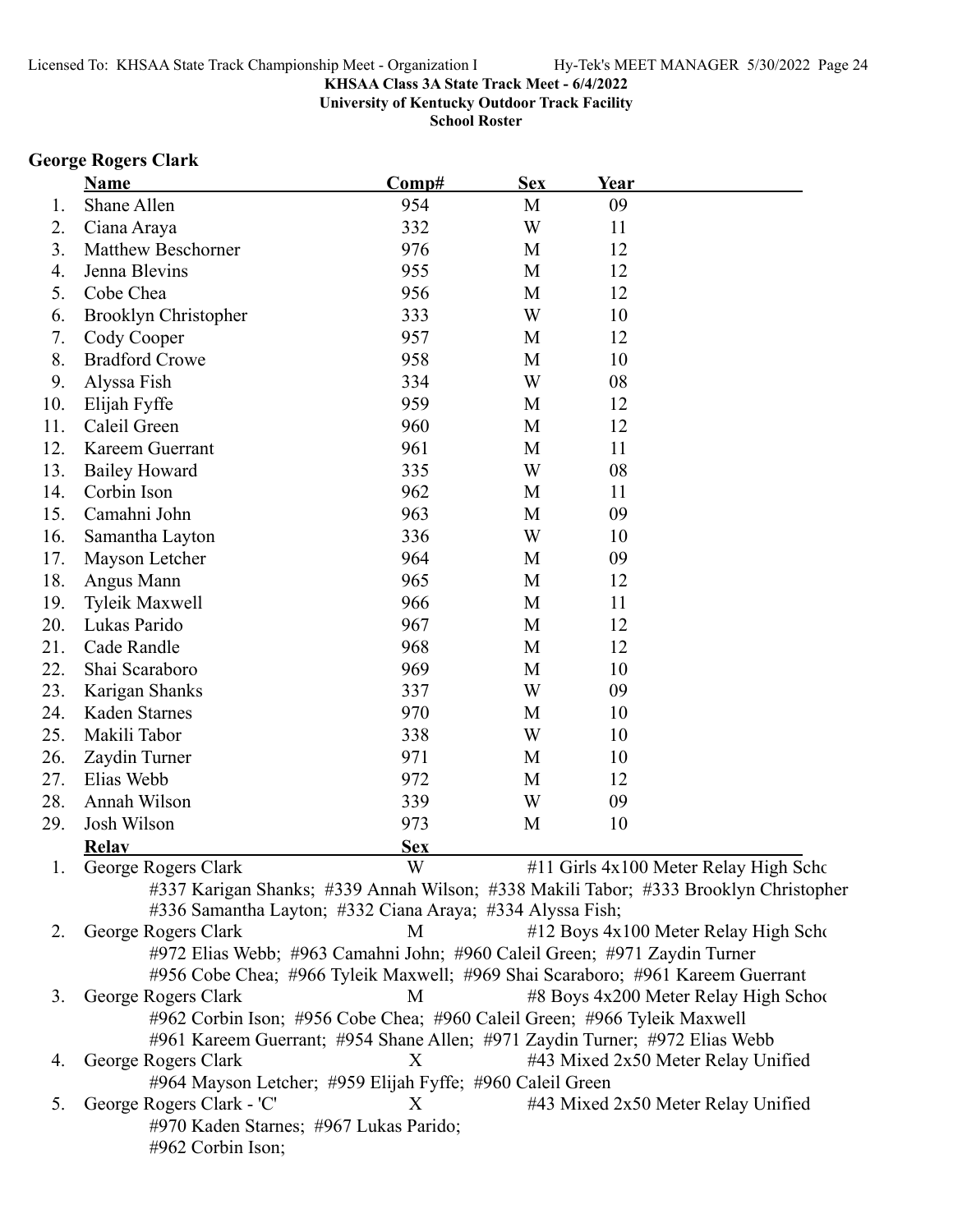**KHSAA Class 3A State Track Meet - 6/4/2022**
**University of Kentucky Outdoor Track Facility**
**School Roster**

## George Rogers Clark

| | Name | Comp# | Sex | Year |
|---|---|---|---|---|
| 1. | Shane Allen | 954 | M | 09 |
| 2. | Ciana Araya | 332 | W | 11 |
| 3. | Matthew Beschorner | 976 | M | 12 |
| 4. | Jenna Blevins | 955 | M | 12 |
| 5. | Cobe Chea | 956 | M | 12 |
| 6. | Brooklyn Christopher | 333 | W | 10 |
| 7. | Cody Cooper | 957 | M | 12 |
| 8. | Bradford Crowe | 958 | M | 10 |
| 9. | Alyssa Fish | 334 | W | 08 |
| 10. | Elijah Fyffe | 959 | M | 12 |
| 11. | Caleil Green | 960 | M | 12 |
| 12. | Kareem Guerrant | 961 | M | 11 |
| 13. | Bailey Howard | 335 | W | 08 |
| 14. | Corbin Ison | 962 | M | 11 |
| 15. | Camahni John | 963 | M | 09 |
| 16. | Samantha Layton | 336 | W | 10 |
| 17. | Mayson Letcher | 964 | M | 09 |
| 18. | Angus Mann | 965 | M | 12 |
| 19. | Tyleik Maxwell | 966 | M | 11 |
| 20. | Lukas Parido | 967 | M | 12 |
| 21. | Cade Randle | 968 | M | 12 |
| 22. | Shai Scaraboro | 969 | M | 10 |
| 23. | Karigan Shanks | 337 | W | 09 |
| 24. | Kaden Starnes | 970 | M | 10 |
| 25. | Makili Tabor | 338 | W | 10 |
| 26. | Zaydin Turner | 971 | M | 10 |
| 27. | Elias Webb | 972 | M | 12 |
| 28. | Annah Wilson | 339 | W | 09 |
| 29. | Josh Wilson | 973 | M | 10 |

| | Relay | Sex | Event |
|---|---|---|---|
| 1. | George Rogers Clark | W | #11 Girls 4x100 Meter Relay High Scho |
| | #337 Karigan Shanks; #339 Annah Wilson; #338 Makili Tabor; #333 Brooklyn Christopher; #336 Samantha Layton; #332 Ciana Araya; #334 Alyssa Fish; | | |
| 2. | George Rogers Clark | M | #12 Boys 4x100 Meter Relay High Scho |
| | #972 Elias Webb; #963 Camahni John; #960 Caleil Green; #971 Zaydin Turner; #956 Cobe Chea; #966 Tyleik Maxwell; #969 Shai Scaraboro; #961 Kareem Guerrant | | |
| 3. | George Rogers Clark | M | #8 Boys 4x200 Meter Relay High Schoo |
| | #962 Corbin Ison; #956 Cobe Chea; #960 Caleil Green; #966 Tyleik Maxwell; #961 Kareem Guerrant; #954 Shane Allen; #971 Zaydin Turner; #972 Elias Webb | | |
| 4. | George Rogers Clark | X | #43 Mixed 2x50 Meter Relay Unified |
| | #964 Mayson Letcher; #959 Elijah Fyffe; #960 Caleil Green | | |
| 5. | George Rogers Clark - 'C' | X | #43 Mixed 2x50 Meter Relay Unified |
| | #970 Kaden Starnes; #967 Lukas Parido; #962 Corbin Ison; | | |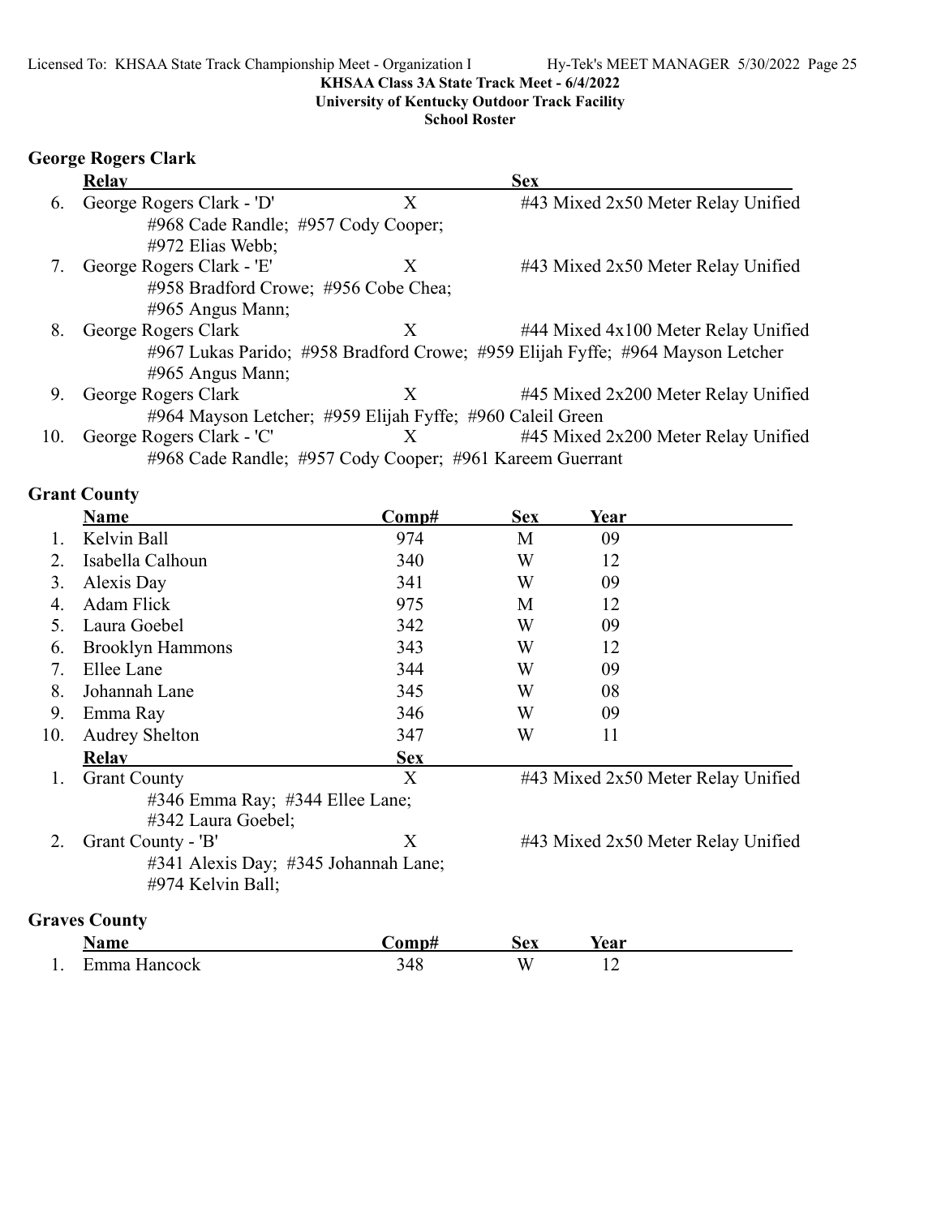KHSAA Class 3A State Track Meet - 6/4/2022
University of Kentucky Outdoor Track Facility
School Roster

### George Rogers Clark

| | Relay | Sex | |
|---|---|---|---|
| 6. | George Rogers Clark - 'D'<br>#968 Cade Randle; #957 Cody Cooper;<br>#972 Elias Webb; | X | #43 Mixed 2x50 Meter Relay Unified |
| 7. | George Rogers Clark - 'E'<br>#958 Bradford Crowe; #956 Cobe Chea;<br>#965 Angus Mann; | X | #43 Mixed 2x50 Meter Relay Unified |
| 8. | George Rogers Clark<br>#967 Lukas Parido; #958 Bradford Crowe; #959 Elijah Fyffe; #964 Mayson Letcher<br>#965 Angus Mann; | X | #44 Mixed 4x100 Meter Relay Unified |
| 9. | George Rogers Clark<br>#964 Mayson Letcher; #959 Elijah Fyffe; #960 Caleil Green | X | #45 Mixed 2x200 Meter Relay Unified |
| 10. | George Rogers Clark - 'C'<br>#968 Cade Randle; #957 Cody Cooper; #961 Kareem Guerrant | X | #45 Mixed 2x200 Meter Relay Unified |

### Grant County

| | Name | Comp# | Sex | Year |
|---|---|---|---|---|
| 1. | Kelvin Ball | 974 | M | 09 |
| 2. | Isabella Calhoun | 340 | W | 12 |
| 3. | Alexis Day | 341 | W | 09 |
| 4. | Adam Flick | 975 | M | 12 |
| 5. | Laura Goebel | 342 | W | 09 |
| 6. | Brooklyn Hammons | 343 | W | 12 |
| 7. | Ellee Lane | 344 | W | 09 |
| 8. | Johannah Lane | 345 | W | 08 |
| 9. | Emma Ray | 346 | W | 09 |
| 10. | Audrey Shelton | 347 | W | 11 |

| | Relay | Sex | |
|---|---|---|---|
| 1. | Grant County<br>#346 Emma Ray; #344 Ellee Lane;<br>#342 Laura Goebel; | X | #43 Mixed 2x50 Meter Relay Unified |
| 2. | Grant County - 'B'<br>#341 Alexis Day; #345 Johannah Lane;<br>#974 Kelvin Ball; | X | #43 Mixed 2x50 Meter Relay Unified |

### Graves County

| | Name | Comp# | Sex | Year |
|---|---|---|---|---|
| 1. | Emma Hancock | 348 | W | 12 |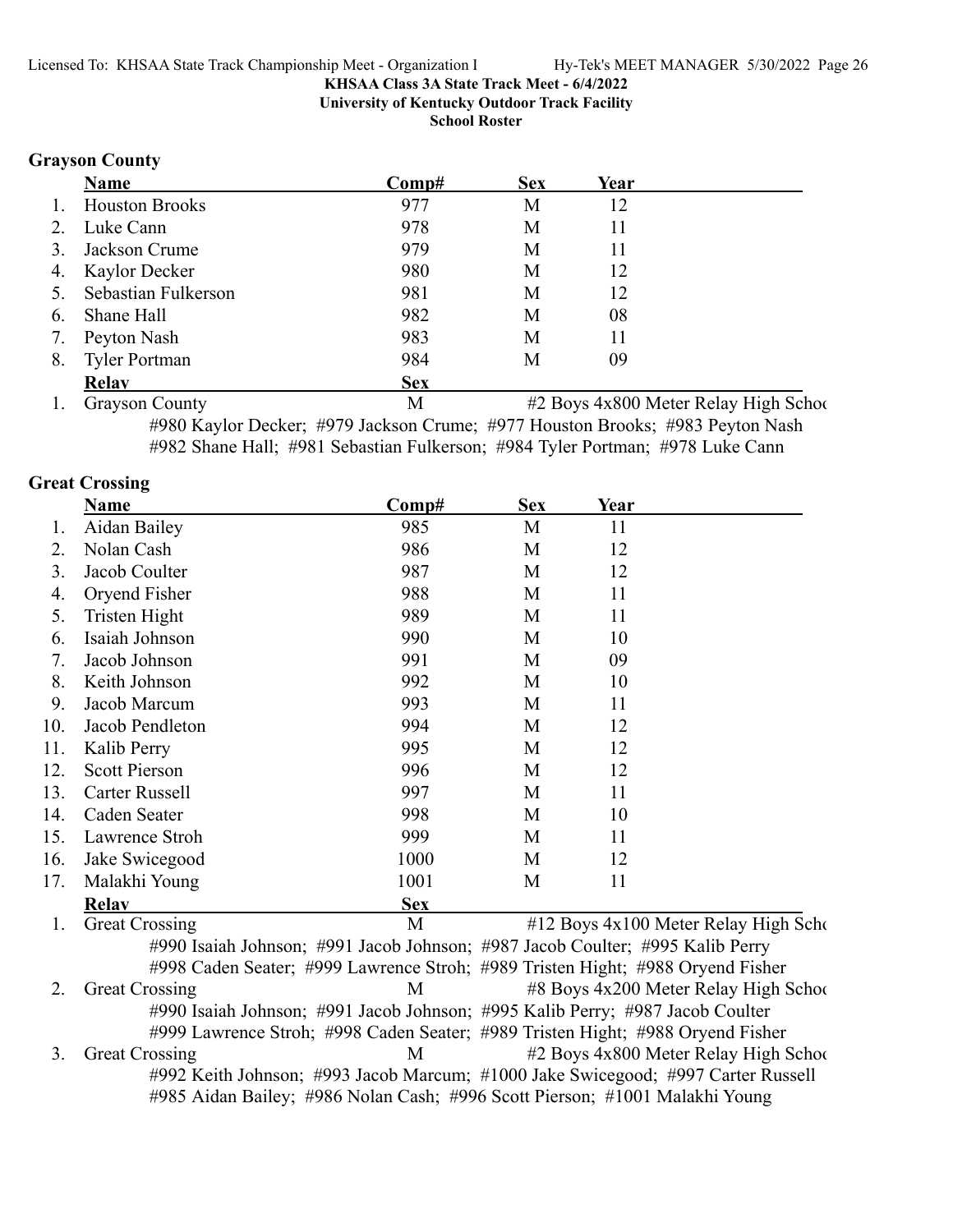**KHSAA Class 3A State Track Meet - 6/4/2022**
**University of Kentucky Outdoor Track Facility**
**School Roster**

## Grayson County

| | Name | Comp# | Sex | Year |
|---|---|---|---|---|
| 1. | Houston Brooks | 977 | M | 12 |
| 2. | Luke Cann | 978 | M | 11 |
| 3. | Jackson Crume | 979 | M | 11 |
| 4. | Kaylor Decker | 980 | M | 12 |
| 5. | Sebastian Fulkerson | 981 | M | 12 |
| 6. | Shane Hall | 982 | M | 08 |
| 7. | Peyton Nash | 983 | M | 11 |
| 8. | Tyler Portman | 984 | M | 09 |

| | Relay | Sex | |
|---|---|---|---|
| 1. | Grayson County | M | #2 Boys 4x800 Meter Relay High Schoo |

#980 Kaylor Decker; #979 Jackson Crume; #977 Houston Brooks; #983 Peyton Nash
#982 Shane Hall; #981 Sebastian Fulkerson; #984 Tyler Portman; #978 Luke Cann

## Great Crossing

| | Name | Comp# | Sex | Year |
|---|---|---|---|---|
| 1. | Aidan Bailey | 985 | M | 11 |
| 2. | Nolan Cash | 986 | M | 12 |
| 3. | Jacob Coulter | 987 | M | 12 |
| 4. | Oryend Fisher | 988 | M | 11 |
| 5. | Tristen Hight | 989 | M | 11 |
| 6. | Isaiah Johnson | 990 | M | 10 |
| 7. | Jacob Johnson | 991 | M | 09 |
| 8. | Keith Johnson | 992 | M | 10 |
| 9. | Jacob Marcum | 993 | M | 11 |
| 10. | Jacob Pendleton | 994 | M | 12 |
| 11. | Kalib Perry | 995 | M | 12 |
| 12. | Scott Pierson | 996 | M | 12 |
| 13. | Carter Russell | 997 | M | 11 |
| 14. | Caden Seater | 998 | M | 10 |
| 15. | Lawrence Stroh | 999 | M | 11 |
| 16. | Jake Swicegood | 1000 | M | 12 |
| 17. | Malakhi Young | 1001 | M | 11 |

| | Relay | Sex | |
|---|---|---|---|
| 1. | Great Crossing | M | #12 Boys 4x100 Meter Relay High Scho |

#990 Isaiah Johnson; #991 Jacob Johnson; #987 Jacob Coulter; #995 Kalib Perry
#998 Caden Seater; #999 Lawrence Stroh; #989 Tristen Hight; #988 Oryend Fisher

| | Relay | Sex | |
|---|---|---|---|
| 2. | Great Crossing | M | #8 Boys 4x200 Meter Relay High Schoo |

#990 Isaiah Johnson; #991 Jacob Johnson; #995 Kalib Perry; #987 Jacob Coulter
#999 Lawrence Stroh; #998 Caden Seater; #989 Tristen Hight; #988 Oryend Fisher

| | Relay | Sex | |
|---|---|---|---|
| 3. | Great Crossing | M | #2 Boys 4x800 Meter Relay High Schoo |

#992 Keith Johnson; #993 Jacob Marcum; #1000 Jake Swicegood; #997 Carter Russell
#985 Aidan Bailey; #986 Nolan Cash; #996 Scott Pierson; #1001 Malakhi Young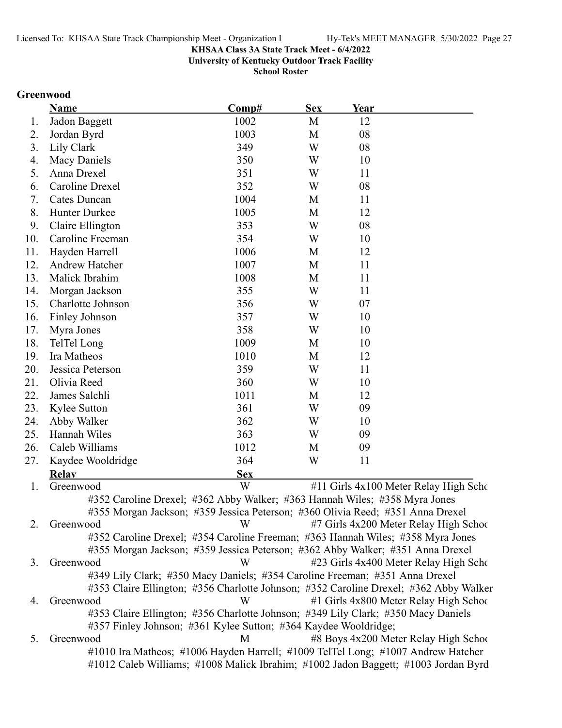**KHSAA Class 3A State Track Meet - 6/4/2022**
**University of Kentucky Outdoor Track Facility**
**School Roster**

## Greenwood

| | Name | Comp# | Sex | Year |
|---|---|---|---|---|
| 1. | Jadon Baggett | 1002 | M | 12 |
| 2. | Jordan Byrd | 1003 | M | 08 |
| 3. | Lily Clark | 349 | W | 08 |
| 4. | Macy Daniels | 350 | W | 10 |
| 5. | Anna Drexel | 351 | W | 11 |
| 6. | Caroline Drexel | 352 | W | 08 |
| 7. | Cates Duncan | 1004 | M | 11 |
| 8. | Hunter Durkee | 1005 | M | 12 |
| 9. | Claire Ellington | 353 | W | 08 |
| 10. | Caroline Freeman | 354 | W | 10 |
| 11. | Hayden Harrell | 1006 | M | 12 |
| 12. | Andrew Hatcher | 1007 | M | 11 |
| 13. | Malick Ibrahim | 1008 | M | 11 |
| 14. | Morgan Jackson | 355 | W | 11 |
| 15. | Charlotte Johnson | 356 | W | 07 |
| 16. | Finley Johnson | 357 | W | 10 |
| 17. | Myra Jones | 358 | W | 10 |
| 18. | TelTel Long | 1009 | M | 10 |
| 19. | Ira Matheos | 1010 | M | 12 |
| 20. | Jessica Peterson | 359 | W | 11 |
| 21. | Olivia Reed | 360 | W | 10 |
| 22. | James Salchli | 1011 | M | 12 |
| 23. | Kylee Sutton | 361 | W | 09 |
| 24. | Abby Walker | 362 | W | 10 |
| 25. | Hannah Wiles | 363 | W | 09 |
| 26. | Caleb Williams | 1012 | M | 09 |
| 27. | Kaydee Wooldridge | 364 | W | 11 |

| | Relay | Sex | Event |
|---|---|---|---|
| 1. | Greenwood | W | #11 Girls 4x100 Meter Relay High Scho |
| | #352 Caroline Drexel; #362 Abby Walker; #363 Hannah Wiles; #358 Myra Jones; #355 Morgan Jackson; #359 Jessica Peterson; #360 Olivia Reed; #351 Anna Drexel | | |
| 2. | Greenwood | W | #7 Girls 4x200 Meter Relay High Schoo |
| | #352 Caroline Drexel; #354 Caroline Freeman; #363 Hannah Wiles; #358 Myra Jones; #355 Morgan Jackson; #359 Jessica Peterson; #362 Abby Walker; #351 Anna Drexel | | |
| 3. | Greenwood | W | #23 Girls 4x400 Meter Relay High Scho |
| | #349 Lily Clark; #350 Macy Daniels; #354 Caroline Freeman; #351 Anna Drexel; #353 Claire Ellington; #356 Charlotte Johnson; #352 Caroline Drexel; #362 Abby Walker | | |
| 4. | Greenwood | W | #1 Girls 4x800 Meter Relay High Schoo |
| | #353 Claire Ellington; #356 Charlotte Johnson; #349 Lily Clark; #350 Macy Daniels; #357 Finley Johnson; #361 Kylee Sutton; #364 Kaydee Wooldridge; | | |
| 5. | Greenwood | M | #8 Boys 4x200 Meter Relay High Schoo |
| | #1010 Ira Matheos; #1006 Hayden Harrell; #1009 TelTel Long; #1007 Andrew Hatcher; #1012 Caleb Williams; #1008 Malick Ibrahim; #1002 Jadon Baggett; #1003 Jordan Byrd | | |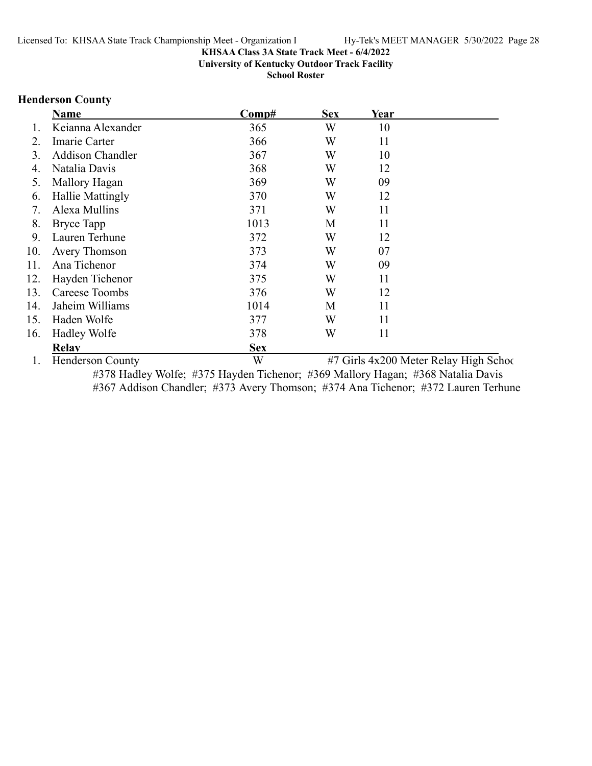**KHSAA Class 3A State Track Meet - 6/4/2022**
**University of Kentucky Outdoor Track Facility**
**School Roster**

### Henderson County

| | Name | Comp# | Sex | Year |
|---|---|---|---|---|
| 1. | Keianna Alexander | 365 | W | 10 |
| 2. | Imarie Carter | 366 | W | 11 |
| 3. | Addison Chandler | 367 | W | 10 |
| 4. | Natalia Davis | 368 | W | 12 |
| 5. | Mallory Hagan | 369 | W | 09 |
| 6. | Hallie Mattingly | 370 | W | 12 |
| 7. | Alexa Mullins | 371 | W | 11 |
| 8. | Bryce Tapp | 1013 | M | 11 |
| 9. | Lauren Terhune | 372 | W | 12 |
| 10. | Avery Thomson | 373 | W | 07 |
| 11. | Ana Tichenor | 374 | W | 09 |
| 12. | Hayden Tichenor | 375 | W | 11 |
| 13. | Careese Toombs | 376 | W | 12 |
| 14. | Jaheim Williams | 1014 | M | 11 |
| 15. | Haden Wolfe | 377 | W | 11 |
| 16. | Hadley Wolfe | 378 | W | 11 |

| | Relay | Sex | |
|---|---|---|---|
| 1. | Henderson County | W | #7 Girls 4x200 Meter Relay High Schoo |

#378 Hadley Wolfe; #375 Hayden Tichenor; #369 Mallory Hagan; #368 Natalia Davis
#367 Addison Chandler; #373 Avery Thomson; #374 Ana Tichenor; #372 Lauren Terhune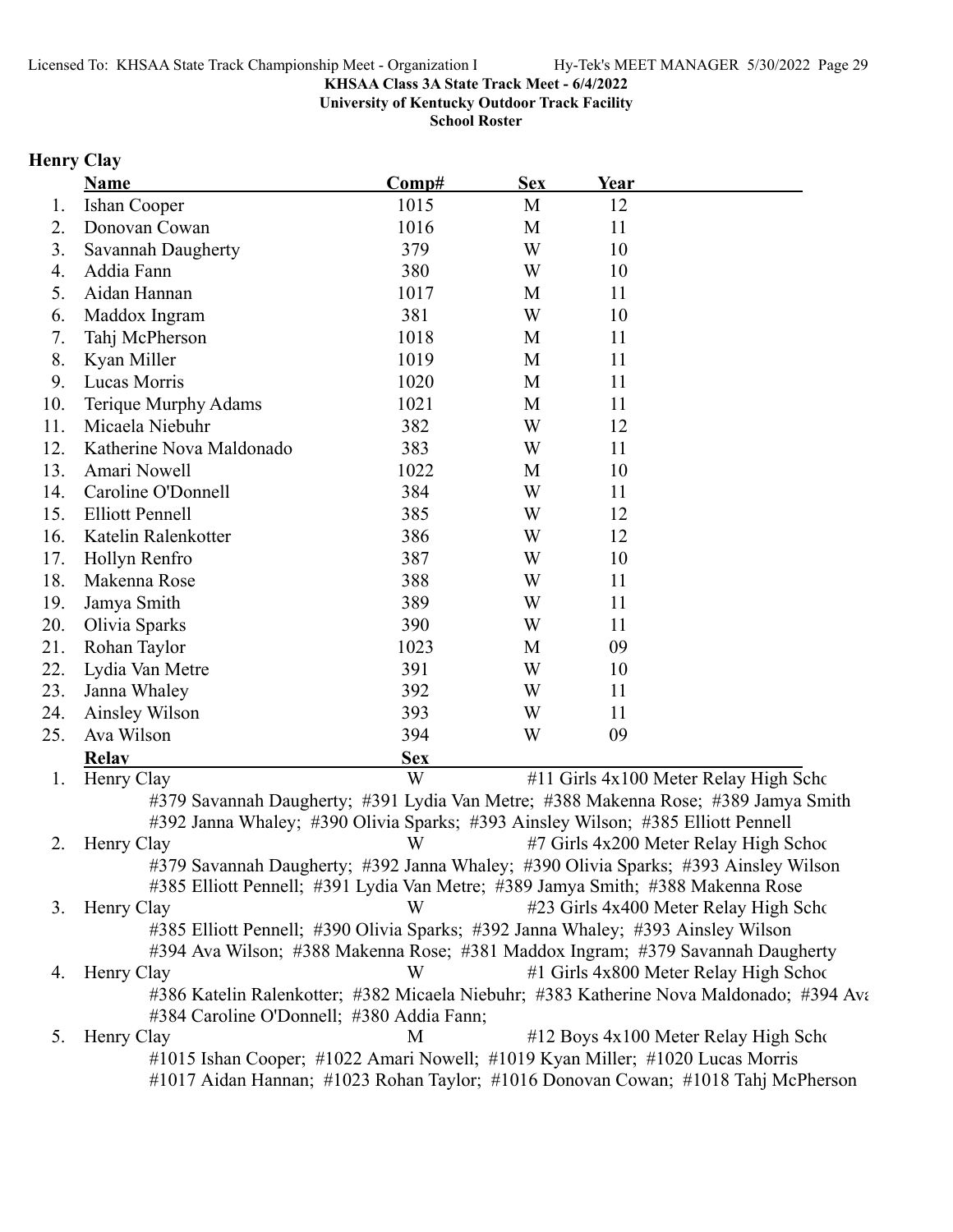**KHSAA Class 3A State Track Meet - 6/4/2022**
**University of Kentucky Outdoor Track Facility**
**School Roster**

## Henry Clay

| | Name | Comp# | Sex | Year |
|---|---|---|---|---|
| 1. | Ishan Cooper | 1015 | M | 12 |
| 2. | Donovan Cowan | 1016 | M | 11 |
| 3. | Savannah Daugherty | 379 | W | 10 |
| 4. | Addia Fann | 380 | W | 10 |
| 5. | Aidan Hannan | 1017 | M | 11 |
| 6. | Maddox Ingram | 381 | W | 10 |
| 7. | Tahj McPherson | 1018 | M | 11 |
| 8. | Kyan Miller | 1019 | M | 11 |
| 9. | Lucas Morris | 1020 | M | 11 |
| 10. | Terique Murphy Adams | 1021 | M | 11 |
| 11. | Micaela Niebuhr | 382 | W | 12 |
| 12. | Katherine Nova Maldonado | 383 | W | 11 |
| 13. | Amari Nowell | 1022 | M | 10 |
| 14. | Caroline O'Donnell | 384 | W | 11 |
| 15. | Elliott Pennell | 385 | W | 12 |
| 16. | Katelin Ralenkotter | 386 | W | 12 |
| 17. | Hollyn Renfro | 387 | W | 10 |
| 18. | Makenna Rose | 388 | W | 11 |
| 19. | Jamya Smith | 389 | W | 11 |
| 20. | Olivia Sparks | 390 | W | 11 |
| 21. | Rohan Taylor | 1023 | M | 09 |
| 22. | Lydia Van Metre | 391 | W | 10 |
| 23. | Janna Whaley | 392 | W | 11 |
| 24. | Ainsley Wilson | 393 | W | 11 |
| 25. | Ava Wilson | 394 | W | 09 |

| | Relay | Sex | Event |
|---|---|---|---|
| 1. | Henry Clay | W | #11 Girls 4x100 Meter Relay High Scho |
| | #379 Savannah Daugherty; #391 Lydia Van Metre; #388 Makenna Rose; #389 Jamya Smith #392 Janna Whaley; #390 Olivia Sparks; #393 Ainsley Wilson; #385 Elliott Pennell | | |
| 2. | Henry Clay | W | #7 Girls 4x200 Meter Relay High Schoo |
| | #379 Savannah Daugherty; #392 Janna Whaley; #390 Olivia Sparks; #393 Ainsley Wilson #385 Elliott Pennell; #391 Lydia Van Metre; #389 Jamya Smith; #388 Makenna Rose | | |
| 3. | Henry Clay | W | #23 Girls 4x400 Meter Relay High Scho |
| | #385 Elliott Pennell; #390 Olivia Sparks; #392 Janna Whaley; #393 Ainsley Wilson #394 Ava Wilson; #388 Makenna Rose; #381 Maddox Ingram; #379 Savannah Daugherty | | |
| 4. | Henry Clay | W | #1 Girls 4x800 Meter Relay High Schoo |
| | #386 Katelin Ralenkotter; #382 Micaela Niebuhr; #383 Katherine Nova Maldonado; #394 Ava #384 Caroline O'Donnell; #380 Addia Fann; | | |
| 5. | Henry Clay | M | #12 Boys 4x100 Meter Relay High Scho |
| | #1015 Ishan Cooper; #1022 Amari Nowell; #1019 Kyan Miller; #1020 Lucas Morris #1017 Aidan Hannan; #1023 Rohan Taylor; #1016 Donovan Cowan; #1018 Tahj McPherson | | |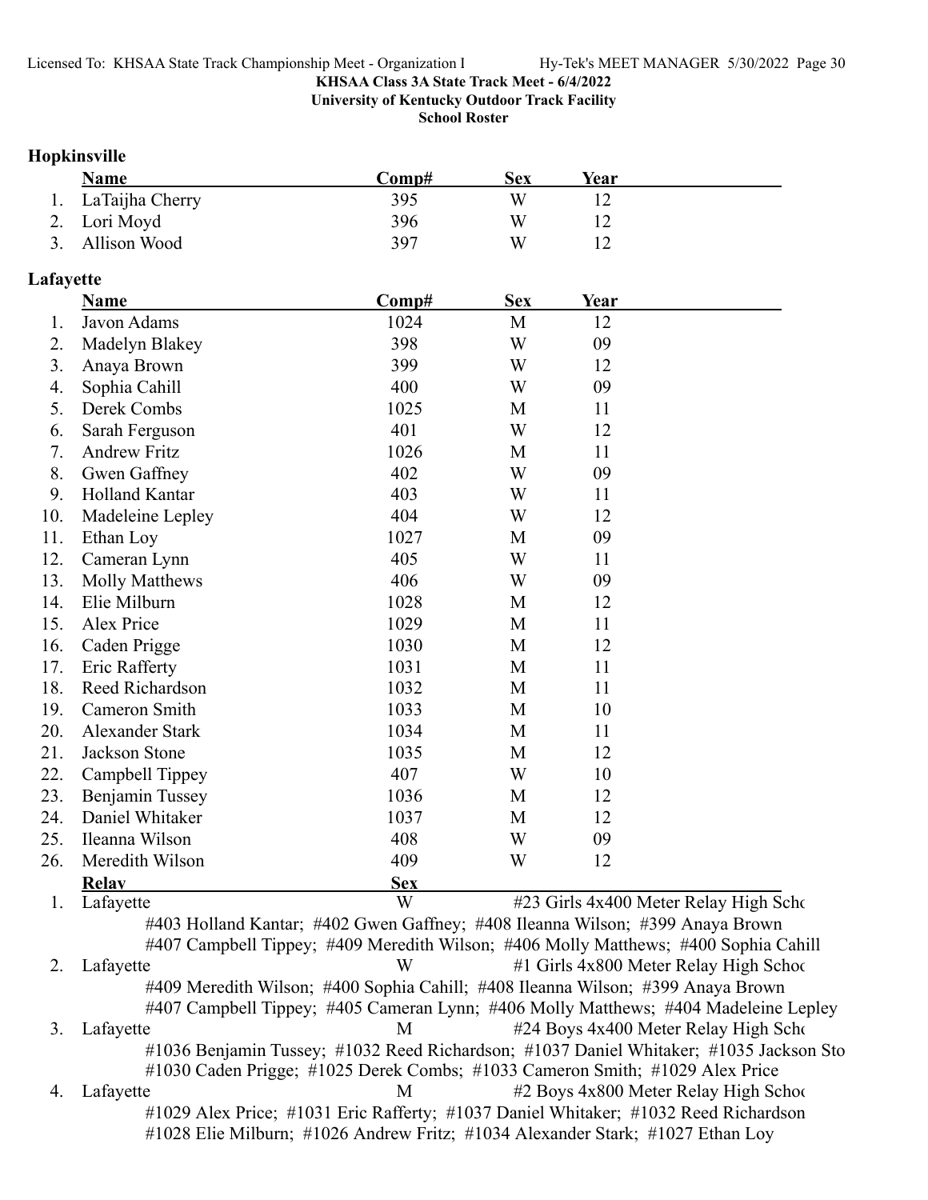**KHSAA Class 3A State Track Meet - 6/4/2022**
**University of Kentucky Outdoor Track Facility**
**School Roster**

## Hopkinsville

| | Name | Comp# | Sex | Year |
|---|---|---|---|---|
| 1. | LaTaijha Cherry | 395 | W | 12 |
| 2. | Lori Moyd | 396 | W | 12 |
| 3. | Allison Wood | 397 | W | 12 |

## Lafayette

| | Name | Comp# | Sex | Year |
|---|---|---|---|---|
| 1. | Javon Adams | 1024 | M | 12 |
| 2. | Madelyn Blakey | 398 | W | 09 |
| 3. | Anaya Brown | 399 | W | 12 |
| 4. | Sophia Cahill | 400 | W | 09 |
| 5. | Derek Combs | 1025 | M | 11 |
| 6. | Sarah Ferguson | 401 | W | 12 |
| 7. | Andrew Fritz | 1026 | M | 11 |
| 8. | Gwen Gaffney | 402 | W | 09 |
| 9. | Holland Kantar | 403 | W | 11 |
| 10. | Madeleine Lepley | 404 | W | 12 |
| 11. | Ethan Loy | 1027 | M | 09 |
| 12. | Cameran Lynn | 405 | W | 11 |
| 13. | Molly Matthews | 406 | W | 09 |
| 14. | Elie Milburn | 1028 | M | 12 |
| 15. | Alex Price | 1029 | M | 11 |
| 16. | Caden Prigge | 1030 | M | 12 |
| 17. | Eric Rafferty | 1031 | M | 11 |
| 18. | Reed Richardson | 1032 | M | 11 |
| 19. | Cameron Smith | 1033 | M | 10 |
| 20. | Alexander Stark | 1034 | M | 11 |
| 21. | Jackson Stone | 1035 | M | 12 |
| 22. | Campbell Tippey | 407 | W | 10 |
| 23. | Benjamin Tussey | 1036 | M | 12 |
| 24. | Daniel Whitaker | 1037 | M | 12 |
| 25. | Ileanna Wilson | 408 | W | 09 |
| 26. | Meredith Wilson | 409 | W | 12 |

| | Relay | Sex | Event |
|---|---|---|---|
| 1. | Lafayette | W | #23 Girls 4x400 Meter Relay High Scho |
| | #403 Holland Kantar; #402 Gwen Gaffney; #408 Ileanna Wilson; #399 Anaya Brown; #407 Campbell Tippey; #409 Meredith Wilson; #406 Molly Matthews; #400 Sophia Cahill | | |
| 2. | Lafayette | W | #1 Girls 4x800 Meter Relay High Schoo |
| | #409 Meredith Wilson; #400 Sophia Cahill; #408 Ileanna Wilson; #399 Anaya Brown; #407 Campbell Tippey; #405 Cameran Lynn; #406 Molly Matthews; #404 Madeleine Lepley | | |
| 3. | Lafayette | M | #24 Boys 4x400 Meter Relay High Scho |
| | #1036 Benjamin Tussey; #1032 Reed Richardson; #1037 Daniel Whitaker; #1035 Jackson Sto; #1030 Caden Prigge; #1025 Derek Combs; #1033 Cameron Smith; #1029 Alex Price | | |
| 4. | Lafayette | M | #2 Boys 4x800 Meter Relay High Schoo |
| | #1029 Alex Price; #1031 Eric Rafferty; #1037 Daniel Whitaker; #1032 Reed Richardson; #1028 Elie Milburn; #1026 Andrew Fritz; #1034 Alexander Stark; #1027 Ethan Loy | | |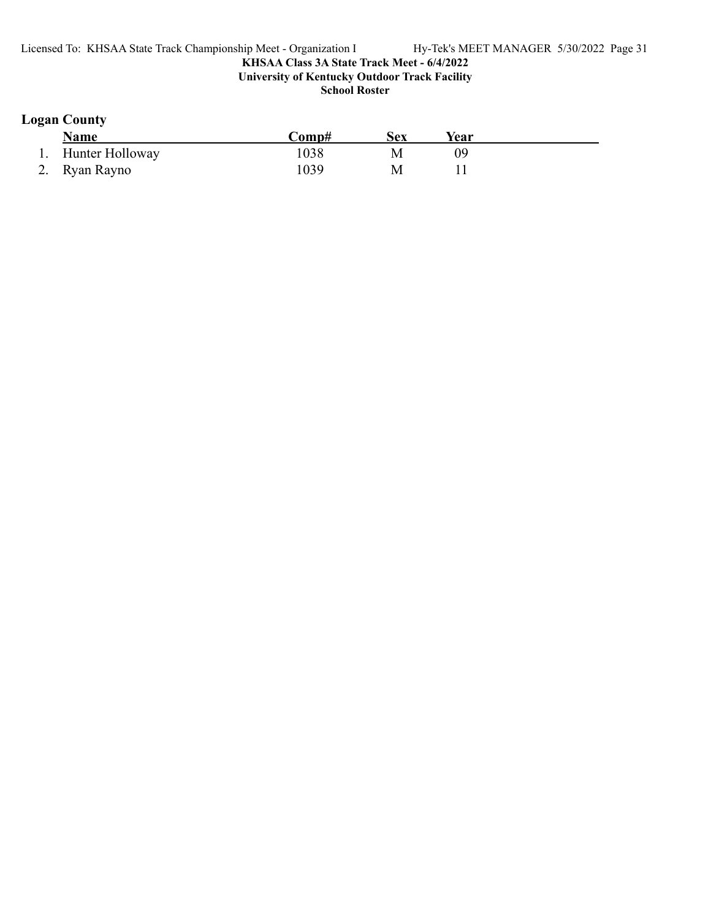## Logan County

| | Name | Comp# | Sex | Year |
|---|---|---|---|---|
| 1. | Hunter Holloway | 1038 | M | 09 |
| 2. | Ryan Rayno | 1039 | M | 11 |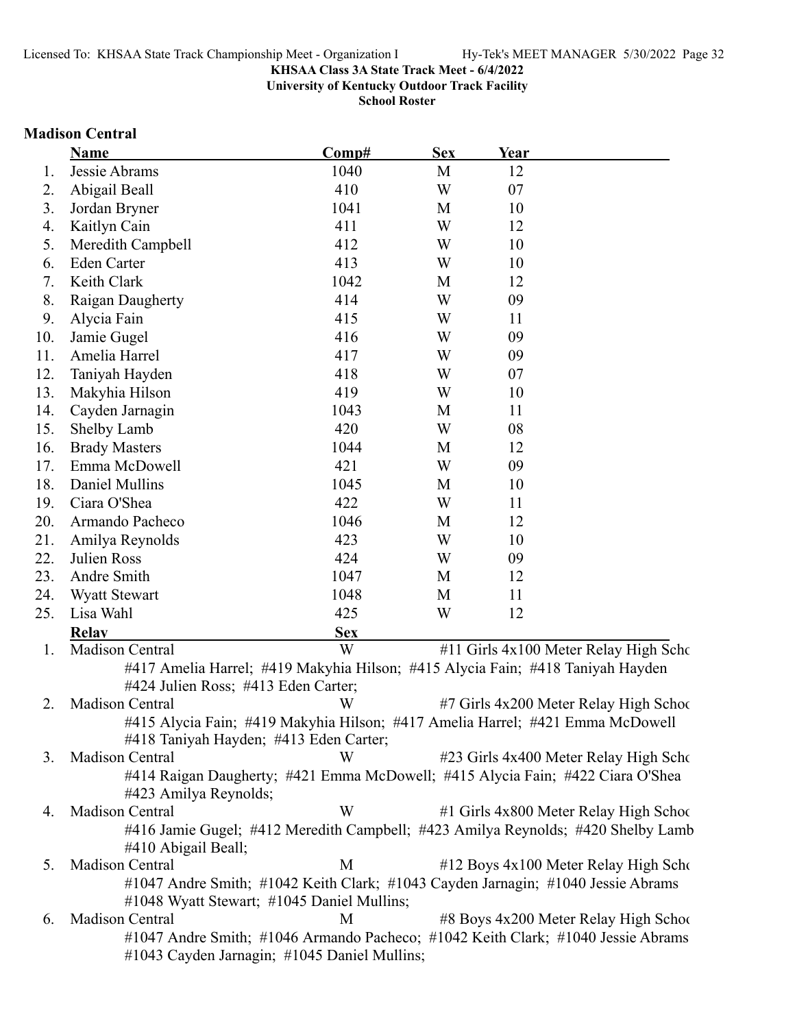**KHSAA Class 3A State Track Meet - 6/4/2022**
**University of Kentucky Outdoor Track Facility**
**School Roster**

## Madison Central

| | Name | Comp# | Sex | Year |
|---|---|---|---|---|
| 1. | Jessie Abrams | 1040 | M | 12 |
| 2. | Abigail Beall | 410 | W | 07 |
| 3. | Jordan Bryner | 1041 | M | 10 |
| 4. | Kaitlyn Cain | 411 | W | 12 |
| 5. | Meredith Campbell | 412 | W | 10 |
| 6. | Eden Carter | 413 | W | 10 |
| 7. | Keith Clark | 1042 | M | 12 |
| 8. | Raigan Daugherty | 414 | W | 09 |
| 9. | Alycia Fain | 415 | W | 11 |
| 10. | Jamie Gugel | 416 | W | 09 |
| 11. | Amelia Harrel | 417 | W | 09 |
| 12. | Taniyah Hayden | 418 | W | 07 |
| 13. | Makyhia Hilson | 419 | W | 10 |
| 14. | Cayden Jarnagin | 1043 | M | 11 |
| 15. | Shelby Lamb | 420 | W | 08 |
| 16. | Brady Masters | 1044 | M | 12 |
| 17. | Emma McDowell | 421 | W | 09 |
| 18. | Daniel Mullins | 1045 | M | 10 |
| 19. | Ciara O'Shea | 422 | W | 11 |
| 20. | Armando Pacheco | 1046 | M | 12 |
| 21. | Amilya Reynolds | 423 | W | 10 |
| 22. | Julien Ross | 424 | W | 09 |
| 23. | Andre Smith | 1047 | M | 12 |
| 24. | Wyatt Stewart | 1048 | M | 11 |
| 25. | Lisa Wahl | 425 | W | 12 |

| | Relay | Sex | |
|---|---|---|---|
| 1. | Madison Central | W | #11 Girls 4x100 Meter Relay High Scho |
| | #417 Amelia Harrel; #419 Makyhia Hilson; #415 Alycia Fain; #418 Taniyah Hayden #424 Julien Ross; #413 Eden Carter; | | |
| 2. | Madison Central | W | #7 Girls 4x200 Meter Relay High Schoo |
| | #415 Alycia Fain; #419 Makyhia Hilson; #417 Amelia Harrel; #421 Emma McDowell #418 Taniyah Hayden; #413 Eden Carter; | | |
| 3. | Madison Central | W | #23 Girls 4x400 Meter Relay High Scho |
| | #414 Raigan Daugherty; #421 Emma McDowell; #415 Alycia Fain; #422 Ciara O'Shea #423 Amilya Reynolds; | | |
| 4. | Madison Central | W | #1 Girls 4x800 Meter Relay High Schoo |
| | #416 Jamie Gugel; #412 Meredith Campbell; #423 Amilya Reynolds; #420 Shelby Lamb #410 Abigail Beall; | | |
| 5. | Madison Central | M | #12 Boys 4x100 Meter Relay High Scho |
| | #1047 Andre Smith; #1042 Keith Clark; #1043 Cayden Jarnagin; #1040 Jessie Abrams #1048 Wyatt Stewart; #1045 Daniel Mullins; | | |
| 6. | Madison Central | M | #8 Boys 4x200 Meter Relay High Schoo |
| | #1047 Andre Smith; #1046 Armando Pacheco; #1042 Keith Clark; #1040 Jessie Abrams #1043 Cayden Jarnagin; #1045 Daniel Mullins; | | |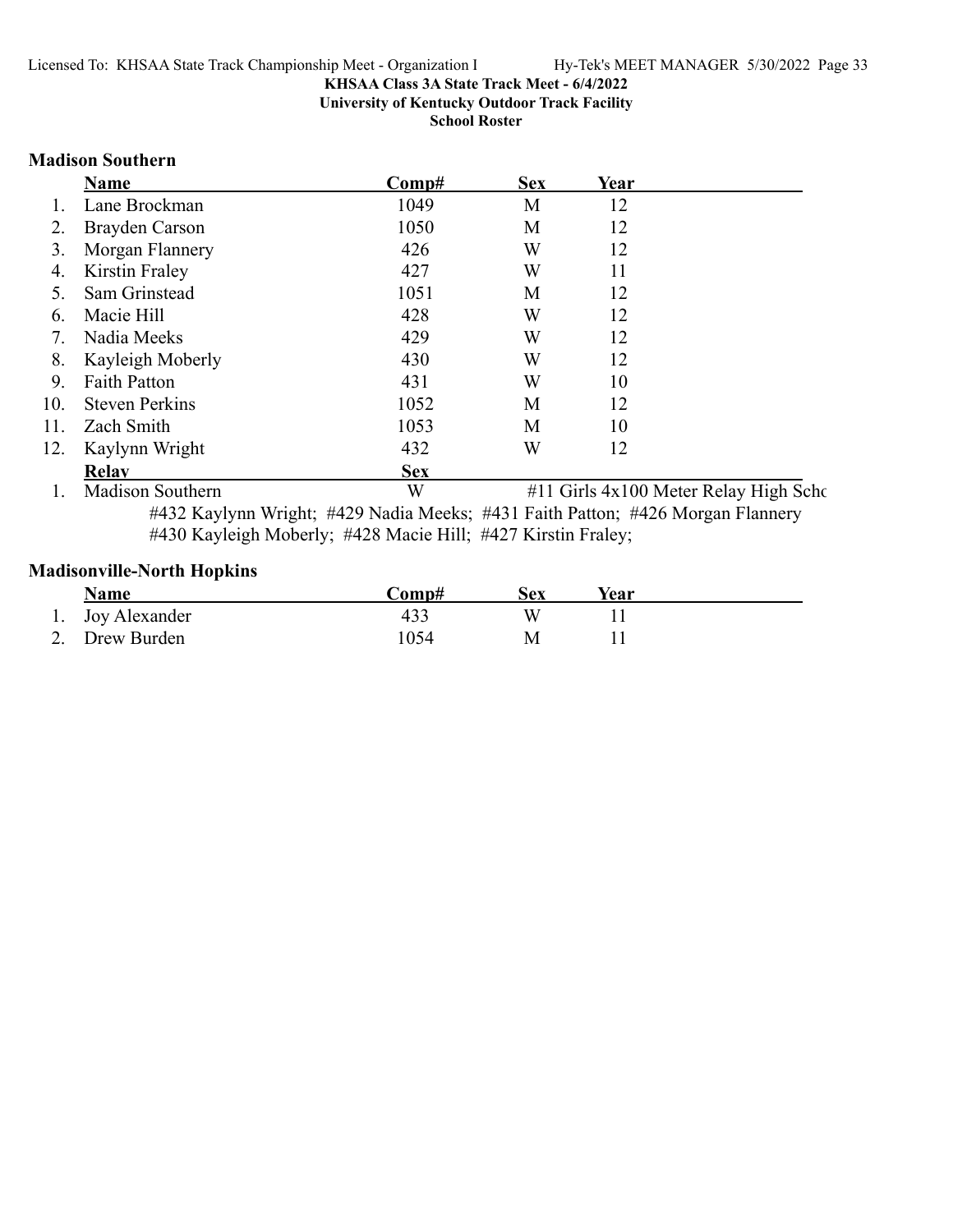**KHSAA Class 3A State Track Meet - 6/4/2022**
**University of Kentucky Outdoor Track Facility**
**School Roster**

### Madison Southern

| | Name | Comp# | Sex | Year |
|---|---|---|---|---|
| 1. | Lane Brockman | 1049 | M | 12 |
| 2. | Brayden Carson | 1050 | M | 12 |
| 3. | Morgan Flannery | 426 | W | 12 |
| 4. | Kirstin Fraley | 427 | W | 11 |
| 5. | Sam Grinstead | 1051 | M | 12 |
| 6. | Macie Hill | 428 | W | 12 |
| 7. | Nadia Meeks | 429 | W | 12 |
| 8. | Kayleigh Moberly | 430 | W | 12 |
| 9. | Faith Patton | 431 | W | 10 |
| 10. | Steven Perkins | 1052 | M | 12 |
| 11. | Zach Smith | 1053 | M | 10 |
| 12. | Kaylynn Wright | 432 | W | 12 |

| | Relay | Sex | |
|---|---|---|---|
| 1. | Madison Southern | W | #11 Girls 4x100 Meter Relay High Scho |

#432 Kaylynn Wright; #429 Nadia Meeks; #431 Faith Patton; #426 Morgan Flannery
#430 Kayleigh Moberly; #428 Macie Hill; #427 Kirstin Fraley;

### Madisonville-North Hopkins

| | Name | Comp# | Sex | Year |
|---|---|---|---|---|
| 1. | Joy Alexander | 433 | W | 11 |
| 2. | Drew Burden | 1054 | M | 11 |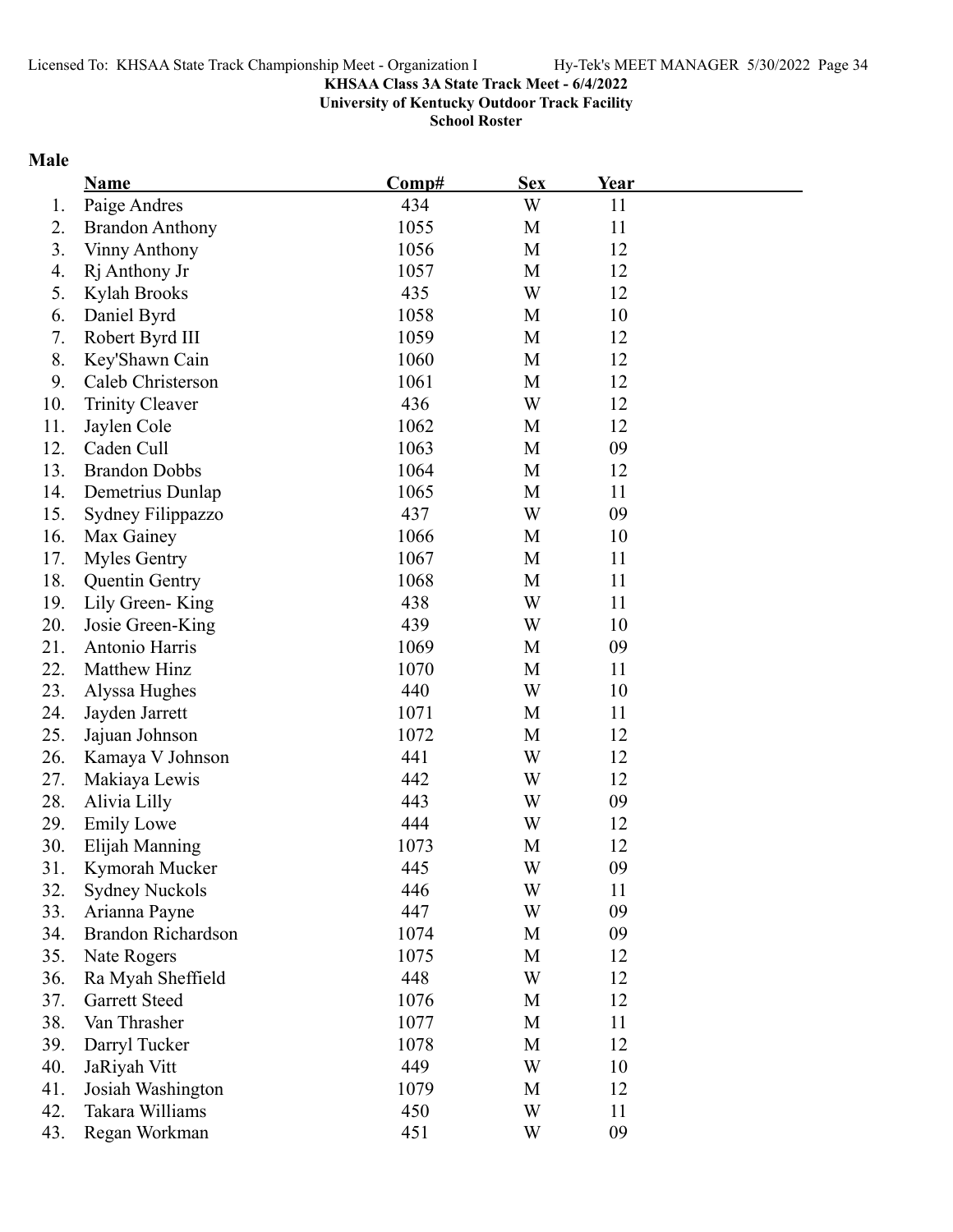KHSAA Class 3A State Track Meet - 6/4/2022

University of Kentucky Outdoor Track Facility

School Roster

**Male**

| | Name | Comp# | Sex | Year |
|---|---|---|---|---|
| 1. | Paige Andres | 434 | W | 11 |
| 2. | Brandon Anthony | 1055 | M | 11 |
| 3. | Vinny Anthony | 1056 | M | 12 |
| 4. | Rj Anthony Jr | 1057 | M | 12 |
| 5. | Kylah Brooks | 435 | W | 12 |
| 6. | Daniel Byrd | 1058 | M | 10 |
| 7. | Robert Byrd III | 1059 | M | 12 |
| 8. | Key'Shawn Cain | 1060 | M | 12 |
| 9. | Caleb Christerson | 1061 | M | 12 |
| 10. | Trinity Cleaver | 436 | W | 12 |
| 11. | Jaylen Cole | 1062 | M | 12 |
| 12. | Caden Cull | 1063 | M | 09 |
| 13. | Brandon Dobbs | 1064 | M | 12 |
| 14. | Demetrius Dunlap | 1065 | M | 11 |
| 15. | Sydney Filippazzo | 437 | W | 09 |
| 16. | Max Gainey | 1066 | M | 10 |
| 17. | Myles Gentry | 1067 | M | 11 |
| 18. | Quentin Gentry | 1068 | M | 11 |
| 19. | Lily Green- King | 438 | W | 11 |
| 20. | Josie Green-King | 439 | W | 10 |
| 21. | Antonio Harris | 1069 | M | 09 |
| 22. | Matthew Hinz | 1070 | M | 11 |
| 23. | Alyssa Hughes | 440 | W | 10 |
| 24. | Jayden Jarrett | 1071 | M | 11 |
| 25. | Jajuan Johnson | 1072 | M | 12 |
| 26. | Kamaya V Johnson | 441 | W | 12 |
| 27. | Makiaya Lewis | 442 | W | 12 |
| 28. | Alivia Lilly | 443 | W | 09 |
| 29. | Emily Lowe | 444 | W | 12 |
| 30. | Elijah Manning | 1073 | M | 12 |
| 31. | Kymorah Mucker | 445 | W | 09 |
| 32. | Sydney Nuckols | 446 | W | 11 |
| 33. | Arianna Payne | 447 | W | 09 |
| 34. | Brandon Richardson | 1074 | M | 09 |
| 35. | Nate Rogers | 1075 | M | 12 |
| 36. | Ra Myah Sheffield | 448 | W | 12 |
| 37. | Garrett Steed | 1076 | M | 12 |
| 38. | Van Thrasher | 1077 | M | 11 |
| 39. | Darryl Tucker | 1078 | M | 12 |
| 40. | JaRiyah Vitt | 449 | W | 10 |
| 41. | Josiah Washington | 1079 | M | 12 |
| 42. | Takara Williams | 450 | W | 11 |
| 43. | Regan Workman | 451 | W | 09 |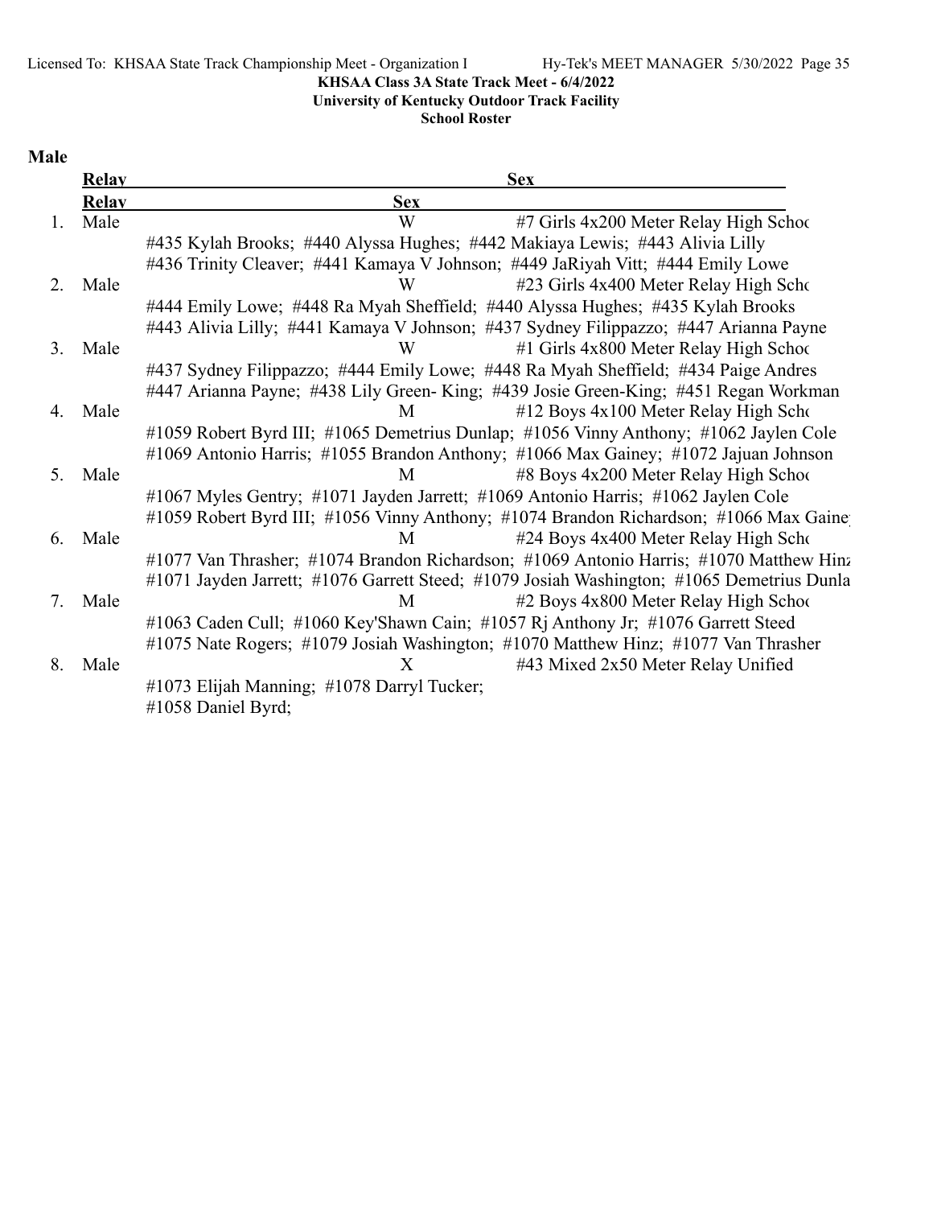KHSAA Class 3A State Track Meet - 6/4/2022

University of Kentucky Outdoor Track Facility

School Roster

**Male**

| | Relay | Sex | |
|---|---|---|---|
| | **Relay** | **Sex** | |
| 1. | Male | W | #7 Girls 4x200 Meter Relay High Schoo |
| | #435 Kylah Brooks; #440 Alyssa Hughes; #442 Makiaya Lewis; #443 Alivia Lilly<br>#436 Trinity Cleaver; #441 Kamaya V Johnson; #449 JaRiyah Vitt; #444 Emily Lowe | | |
| 2. | Male | W | #23 Girls 4x400 Meter Relay High Scho |
| | #444 Emily Lowe; #448 Ra Myah Sheffield; #440 Alyssa Hughes; #435 Kylah Brooks<br>#443 Alivia Lilly; #441 Kamaya V Johnson; #437 Sydney Filippazzo; #447 Arianna Payne | | |
| 3. | Male | W | #1 Girls 4x800 Meter Relay High Schoo |
| | #437 Sydney Filippazzo; #444 Emily Lowe; #448 Ra Myah Sheffield; #434 Paige Andres<br>#447 Arianna Payne; #438 Lily Green- King; #439 Josie Green-King; #451 Regan Workman | | |
| 4. | Male | M | #12 Boys 4x100 Meter Relay High Scho |
| | #1059 Robert Byrd III; #1065 Demetrius Dunlap; #1056 Vinny Anthony; #1062 Jaylen Cole<br>#1069 Antonio Harris; #1055 Brandon Anthony; #1066 Max Gainey; #1072 Jajuan Johnson | | |
| 5. | Male | M | #8 Boys 4x200 Meter Relay High Schoo |
| | #1067 Myles Gentry; #1071 Jayden Jarrett; #1069 Antonio Harris; #1062 Jaylen Cole<br>#1059 Robert Byrd III; #1056 Vinny Anthony; #1074 Brandon Richardson; #1066 Max Gainey | | |
| 6. | Male | M | #24 Boys 4x400 Meter Relay High Scho |
| | #1077 Van Thrasher; #1074 Brandon Richardson; #1069 Antonio Harris; #1070 Matthew Hinz<br>#1071 Jayden Jarrett; #1076 Garrett Steed; #1079 Josiah Washington; #1065 Demetrius Dunla | | |
| 7. | Male | M | #2 Boys 4x800 Meter Relay High Schoo |
| | #1063 Caden Cull; #1060 Key'Shawn Cain; #1057 Rj Anthony Jr; #1076 Garrett Steed<br>#1075 Nate Rogers; #1079 Josiah Washington; #1070 Matthew Hinz; #1077 Van Thrasher | | |
| 8. | Male | X | #43 Mixed 2x50 Meter Relay Unified |
| | #1073 Elijah Manning; #1078 Darryl Tucker;<br>#1058 Daniel Byrd; | | |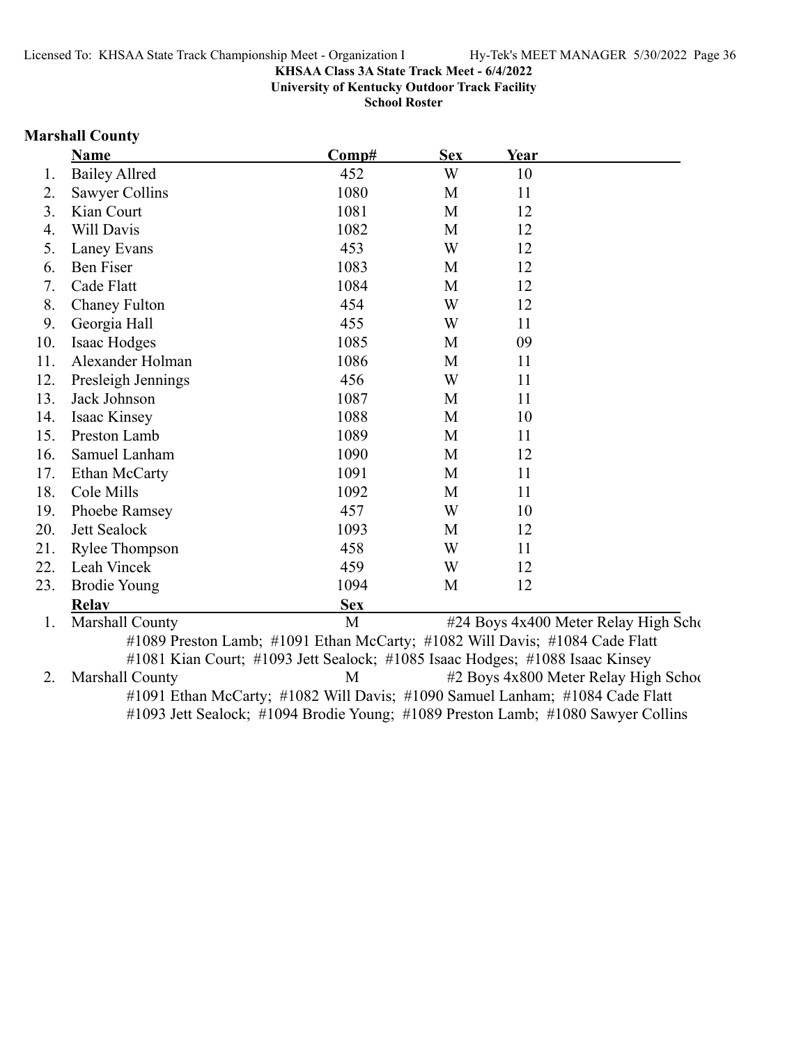KHSAA Class 3A State Track Meet - 6/4/2022

University of Kentucky Outdoor Track Facility

School Roster

## Marshall County

| | Name | Comp# | Sex | Year |
|---|---|---|---|---|
| 1. | Bailey Allred | 452 | W | 10 |
| 2. | Sawyer Collins | 1080 | M | 11 |
| 3. | Kian Court | 1081 | M | 12 |
| 4. | Will Davis | 1082 | M | 12 |
| 5. | Laney Evans | 453 | W | 12 |
| 6. | Ben Fiser | 1083 | M | 12 |
| 7. | Cade Flatt | 1084 | M | 12 |
| 8. | Chaney Fulton | 454 | W | 12 |
| 9. | Georgia Hall | 455 | W | 11 |
| 10. | Isaac Hodges | 1085 | M | 09 |
| 11. | Alexander Holman | 1086 | M | 11 |
| 12. | Presleigh Jennings | 456 | W | 11 |
| 13. | Jack Johnson | 1087 | M | 11 |
| 14. | Isaac Kinsey | 1088 | M | 10 |
| 15. | Preston Lamb | 1089 | M | 11 |
| 16. | Samuel Lanham | 1090 | M | 12 |
| 17. | Ethan McCarty | 1091 | M | 11 |
| 18. | Cole Mills | 1092 | M | 11 |
| 19. | Phoebe Ramsey | 457 | W | 10 |
| 20. | Jett Sealock | 1093 | M | 12 |
| 21. | Rylee Thompson | 458 | W | 11 |
| 22. | Leah Vincek | 459 | W | 12 |
| 23. | Brodie Young | 1094 | M | 12 |

| | Relay | Sex | |
|---|---|---|---|
| 1. | Marshall County | M | #24 Boys 4x400 Meter Relay High Scho |

#1089 Preston Lamb; #1091 Ethan McCarty; #1082 Will Davis; #1084 Cade Flatt
#1081 Kian Court; #1093 Jett Sealock; #1085 Isaac Hodges; #1088 Isaac Kinsey

| | Relay | Sex | |
|---|---|---|---|
| 2. | Marshall County | M | #2 Boys 4x800 Meter Relay High Schoo |

#1091 Ethan McCarty; #1082 Will Davis; #1090 Samuel Lanham; #1084 Cade Flatt
#1093 Jett Sealock; #1094 Brodie Young; #1089 Preston Lamb; #1080 Sawyer Collins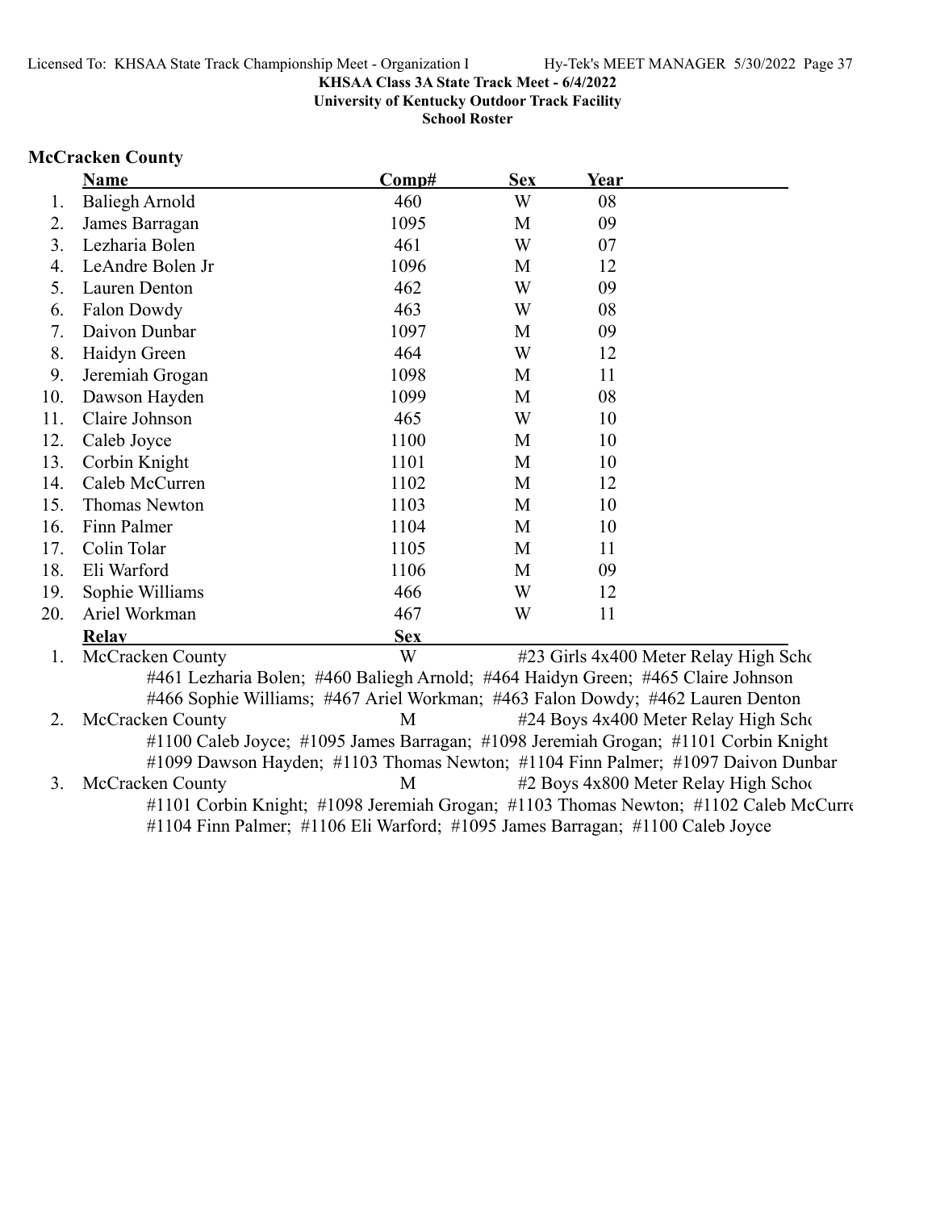KHSAA Class 3A State Track Meet - 6/4/2022
University of Kentucky Outdoor Track Facility
School Roster

## McCracken County

| | Name | Comp# | Sex | Year |
|---|---|---|---|---|
| 1. | Baliegh Arnold | 460 | W | 08 |
| 2. | James Barragan | 1095 | M | 09 |
| 3. | Lezharia Bolen | 461 | W | 07 |
| 4. | LeAndre Bolen Jr | 1096 | M | 12 |
| 5. | Lauren Denton | 462 | W | 09 |
| 6. | Falon Dowdy | 463 | W | 08 |
| 7. | Daivon Dunbar | 1097 | M | 09 |
| 8. | Haidyn Green | 464 | W | 12 |
| 9. | Jeremiah Grogan | 1098 | M | 11 |
| 10. | Dawson Hayden | 1099 | M | 08 |
| 11. | Claire Johnson | 465 | W | 10 |
| 12. | Caleb Joyce | 1100 | M | 10 |
| 13. | Corbin Knight | 1101 | M | 10 |
| 14. | Caleb McCurren | 1102 | M | 12 |
| 15. | Thomas Newton | 1103 | M | 10 |
| 16. | Finn Palmer | 1104 | M | 10 |
| 17. | Colin Tolar | 1105 | M | 11 |
| 18. | Eli Warford | 1106 | M | 09 |
| 19. | Sophie Williams | 466 | W | 12 |
| 20. | Ariel Workman | 467 | W | 11 |

| | Relay | Sex | |
|---|---|---|---|
| 1. | McCracken County | W | #23 Girls 4x400 Meter Relay High Scho |
| | #461 Lezharia Bolen; #460 Baliegh Arnold; #464 Haidyn Green; #465 Claire Johnson<br>#466 Sophie Williams; #467 Ariel Workman; #463 Falon Dowdy; #462 Lauren Denton | | |
| 2. | McCracken County | M | #24 Boys 4x400 Meter Relay High Scho |
| | #1100 Caleb Joyce; #1095 James Barragan; #1098 Jeremiah Grogan; #1101 Corbin Knight<br>#1099 Dawson Hayden; #1103 Thomas Newton; #1104 Finn Palmer; #1097 Daivon Dunbar | | |
| 3. | McCracken County | M | #2 Boys 4x800 Meter Relay High Schoo |
| | #1101 Corbin Knight; #1098 Jeremiah Grogan; #1103 Thomas Newton; #1102 Caleb McCurre<br>#1104 Finn Palmer; #1106 Eli Warford; #1095 James Barragan; #1100 Caleb Joyce | | |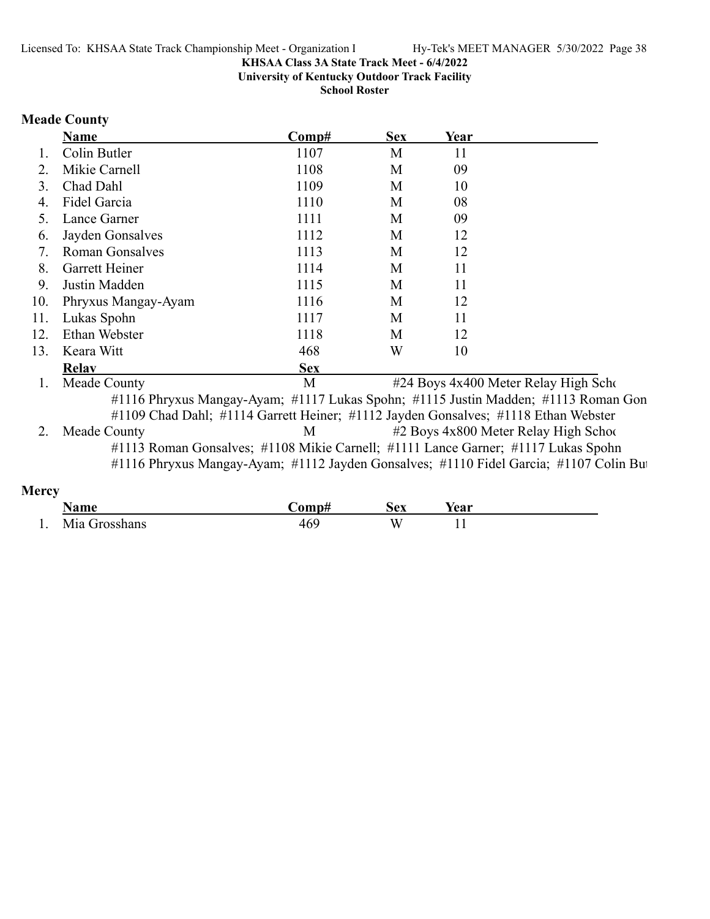## Meade County

| | Name | Comp# | Sex | Year |
|---|---|---|---|---|
| 1. | Colin Butler | 1107 | M | 11 |
| 2. | Mikie Carnell | 1108 | M | 09 |
| 3. | Chad Dahl | 1109 | M | 10 |
| 4. | Fidel Garcia | 1110 | M | 08 |
| 5. | Lance Garner | 1111 | M | 09 |
| 6. | Jayden Gonsalves | 1112 | M | 12 |
| 7. | Roman Gonsalves | 1113 | M | 12 |
| 8. | Garrett Heiner | 1114 | M | 11 |
| 9. | Justin Madden | 1115 | M | 11 |
| 10. | Phryxus Mangay-Ayam | 1116 | M | 12 |
| 11. | Lukas Spohn | 1117 | M | 11 |
| 12. | Ethan Webster | 1118 | M | 12 |
| 13. | Keara Witt | 468 | W | 10 |

| | Relay | Sex | |
|---|---|---|---|
| 1. | Meade County | M | #24 Boys 4x400 Meter Relay High Scho |
| | #1116 Phryxus Mangay-Ayam; #1117 Lukas Spohn; #1115 Justin Madden; #1113 Roman Gon #1109 Chad Dahl; #1114 Garrett Heiner; #1112 Jayden Gonsalves; #1118 Ethan Webster | | |
| 2. | Meade County | M | #2 Boys 4x800 Meter Relay High Schoo |
| | #1113 Roman Gonsalves; #1108 Mikie Carnell; #1111 Lance Garner; #1117 Lukas Spohn #1116 Phryxus Mangay-Ayam; #1112 Jayden Gonsalves; #1110 Fidel Garcia; #1107 Colin But | | |

## Mercy

| | Name | Comp# | Sex | Year |
|---|---|---|---|---|
| 1. | Mia Grosshans | 469 | W | 11 |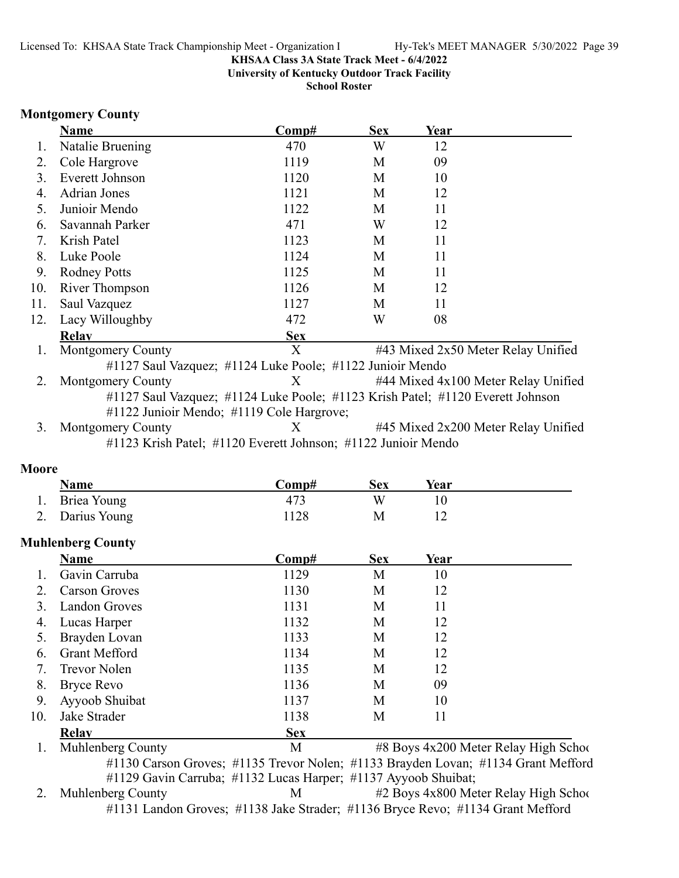**KHSAA Class 3A State Track Meet - 6/4/2022**
**University of Kentucky Outdoor Track Facility**
**School Roster**

### Montgomery County

| | Name | Comp# | Sex | Year |
|---|---|---|---|---|
| 1. | Natalie Bruening | 470 | W | 12 |
| 2. | Cole Hargrove | 1119 | M | 09 |
| 3. | Everett Johnson | 1120 | M | 10 |
| 4. | Adrian Jones | 1121 | M | 12 |
| 5. | Junioir Mendo | 1122 | M | 11 |
| 6. | Savannah Parker | 471 | W | 12 |
| 7. | Krish Patel | 1123 | M | 11 |
| 8. | Luke Poole | 1124 | M | 11 |
| 9. | Rodney Potts | 1125 | M | 11 |
| 10. | River Thompson | 1126 | M | 12 |
| 11. | Saul Vazquez | 1127 | M | 11 |
| 12. | Lacy Willoughby | 472 | W | 08 |

| | Relay | Sex | Event |
|---|---|---|---|
| 1. | Montgomery County | X | #43 Mixed 2x50 Meter Relay Unified |
| | #1127 Saul Vazquez; #1124 Luke Poole; #1122 Junioir Mendo | | |
| 2. | Montgomery County | X | #44 Mixed 4x100 Meter Relay Unified |
| | #1127 Saul Vazquez; #1124 Luke Poole; #1123 Krish Patel; #1120 Everett Johnson #1122 Junioir Mendo; #1119 Cole Hargrove; | | |
| 3. | Montgomery County | X | #45 Mixed 2x200 Meter Relay Unified |
| | #1123 Krish Patel; #1120 Everett Johnson; #1122 Junioir Mendo | | |

### Moore

| | Name | Comp# | Sex | Year |
|---|---|---|---|---|
| 1. | Briea Young | 473 | W | 10 |
| 2. | Darius Young | 1128 | M | 12 |

### Muhlenberg County

| | Name | Comp# | Sex | Year |
|---|---|---|---|---|
| 1. | Gavin Carruba | 1129 | M | 10 |
| 2. | Carson Groves | 1130 | M | 12 |
| 3. | Landon Groves | 1131 | M | 11 |
| 4. | Lucas Harper | 1132 | M | 12 |
| 5. | Brayden Lovan | 1133 | M | 12 |
| 6. | Grant Mefford | 1134 | M | 12 |
| 7. | Trevor Nolen | 1135 | M | 12 |
| 8. | Bryce Revo | 1136 | M | 09 |
| 9. | Ayyoob Shuibat | 1137 | M | 10 |
| 10. | Jake Strader | 1138 | M | 11 |

| | Relay | Sex | Event |
|---|---|---|---|
| 1. | Muhlenberg County | M | #8 Boys 4x200 Meter Relay High Schoo |
| | #1130 Carson Groves; #1135 Trevor Nolen; #1133 Brayden Lovan; #1134 Grant Mefford #1129 Gavin Carruba; #1132 Lucas Harper; #1137 Ayyoob Shuibat; | | |
| 2. | Muhlenberg County | M | #2 Boys 4x800 Meter Relay High Schoo |
| | #1131 Landon Groves; #1138 Jake Strader; #1136 Bryce Revo; #1134 Grant Mefford | | |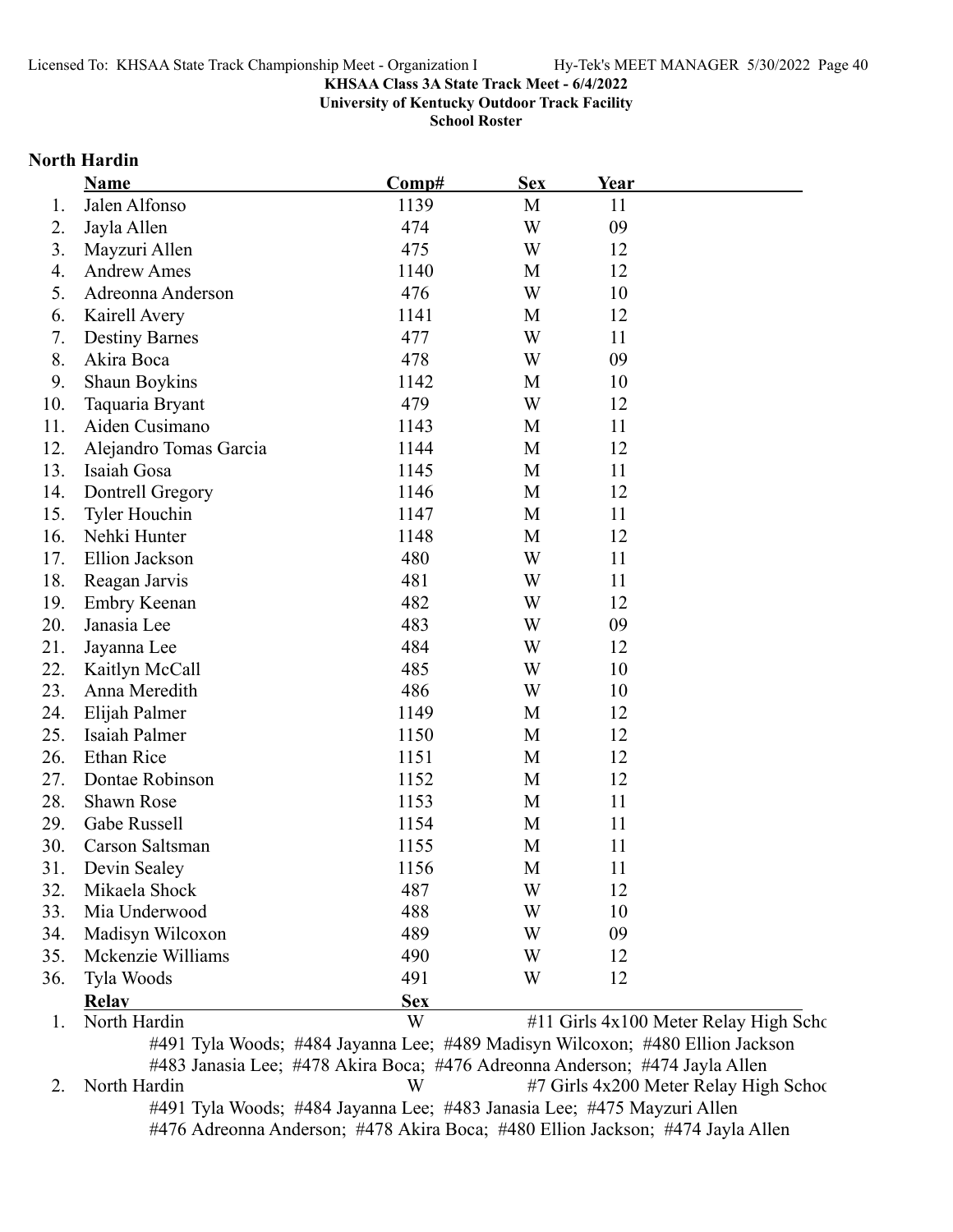Licensed To: KHSAA State Track Championship Meet - Organization I Hy-Tek's MEET MANAGER 5/30/2022

**KHSAA Class 3A State Track Meet - 6/4/2022**

**University of Kentucky Outdoor Track Facility**

**School Roster**

## North Hardin

| | Name | Comp# | Sex | Year |
|---|---|---|---|---|
| 1. | Jalen Alfonso | 1139 | M | 11 |
| 2. | Jayla Allen | 474 | W | 09 |
| 3. | Mayzuri Allen | 475 | W | 12 |
| 4. | Andrew Ames | 1140 | M | 12 |
| 5. | Adreonna Anderson | 476 | W | 10 |
| 6. | Kairell Avery | 1141 | M | 12 |
| 7. | Destiny Barnes | 477 | W | 11 |
| 8. | Akira Boca | 478 | W | 09 |
| 9. | Shaun Boykins | 1142 | M | 10 |
| 10. | Taquaria Bryant | 479 | W | 12 |
| 11. | Aiden Cusimano | 1143 | M | 11 |
| 12. | Alejandro Tomas Garcia | 1144 | M | 12 |
| 13. | Isaiah Gosa | 1145 | M | 11 |
| 14. | Dontrell Gregory | 1146 | M | 12 |
| 15. | Tyler Houchin | 1147 | M | 11 |
| 16. | Nehki Hunter | 1148 | M | 12 |
| 17. | Ellion Jackson | 480 | W | 11 |
| 18. | Reagan Jarvis | 481 | W | 11 |
| 19. | Embry Keenan | 482 | W | 12 |
| 20. | Janasia Lee | 483 | W | 09 |
| 21. | Jayanna Lee | 484 | W | 12 |
| 22. | Kaitlyn McCall | 485 | W | 10 |
| 23. | Anna Meredith | 486 | W | 10 |
| 24. | Elijah Palmer | 1149 | M | 12 |
| 25. | Isaiah Palmer | 1150 | M | 12 |
| 26. | Ethan Rice | 1151 | M | 12 |
| 27. | Dontae Robinson | 1152 | M | 12 |
| 28. | Shawn Rose | 1153 | M | 11 |
| 29. | Gabe Russell | 1154 | M | 11 |
| 30. | Carson Saltsman | 1155 | M | 11 |
| 31. | Devin Sealey | 1156 | M | 11 |
| 32. | Mikaela Shock | 487 | W | 12 |
| 33. | Mia Underwood | 488 | W | 10 |
| 34. | Madisyn Wilcoxon | 489 | W | 09 |
| 35. | Mckenzie Williams | 490 | W | 12 |
| 36. | Tyla Woods | 491 | W | 12 |

| | Relay | Sex | |
|---|---|---|---|
| 1. | North Hardin | W | #11 Girls 4x100 Meter Relay High Scho |
| | #491 Tyla Woods; #484 Jayanna Lee; #489 Madisyn Wilcoxon; #480 Ellion Jackson | | |
| | #483 Janasia Lee; #478 Akira Boca; #476 Adreonna Anderson; #474 Jayla Allen | | |
| 2. | North Hardin | W | #7 Girls 4x200 Meter Relay High Schoo |
| | #491 Tyla Woods; #484 Jayanna Lee; #483 Janasia Lee; #475 Mayzuri Allen | | |
| | #476 Adreonna Anderson; #478 Akira Boca; #480 Ellion Jackson; #474 Jayla Allen | | |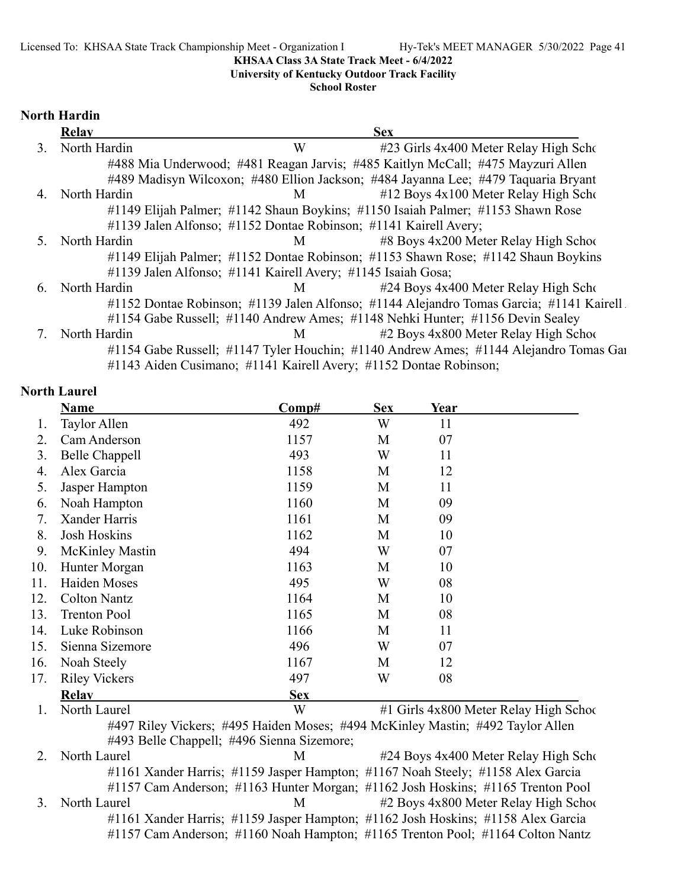## North Hardin

| | Relay | Sex | |
|---|---|---|---|
| 3. | North Hardin | W | #23 Girls 4x400 Meter Relay High Scho |
| | #488 Mia Underwood; #481 Reagan Jarvis; #485 Kaitlyn McCall; #475 Mayzuri Allen<br>#489 Madisyn Wilcoxon; #480 Ellion Jackson; #484 Jayanna Lee; #479 Taquaria Bryant | | |
| 4. | North Hardin | M | #12 Boys 4x100 Meter Relay High Scho |
| | #1149 Elijah Palmer; #1142 Shaun Boykins; #1150 Isaiah Palmer; #1153 Shawn Rose<br>#1139 Jalen Alfonso; #1152 Dontae Robinson; #1141 Kairell Avery; | | |
| 5. | North Hardin | M | #8 Boys 4x200 Meter Relay High Schoo |
| | #1149 Elijah Palmer; #1152 Dontae Robinson; #1153 Shawn Rose; #1142 Shaun Boykins<br>#1139 Jalen Alfonso; #1141 Kairell Avery; #1145 Isaiah Gosa; | | |
| 6. | North Hardin | M | #24 Boys 4x400 Meter Relay High Scho |
| | #1152 Dontae Robinson; #1139 Jalen Alfonso; #1144 Alejandro Tomas Garcia; #1141 Kairell<br>#1154 Gabe Russell; #1140 Andrew Ames; #1148 Nehki Hunter; #1156 Devin Sealey | | |
| 7. | North Hardin | M | #2 Boys 4x800 Meter Relay High Schoo |
| | #1154 Gabe Russell; #1147 Tyler Houchin; #1140 Andrew Ames; #1144 Alejandro Tomas Gar<br>#1143 Aiden Cusimano; #1141 Kairell Avery; #1152 Dontae Robinson; | | |

## North Laurel

| | Name | Comp# | Sex | Year |
|---|---|---|---|---|
| 1. | Taylor Allen | 492 | W | 11 |
| 2. | Cam Anderson | 1157 | M | 07 |
| 3. | Belle Chappell | 493 | W | 11 |
| 4. | Alex Garcia | 1158 | M | 12 |
| 5. | Jasper Hampton | 1159 | M | 11 |
| 6. | Noah Hampton | 1160 | M | 09 |
| 7. | Xander Harris | 1161 | M | 09 |
| 8. | Josh Hoskins | 1162 | M | 10 |
| 9. | McKinley Mastin | 494 | W | 07 |
| 10. | Hunter Morgan | 1163 | M | 10 |
| 11. | Haiden Moses | 495 | W | 08 |
| 12. | Colton Nantz | 1164 | M | 10 |
| 13. | Trenton Pool | 1165 | M | 08 |
| 14. | Luke Robinson | 1166 | M | 11 |
| 15. | Sienna Sizemore | 496 | W | 07 |
| 16. | Noah Steely | 1167 | M | 12 |
| 17. | Riley Vickers | 497 | W | 08 |

| | Relay | Sex | |
|---|---|---|---|
| 1. | North Laurel | W | #1 Girls 4x800 Meter Relay High Schoo |
| | #497 Riley Vickers; #495 Haiden Moses; #494 McKinley Mastin; #492 Taylor Allen<br>#493 Belle Chappell; #496 Sienna Sizemore; | | |
| 2. | North Laurel | M | #24 Boys 4x400 Meter Relay High Scho |
| | #1161 Xander Harris; #1159 Jasper Hampton; #1167 Noah Steely; #1158 Alex Garcia<br>#1157 Cam Anderson; #1163 Hunter Morgan; #1162 Josh Hoskins; #1165 Trenton Pool | | |
| 3. | North Laurel | M | #2 Boys 4x800 Meter Relay High Schoo |
| | #1161 Xander Harris; #1159 Jasper Hampton; #1162 Josh Hoskins; #1158 Alex Garcia<br>#1157 Cam Anderson; #1160 Noah Hampton; #1165 Trenton Pool; #1164 Colton Nantz | | |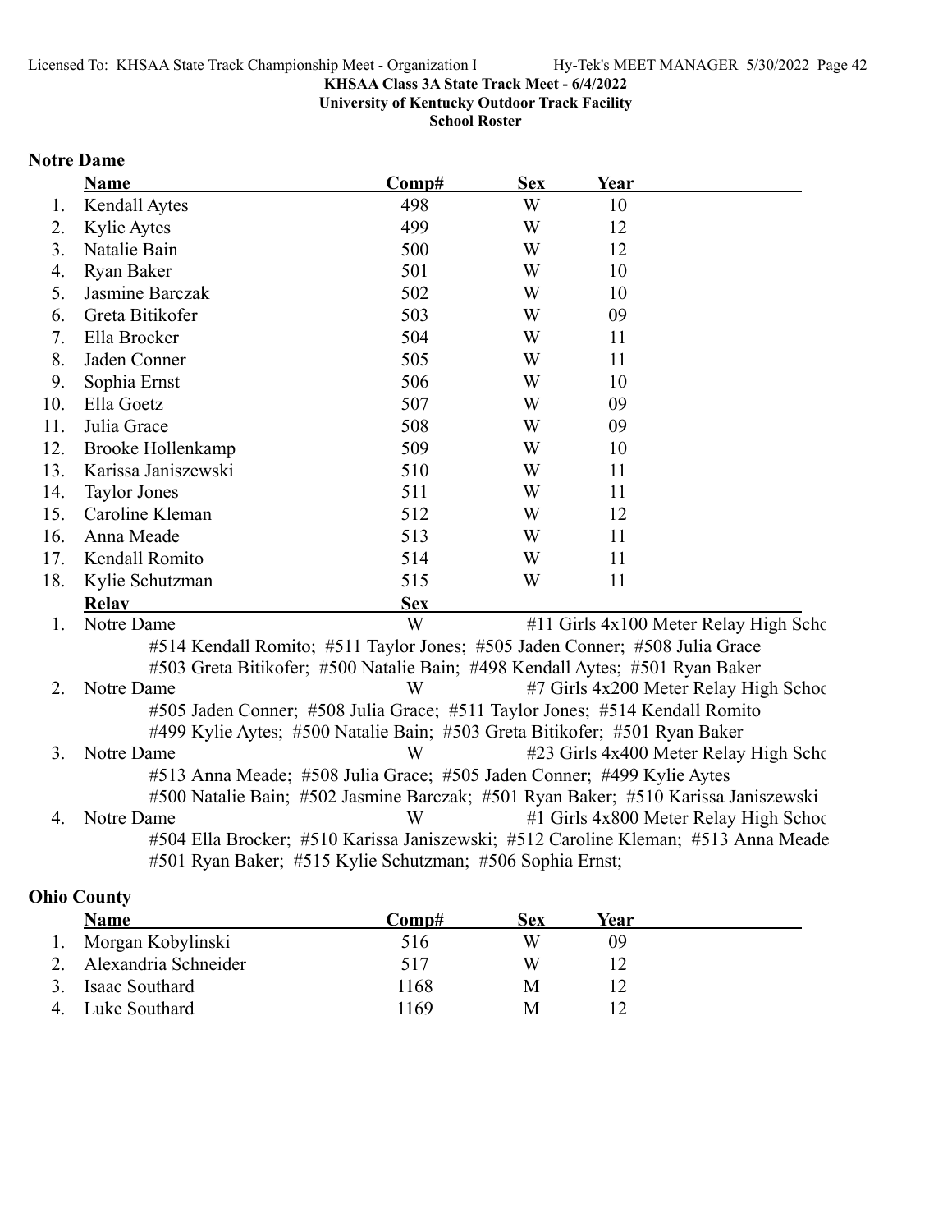KHSAA Class 3A State Track Meet - 6/4/2022
University of Kentucky Outdoor Track Facility
School Roster

## Notre Dame

| | Name | Comp# | Sex | Year |
|---|---|---|---|---|
| 1. | Kendall Aytes | 498 | W | 10 |
| 2. | Kylie Aytes | 499 | W | 12 |
| 3. | Natalie Bain | 500 | W | 12 |
| 4. | Ryan Baker | 501 | W | 10 |
| 5. | Jasmine Barczak | 502 | W | 10 |
| 6. | Greta Bitikofer | 503 | W | 09 |
| 7. | Ella Brocker | 504 | W | 11 |
| 8. | Jaden Conner | 505 | W | 11 |
| 9. | Sophia Ernst | 506 | W | 10 |
| 10. | Ella Goetz | 507 | W | 09 |
| 11. | Julia Grace | 508 | W | 09 |
| 12. | Brooke Hollenkamp | 509 | W | 10 |
| 13. | Karissa Janiszewski | 510 | W | 11 |
| 14. | Taylor Jones | 511 | W | 11 |
| 15. | Caroline Kleman | 512 | W | 12 |
| 16. | Anna Meade | 513 | W | 11 |
| 17. | Kendall Romito | 514 | W | 11 |
| 18. | Kylie Schutzman | 515 | W | 11 |

| | Relay | Sex | Event |
|---|---|---|---|
| 1. | Notre Dame | W | #11 Girls 4x100 Meter Relay High Scho |
| | #514 Kendall Romito; #511 Taylor Jones; #505 Jaden Conner; #508 Julia Grace; #503 Greta Bitikofer; #500 Natalie Bain; #498 Kendall Aytes; #501 Ryan Baker | | |
| 2. | Notre Dame | W | #7 Girls 4x200 Meter Relay High Schoo |
| | #505 Jaden Conner; #508 Julia Grace; #511 Taylor Jones; #514 Kendall Romito; #499 Kylie Aytes; #500 Natalie Bain; #503 Greta Bitikofer; #501 Ryan Baker | | |
| 3. | Notre Dame | W | #23 Girls 4x400 Meter Relay High Scho |
| | #513 Anna Meade; #508 Julia Grace; #505 Jaden Conner; #499 Kylie Aytes; #500 Natalie Bain; #502 Jasmine Barczak; #501 Ryan Baker; #510 Karissa Janiszewski | | |
| 4. | Notre Dame | W | #1 Girls 4x800 Meter Relay High Schoo |
| | #504 Ella Brocker; #510 Karissa Janiszewski; #512 Caroline Kleman; #513 Anna Meade; #501 Ryan Baker; #515 Kylie Schutzman; #506 Sophia Ernst; | | |

## Ohio County

| | Name | Comp# | Sex | Year |
|---|---|---|---|---|
| 1. | Morgan Kobylinski | 516 | W | 09 |
| 2. | Alexandria Schneider | 517 | W | 12 |
| 3. | Isaac Southard | 1168 | M | 12 |
| 4. | Luke Southard | 1169 | M | 12 |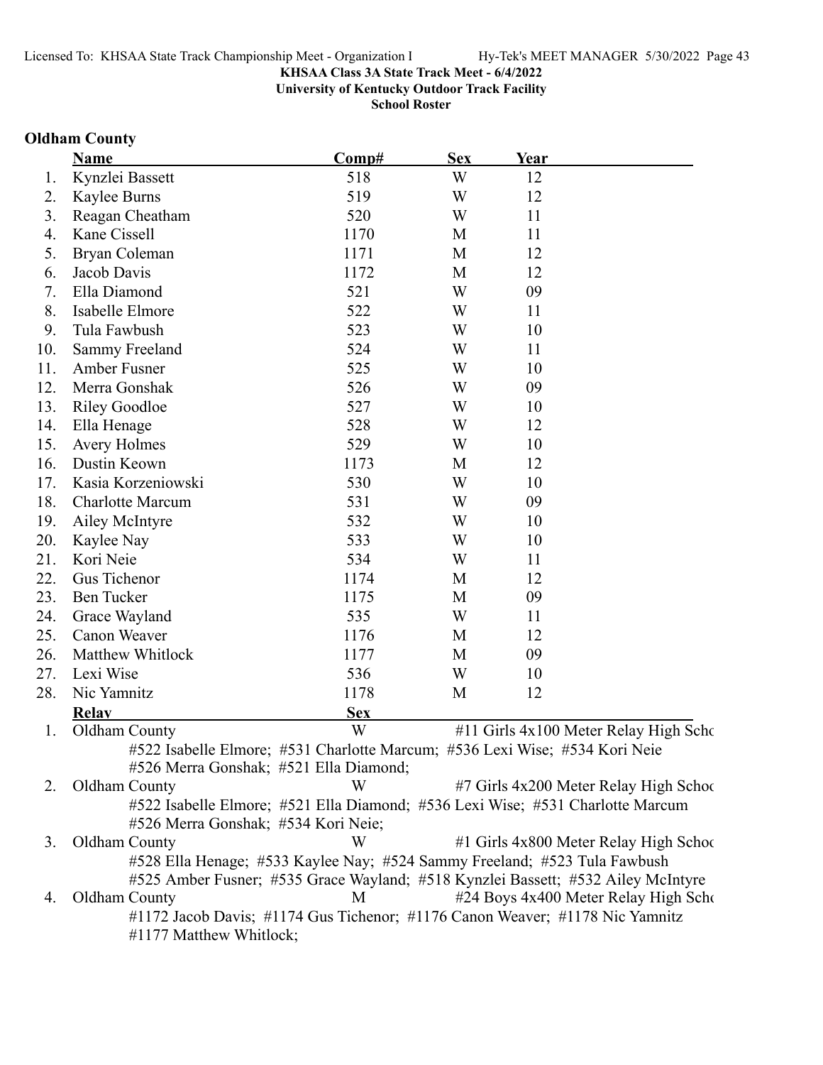**KHSAA Class 3A State Track Meet - 6/4/2022**
**University of Kentucky Outdoor Track Facility**
**School Roster**

## Oldham County

| | Name | Comp# | Sex | Year |
|---|---|---|---|---|
| 1. | Kynzlei Bassett | 518 | W | 12 |
| 2. | Kaylee Burns | 519 | W | 12 |
| 3. | Reagan Cheatham | 520 | W | 11 |
| 4. | Kane Cissell | 1170 | M | 11 |
| 5. | Bryan Coleman | 1171 | M | 12 |
| 6. | Jacob Davis | 1172 | M | 12 |
| 7. | Ella Diamond | 521 | W | 09 |
| 8. | Isabelle Elmore | 522 | W | 11 |
| 9. | Tula Fawbush | 523 | W | 10 |
| 10. | Sammy Freeland | 524 | W | 11 |
| 11. | Amber Fusner | 525 | W | 10 |
| 12. | Merra Gonshak | 526 | W | 09 |
| 13. | Riley Goodloe | 527 | W | 10 |
| 14. | Ella Henage | 528 | W | 12 |
| 15. | Avery Holmes | 529 | W | 10 |
| 16. | Dustin Keown | 1173 | M | 12 |
| 17. | Kasia Korzeniowski | 530 | W | 10 |
| 18. | Charlotte Marcum | 531 | W | 09 |
| 19. | Ailey McIntyre | 532 | W | 10 |
| 20. | Kaylee Nay | 533 | W | 10 |
| 21. | Kori Neie | 534 | W | 11 |
| 22. | Gus Tichenor | 1174 | M | 12 |
| 23. | Ben Tucker | 1175 | M | 09 |
| 24. | Grace Wayland | 535 | W | 11 |
| 25. | Canon Weaver | 1176 | M | 12 |
| 26. | Matthew Whitlock | 1177 | M | 09 |
| 27. | Lexi Wise | 536 | W | 10 |
| 28. | Nic Yamnitz | 1178 | M | 12 |

| | Relay | Sex | |
|---|---|---|---|
| 1. | Oldham County | W | #11 Girls 4x100 Meter Relay High Scho |
| | #522 Isabelle Elmore; #531 Charlotte Marcum; #536 Lexi Wise; #534 Kori Neie; #526 Merra Gonshak; #521 Ella Diamond; | | |
| 2. | Oldham County | W | #7 Girls 4x200 Meter Relay High Schoo |
| | #522 Isabelle Elmore; #521 Ella Diamond; #536 Lexi Wise; #531 Charlotte Marcum; #526 Merra Gonshak; #534 Kori Neie; | | |
| 3. | Oldham County | W | #1 Girls 4x800 Meter Relay High Schoo |
| | #528 Ella Henage; #533 Kaylee Nay; #524 Sammy Freeland; #523 Tula Fawbush; #525 Amber Fusner; #535 Grace Wayland; #518 Kynzlei Bassett; #532 Ailey McIntyre | | |
| 4. | Oldham County | M | #24 Boys 4x400 Meter Relay High Scho |
| | #1172 Jacob Davis; #1174 Gus Tichenor; #1176 Canon Weaver; #1178 Nic Yamnitz; #1177 Matthew Whitlock; | | |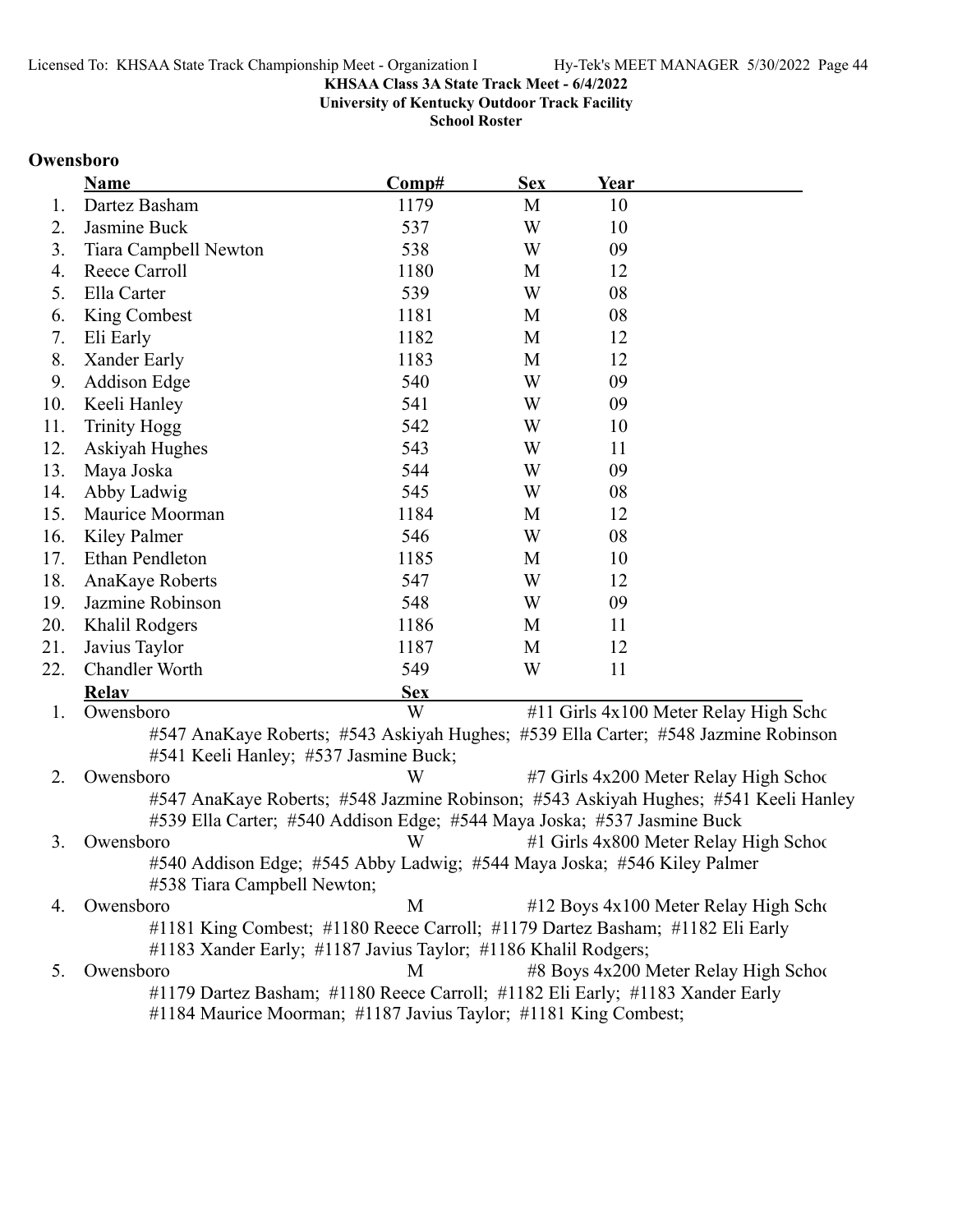KHSAA Class 3A State Track Meet - 6/4/2022

University of Kentucky Outdoor Track Facility

School Roster

**Owensboro**

| | Name | Comp# | Sex | Year |
|---|---|---|---|---|
| 1. | Dartez Basham | 1179 | M | 10 |
| 2. | Jasmine Buck | 537 | W | 10 |
| 3. | Tiara Campbell Newton | 538 | W | 09 |
| 4. | Reece Carroll | 1180 | M | 12 |
| 5. | Ella Carter | 539 | W | 08 |
| 6. | King Combest | 1181 | M | 08 |
| 7. | Eli Early | 1182 | M | 12 |
| 8. | Xander Early | 1183 | M | 12 |
| 9. | Addison Edge | 540 | W | 09 |
| 10. | Keeli Hanley | 541 | W | 09 |
| 11. | Trinity Hogg | 542 | W | 10 |
| 12. | Askiyah Hughes | 543 | W | 11 |
| 13. | Maya Joska | 544 | W | 09 |
| 14. | Abby Ladwig | 545 | W | 08 |
| 15. | Maurice Moorman | 1184 | M | 12 |
| 16. | Kiley Palmer | 546 | W | 08 |
| 17. | Ethan Pendleton | 1185 | M | 10 |
| 18. | AnaKaye Roberts | 547 | W | 12 |
| 19. | Jazmine Robinson | 548 | W | 09 |
| 20. | Khalil Rodgers | 1186 | M | 11 |
| 21. | Javius Taylor | 1187 | M | 12 |
| 22. | Chandler Worth | 549 | W | 11 |

| | Relay | Sex | |
|---|---|---|---|
| 1. | Owensboro | W | #11 Girls 4x100 Meter Relay High Scho |

#547 AnaKaye Roberts; #543 Askiyah Hughes; #539 Ella Carter; #548 Jazmine Robinson
#541 Keeli Hanley; #537 Jasmine Buck;

| | Relay | Sex | |
|---|---|---|---|
| 2. | Owensboro | W | #7 Girls 4x200 Meter Relay High Schoo |

#547 AnaKaye Roberts; #548 Jazmine Robinson; #543 Askiyah Hughes; #541 Keeli Hanley
#539 Ella Carter; #540 Addison Edge; #544 Maya Joska; #537 Jasmine Buck

| | Relay | Sex | |
|---|---|---|---|
| 3. | Owensboro | W | #1 Girls 4x800 Meter Relay High Schoo |

#540 Addison Edge; #545 Abby Ladwig; #544 Maya Joska; #546 Kiley Palmer
#538 Tiara Campbell Newton;

| | Relay | Sex | |
|---|---|---|---|
| 4. | Owensboro | M | #12 Boys 4x100 Meter Relay High Scho |

#1181 King Combest; #1180 Reece Carroll; #1179 Dartez Basham; #1182 Eli Early
#1183 Xander Early; #1187 Javius Taylor; #1186 Khalil Rodgers;

| | Relay | Sex | |
|---|---|---|---|
| 5. | Owensboro | M | #8 Boys 4x200 Meter Relay High Schoo |

#1179 Dartez Basham; #1180 Reece Carroll; #1182 Eli Early; #1183 Xander Early
#1184 Maurice Moorman; #1187 Javius Taylor; #1181 King Combest;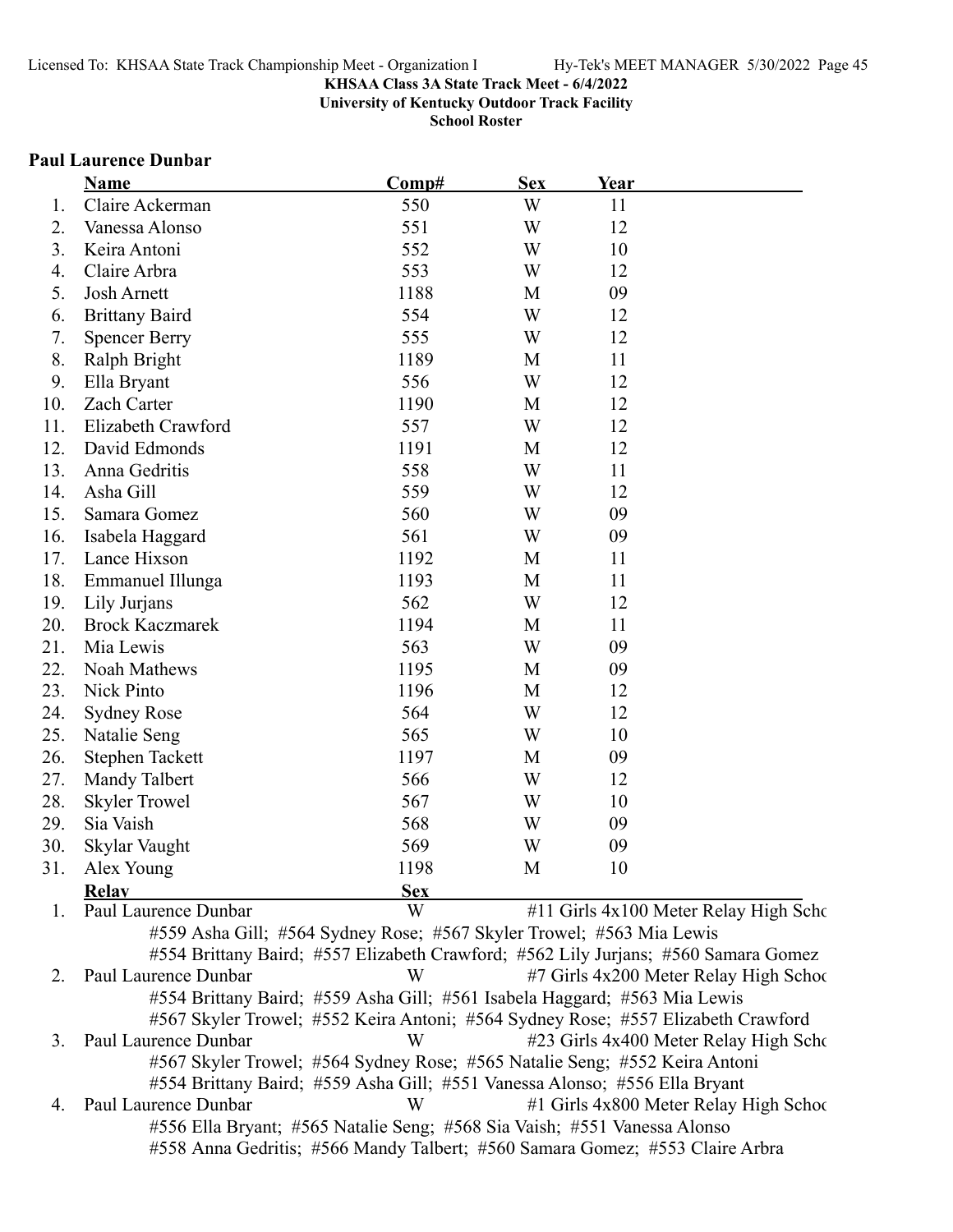**KHSAA Class 3A State Track Meet - 6/4/2022**
**University of Kentucky Outdoor Track Facility**
**School Roster**

## Paul Laurence Dunbar

| | Name | Comp# | Sex | Year |
|---|---|---|---|---|
| 1. | Claire Ackerman | 550 | W | 11 |
| 2. | Vanessa Alonso | 551 | W | 12 |
| 3. | Keira Antoni | 552 | W | 10 |
| 4. | Claire Arbra | 553 | W | 12 |
| 5. | Josh Arnett | 1188 | M | 09 |
| 6. | Brittany Baird | 554 | W | 12 |
| 7. | Spencer Berry | 555 | W | 12 |
| 8. | Ralph Bright | 1189 | M | 11 |
| 9. | Ella Bryant | 556 | W | 12 |
| 10. | Zach Carter | 1190 | M | 12 |
| 11. | Elizabeth Crawford | 557 | W | 12 |
| 12. | David Edmonds | 1191 | M | 12 |
| 13. | Anna Gedritis | 558 | W | 11 |
| 14. | Asha Gill | 559 | W | 12 |
| 15. | Samara Gomez | 560 | W | 09 |
| 16. | Isabela Haggard | 561 | W | 09 |
| 17. | Lance Hixson | 1192 | M | 11 |
| 18. | Emmanuel Illunga | 1193 | M | 11 |
| 19. | Lily Jurjans | 562 | W | 12 |
| 20. | Brock Kaczmarek | 1194 | M | 11 |
| 21. | Mia Lewis | 563 | W | 09 |
| 22. | Noah Mathews | 1195 | M | 09 |
| 23. | Nick Pinto | 1196 | M | 12 |
| 24. | Sydney Rose | 564 | W | 12 |
| 25. | Natalie Seng | 565 | W | 10 |
| 26. | Stephen Tackett | 1197 | M | 09 |
| 27. | Mandy Talbert | 566 | W | 12 |
| 28. | Skyler Trowel | 567 | W | 10 |
| 29. | Sia Vaish | 568 | W | 09 |
| 30. | Skylar Vaught | 569 | W | 09 |
| 31. | Alex Young | 1198 | M | 10 |

| | Relay | Sex | Event |
|---|---|---|---|
| 1. | Paul Laurence Dunbar | W | #11 Girls 4x100 Meter Relay High Scho |
| | #559 Asha Gill; #564 Sydney Rose; #567 Skyler Trowel; #563 Mia Lewis<br>#554 Brittany Baird; #557 Elizabeth Crawford; #562 Lily Jurjans; #560 Samara Gomez | | |
| 2. | Paul Laurence Dunbar | W | #7 Girls 4x200 Meter Relay High Schoo |
| | #554 Brittany Baird; #559 Asha Gill; #561 Isabela Haggard; #563 Mia Lewis<br>#567 Skyler Trowel; #552 Keira Antoni; #564 Sydney Rose; #557 Elizabeth Crawford | | |
| 3. | Paul Laurence Dunbar | W | #23 Girls 4x400 Meter Relay High Scho |
| | #567 Skyler Trowel; #564 Sydney Rose; #565 Natalie Seng; #552 Keira Antoni<br>#554 Brittany Baird; #559 Asha Gill; #551 Vanessa Alonso; #556 Ella Bryant | | |
| 4. | Paul Laurence Dunbar | W | #1 Girls 4x800 Meter Relay High Schoo |
| | #556 Ella Bryant; #565 Natalie Seng; #568 Sia Vaish; #551 Vanessa Alonso<br>#558 Anna Gedritis; #566 Mandy Talbert; #560 Samara Gomez; #553 Claire Arbra | | |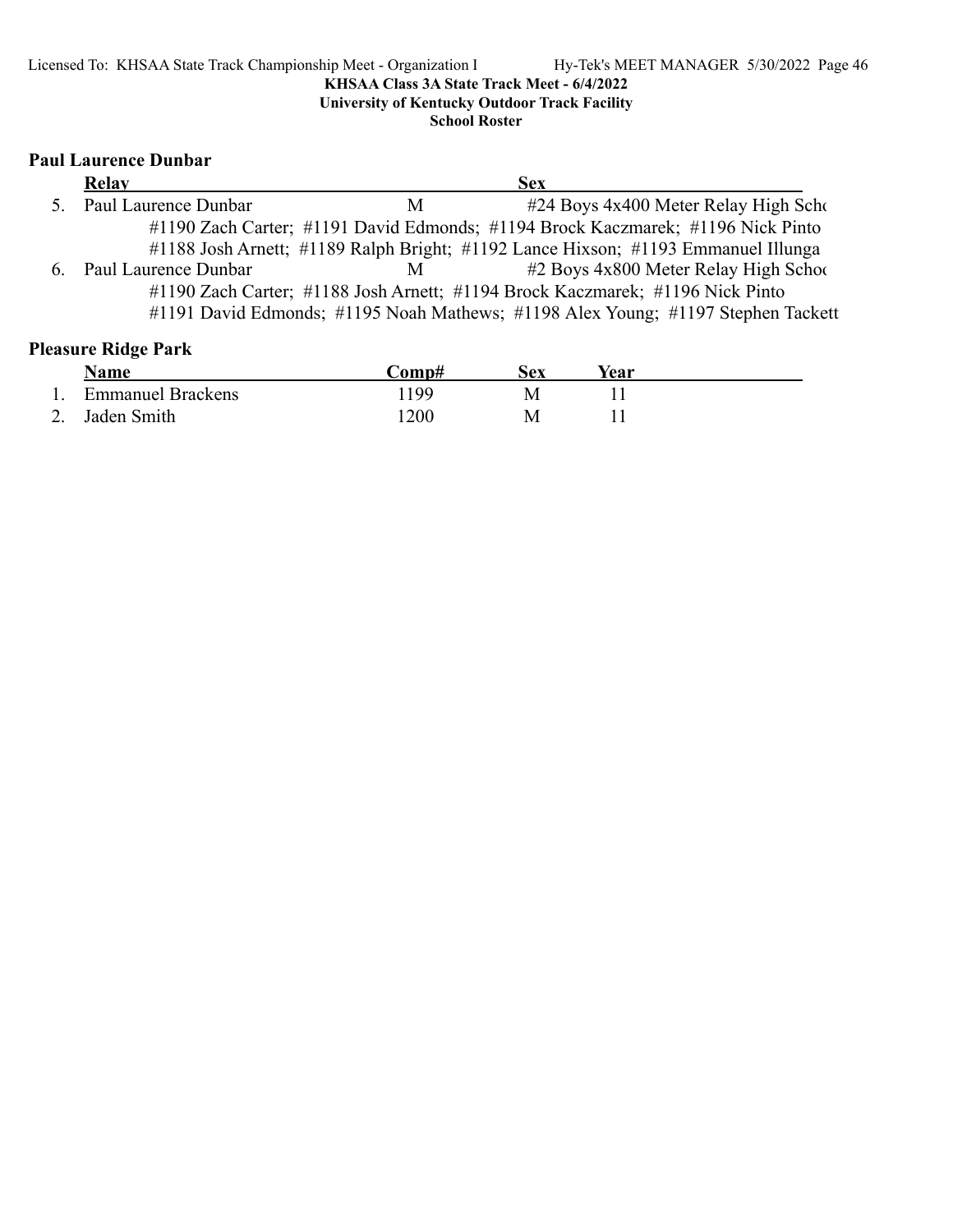**KHSAA Class 3A State Track Meet - 6/4/2022**
**University of Kentucky Outdoor Track Facility**
**School Roster**

## Paul Laurence Dunbar

| | Relay | Sex | |
|---|---|---|---|
| 5. | Paul Laurence Dunbar | M | #24 Boys 4x400 Meter Relay High Scho |
| | #1190 Zach Carter; #1191 David Edmonds; #1194 Brock Kaczmarek; #1196 Nick Pinto | | |
| | #1188 Josh Arnett; #1189 Ralph Bright; #1192 Lance Hixson; #1193 Emmanuel Illunga | | |
| 6. | Paul Laurence Dunbar | M | #2 Boys 4x800 Meter Relay High Schoo |
| | #1190 Zach Carter; #1188 Josh Arnett; #1194 Brock Kaczmarek; #1196 Nick Pinto | | |
| | #1191 David Edmonds; #1195 Noah Mathews; #1198 Alex Young; #1197 Stephen Tackett | | |

## Pleasure Ridge Park

| | Name | Comp# | Sex | Year |
|---|---|---|---|---|
| 1. | Emmanuel Brackens | 1199 | M | 11 |
| 2. | Jaden Smith | 1200 | M | 11 |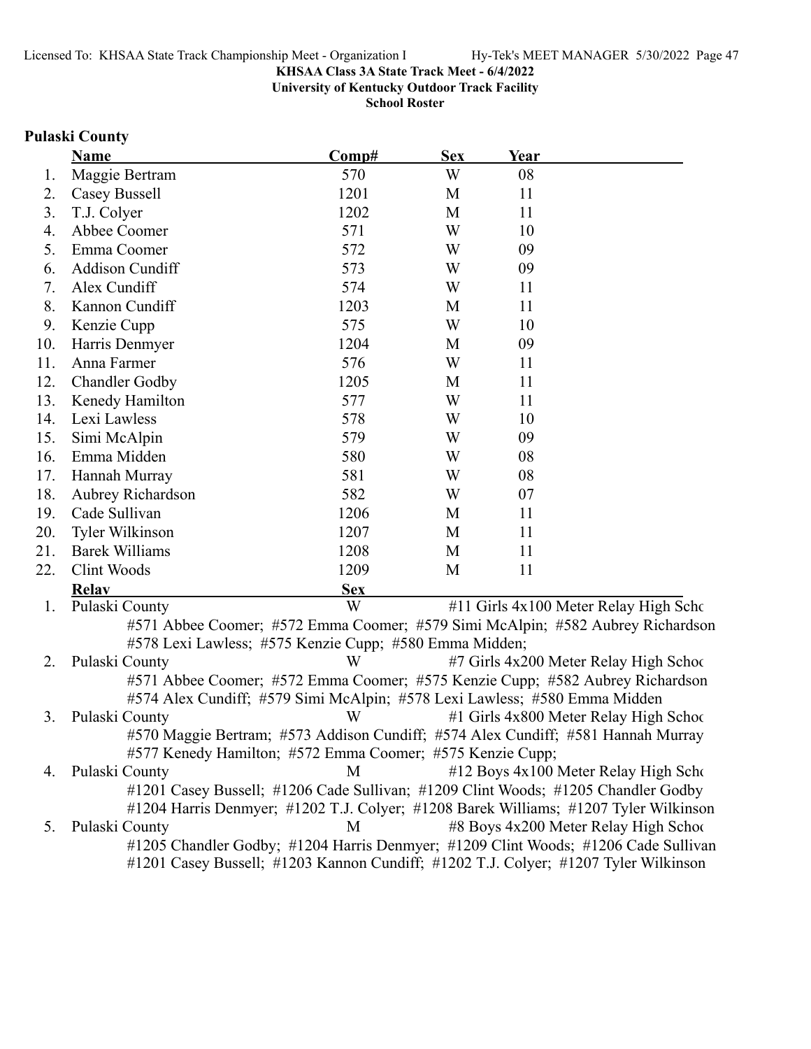KHSAA Class 3A State Track Meet - 6/4/2022
University of Kentucky Outdoor Track Facility
School Roster

## Pulaski County

| | Name | Comp# | Sex | Year |
|---|---|---|---|---|
| 1. | Maggie Bertram | 570 | W | 08 |
| 2. | Casey Bussell | 1201 | M | 11 |
| 3. | T.J. Colyer | 1202 | M | 11 |
| 4. | Abbee Coomer | 571 | W | 10 |
| 5. | Emma Coomer | 572 | W | 09 |
| 6. | Addison Cundiff | 573 | W | 09 |
| 7. | Alex Cundiff | 574 | W | 11 |
| 8. | Kannon Cundiff | 1203 | M | 11 |
| 9. | Kenzie Cupp | 575 | W | 10 |
| 10. | Harris Denmyer | 1204 | M | 09 |
| 11. | Anna Farmer | 576 | W | 11 |
| 12. | Chandler Godby | 1205 | M | 11 |
| 13. | Kenedy Hamilton | 577 | W | 11 |
| 14. | Lexi Lawless | 578 | W | 10 |
| 15. | Simi McAlpin | 579 | W | 09 |
| 16. | Emma Midden | 580 | W | 08 |
| 17. | Hannah Murray | 581 | W | 08 |
| 18. | Aubrey Richardson | 582 | W | 07 |
| 19. | Cade Sullivan | 1206 | M | 11 |
| 20. | Tyler Wilkinson | 1207 | M | 11 |
| 21. | Barek Williams | 1208 | M | 11 |
| 22. | Clint Woods | 1209 | M | 11 |

| | Relay | Sex | Event |
|---|---|---|---|
| 1. | Pulaski County | W | #11 Girls 4x100 Meter Relay High Scho |
| | #571 Abbee Coomer; #572 Emma Coomer; #579 Simi McAlpin; #582 Aubrey Richardson; #578 Lexi Lawless; #575 Kenzie Cupp; #580 Emma Midden; | | |
| 2. | Pulaski County | W | #7 Girls 4x200 Meter Relay High Schoo |
| | #571 Abbee Coomer; #572 Emma Coomer; #575 Kenzie Cupp; #582 Aubrey Richardson; #574 Alex Cundiff; #579 Simi McAlpin; #578 Lexi Lawless; #580 Emma Midden | | |
| 3. | Pulaski County | W | #1 Girls 4x800 Meter Relay High Schoo |
| | #570 Maggie Bertram; #573 Addison Cundiff; #574 Alex Cundiff; #581 Hannah Murray; #577 Kenedy Hamilton; #572 Emma Coomer; #575 Kenzie Cupp; | | |
| 4. | Pulaski County | M | #12 Boys 4x100 Meter Relay High Scho |
| | #1201 Casey Bussell; #1206 Cade Sullivan; #1209 Clint Woods; #1205 Chandler Godby; #1204 Harris Denmyer; #1202 T.J. Colyer; #1208 Barek Williams; #1207 Tyler Wilkinson | | |
| 5. | Pulaski County | M | #8 Boys 4x200 Meter Relay High Schoo |
| | #1205 Chandler Godby; #1204 Harris Denmyer; #1209 Clint Woods; #1206 Cade Sullivan; #1201 Casey Bussell; #1203 Kannon Cundiff; #1202 T.J. Colyer; #1207 Tyler Wilkinson | | |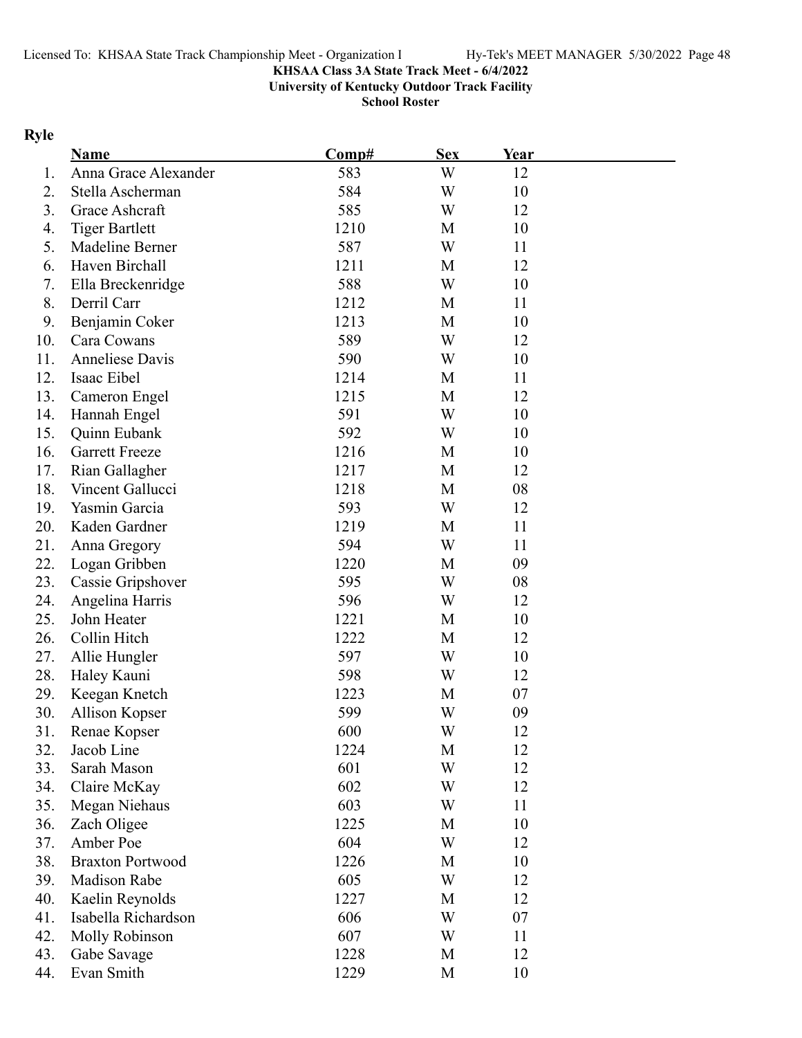**KHSAA Class 3A State Track Meet - 6/4/2022**
**University of Kentucky Outdoor Track Facility**
**School Roster**

## Ryle

| | Name | Comp# | Sex | Year |
|---|---|---|---|---|
| 1. | Anna Grace Alexander | 583 | W | 12 |
| 2. | Stella Ascherman | 584 | W | 10 |
| 3. | Grace Ashcraft | 585 | W | 12 |
| 4. | Tiger Bartlett | 1210 | M | 10 |
| 5. | Madeline Berner | 587 | W | 11 |
| 6. | Haven Birchall | 1211 | M | 12 |
| 7. | Ella Breckenridge | 588 | W | 10 |
| 8. | Derril Carr | 1212 | M | 11 |
| 9. | Benjamin Coker | 1213 | M | 10 |
| 10. | Cara Cowans | 589 | W | 12 |
| 11. | Anneliese Davis | 590 | W | 10 |
| 12. | Isaac Eibel | 1214 | M | 11 |
| 13. | Cameron Engel | 1215 | M | 12 |
| 14. | Hannah Engel | 591 | W | 10 |
| 15. | Quinn Eubank | 592 | W | 10 |
| 16. | Garrett Freeze | 1216 | M | 10 |
| 17. | Rian Gallagher | 1217 | M | 12 |
| 18. | Vincent Gallucci | 1218 | M | 08 |
| 19. | Yasmin Garcia | 593 | W | 12 |
| 20. | Kaden Gardner | 1219 | M | 11 |
| 21. | Anna Gregory | 594 | W | 11 |
| 22. | Logan Gribben | 1220 | M | 09 |
| 23. | Cassie Gripshover | 595 | W | 08 |
| 24. | Angelina Harris | 596 | W | 12 |
| 25. | John Heater | 1221 | M | 10 |
| 26. | Collin Hitch | 1222 | M | 12 |
| 27. | Allie Hungler | 597 | W | 10 |
| 28. | Haley Kauni | 598 | W | 12 |
| 29. | Keegan Knetch | 1223 | M | 07 |
| 30. | Allison Kopser | 599 | W | 09 |
| 31. | Renae Kopser | 600 | W | 12 |
| 32. | Jacob Line | 1224 | M | 12 |
| 33. | Sarah Mason | 601 | W | 12 |
| 34. | Claire McKay | 602 | W | 12 |
| 35. | Megan Niehaus | 603 | W | 11 |
| 36. | Zach Oligee | 1225 | M | 10 |
| 37. | Amber Poe | 604 | W | 12 |
| 38. | Braxton Portwood | 1226 | M | 10 |
| 39. | Madison Rabe | 605 | W | 12 |
| 40. | Kaelin Reynolds | 1227 | M | 12 |
| 41. | Isabella Richardson | 606 | W | 07 |
| 42. | Molly Robinson | 607 | W | 11 |
| 43. | Gabe Savage | 1228 | M | 12 |
| 44. | Evan Smith | 1229 | M | 10 |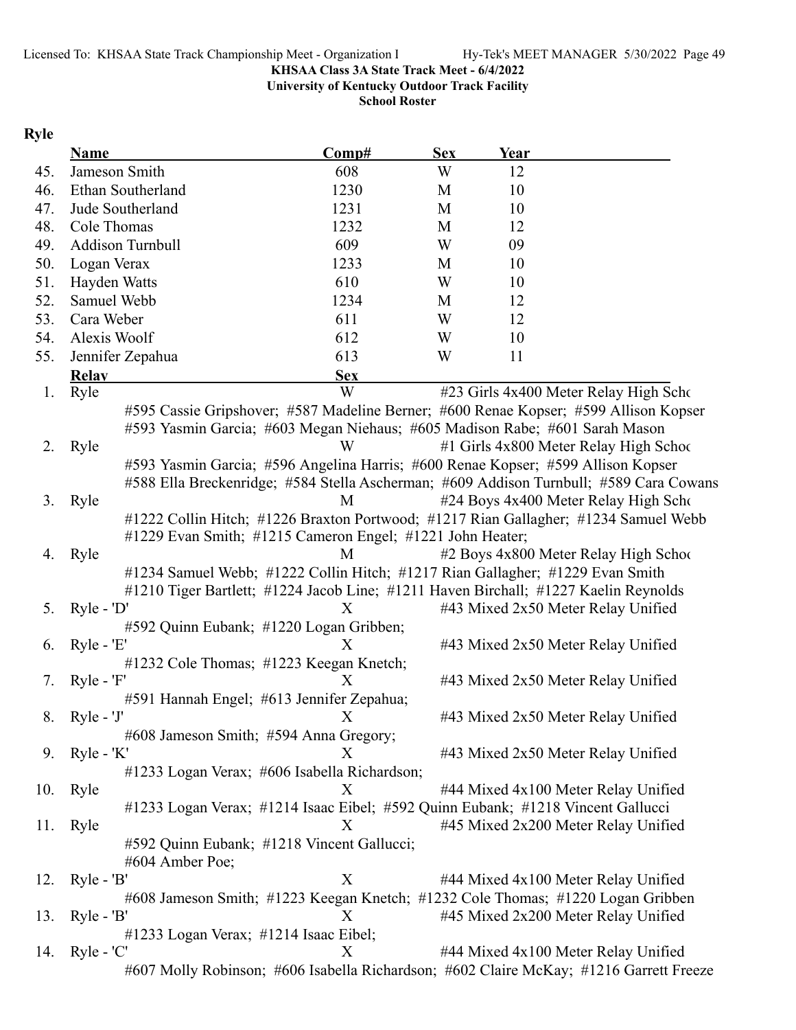KHSAA Class 3A State Track Meet - 6/4/2022
University of Kentucky Outdoor Track Facility
School Roster

## Ryle

| | Name | Comp# | Sex | Year |
|---|---|---|---|---|
| 45. | Jameson Smith | 608 | W | 12 |
| 46. | Ethan Southerland | 1230 | M | 10 |
| 47. | Jude Southerland | 1231 | M | 10 |
| 48. | Cole Thomas | 1232 | M | 12 |
| 49. | Addison Turnbull | 609 | W | 09 |
| 50. | Logan Verax | 1233 | M | 10 |
| 51. | Hayden Watts | 610 | W | 10 |
| 52. | Samuel Webb | 1234 | M | 12 |
| 53. | Cara Weber | 611 | W | 12 |
| 54. Alexis Woolf | | 612 | W | 10 |
| 55. | Jennifer Zepahua | 613 | W | 11 |

| | Relay | Sex | Event |
|---|---|---|---|
| 1. | Ryle | W | #23 Girls 4x400 Meter Relay High Scho |
| | #595 Cassie Gripshover; #587 Madeline Berner; #600 Renae Kopser; #599 Allison Kopser; #593 Yasmin Garcia; #603 Megan Niehaus; #605 Madison Rabe; #601 Sarah Mason | | |
| 2. | Ryle | W | #1 Girls 4x800 Meter Relay High Schoo |
| | #593 Yasmin Garcia; #596 Angelina Harris; #600 Renae Kopser; #599 Allison Kopser; #588 Ella Breckenridge; #584 Stella Ascherman; #609 Addison Turnbull; #589 Cara Cowans | | |
| 3. | Ryle | M | #24 Boys 4x400 Meter Relay High Scho |
| | #1222 Collin Hitch; #1226 Braxton Portwood; #1217 Rian Gallagher; #1234 Samuel Webb; #1229 Evan Smith; #1215 Cameron Engel; #1221 John Heater; | | |
| 4. | Ryle | M | #2 Boys 4x800 Meter Relay High Schoo |
| | #1234 Samuel Webb; #1222 Collin Hitch; #1217 Rian Gallagher; #1229 Evan Smith; #1210 Tiger Bartlett; #1224 Jacob Line; #1211 Haven Birchall; #1227 Kaelin Reynolds | | |
| 5. | Ryle - 'D' | X | #43 Mixed 2x50 Meter Relay Unified |
| | #592 Quinn Eubank; #1220 Logan Gribben; | | |
| 6. | Ryle - 'E' | X | #43 Mixed 2x50 Meter Relay Unified |
| | #1232 Cole Thomas; #1223 Keegan Knetch; | | |
| 7. | Ryle - 'F' | X | #43 Mixed 2x50 Meter Relay Unified |
| | #591 Hannah Engel; #613 Jennifer Zepahua; | | |
| 8. | Ryle - 'J' | X | #43 Mixed 2x50 Meter Relay Unified |
| | #608 Jameson Smith; #594 Anna Gregory; | | |
| 9. | Ryle - 'K' | X | #43 Mixed 2x50 Meter Relay Unified |
| | #1233 Logan Verax; #606 Isabella Richardson; | | |
| 10. | Ryle | X | #44 Mixed 4x100 Meter Relay Unified |
| | #1233 Logan Verax; #1214 Isaac Eibel; #592 Quinn Eubank; #1218 Vincent Gallucci | | |
| 11. | Ryle | X | #45 Mixed 2x200 Meter Relay Unified |
| | #592 Quinn Eubank; #1218 Vincent Gallucci; #604 Amber Poe; | | |
| 12. | Ryle - 'B' | X | #44 Mixed 4x100 Meter Relay Unified |
| | #608 Jameson Smith; #1223 Keegan Knetch; #1232 Cole Thomas; #1220 Logan Gribben | | |
| 13. | Ryle - 'B' | X | #45 Mixed 2x200 Meter Relay Unified |
| | #1233 Logan Verax; #1214 Isaac Eibel; | | |
| 14. | Ryle - 'C' | X | #44 Mixed 4x100 Meter Relay Unified |
| | #607 Molly Robinson; #606 Isabella Richardson; #602 Claire McKay; #1216 Garrett Freeze | | |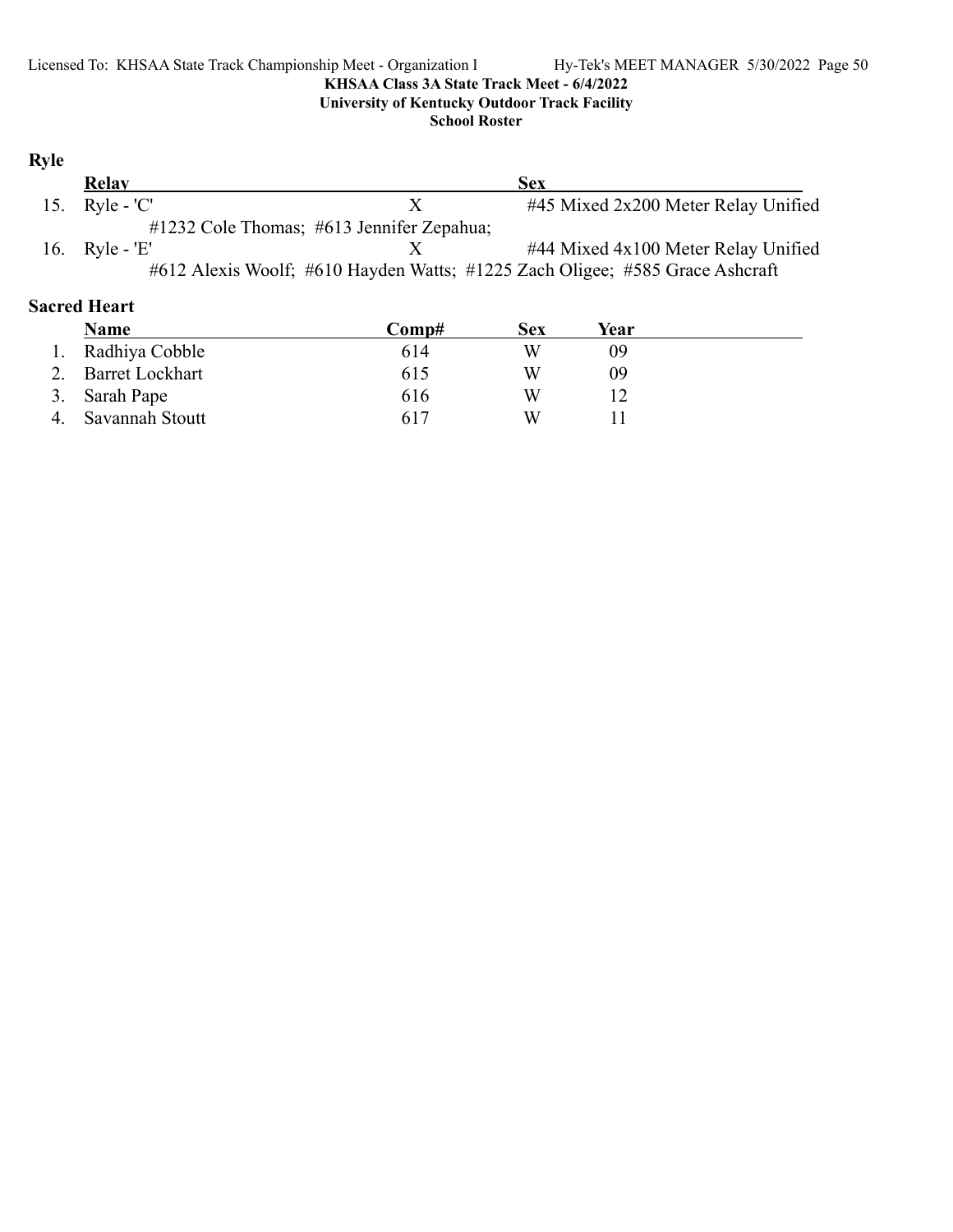**KHSAA Class 3A State Track Meet - 6/4/2022**
**University of Kentucky Outdoor Track Facility**
**School Roster**

## Ryle

| | Relay | | Sex |
|---|---|---|---|
| 15. | Ryle - 'C' | X | #45 Mixed 2x200 Meter Relay Unified |
| | #1232 Cole Thomas; #613 Jennifer Zepahua; | | |
| 16. | Ryle - 'E' | X | #44 Mixed 4x100 Meter Relay Unified |
| | #612 Alexis Woolf; #610 Hayden Watts; #1225 Zach Oligee; #585 Grace Ashcraft | | |

## Sacred Heart

| | Name | Comp# | Sex | Year |
|---|---|---|---|---|
| 1. | Radhiya Cobble | 614 | W | 09 |
| 2. | Barret Lockhart | 615 | W | 09 |
| 3. | Sarah Pape | 616 | W | 12 |
| 4. | Savannah Stoutt | 617 | W | 11 |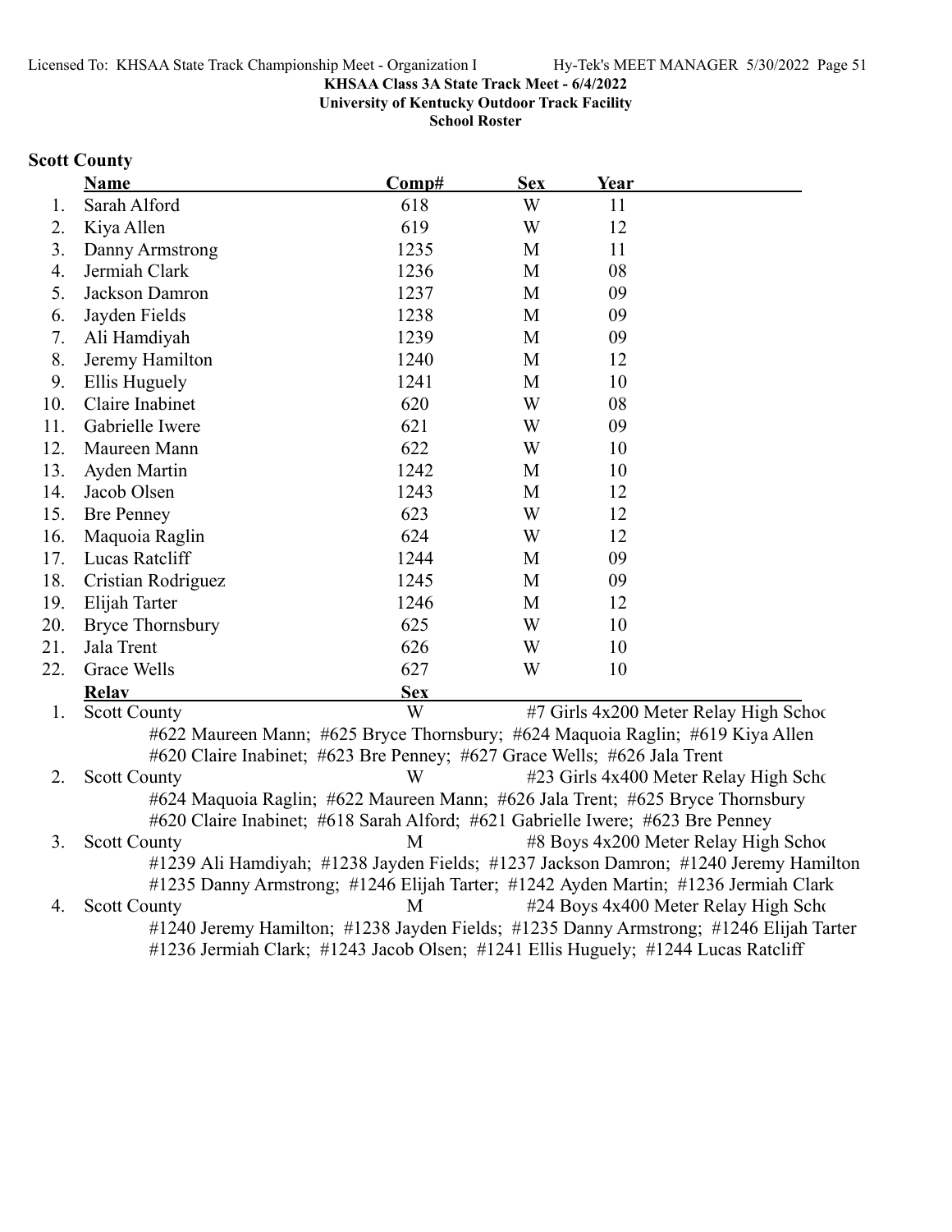KHSAA Class 3A State Track Meet - 6/4/2022
University of Kentucky Outdoor Track Facility
School Roster

## Scott County

| | Name | Comp# | Sex | Year |
|---|---|---|---|---|
| 1. | Sarah Alford | 618 | W | 11 |
| 2. | Kiya Allen | 619 | W | 12 |
| 3. | Danny Armstrong | 1235 | M | 11 |
| 4. | Jermiah Clark | 1236 | M | 08 |
| 5. | Jackson Damron | 1237 | M | 09 |
| 6. | Jayden Fields | 1238 | M | 09 |
| 7. | Ali Hamdiyah | 1239 | M | 09 |
| 8. | Jeremy Hamilton | 1240 | M | 12 |
| 9. | Ellis Huguely | 1241 | M | 10 |
| 10. | Claire Inabinet | 620 | W | 08 |
| 11. | Gabrielle Iwere | 621 | W | 09 |
| 12. | Maureen Mann | 622 | W | 10 |
| 13. | Ayden Martin | 1242 | M | 10 |
| 14. | Jacob Olsen | 1243 | M | 12 |
| 15. | Bre Penney | 623 | W | 12 |
| 16. | Maquoia Raglin | 624 | W | 12 |
| 17. | Lucas Ratcliff | 1244 | M | 09 |
| 18. | Cristian Rodriguez | 1245 | M | 09 |
| 19. | Elijah Tarter | 1246 | M | 12 |
| 20. | Bryce Thornsbury | 625 | W | 10 |
| 21. | Jala Trent | 626 | W | 10 |
| 22. | Grace Wells | 627 | W | 10 |

| | Relay | Sex | Event |
|---|---|---|---|
| 1. | Scott County | W | #7 Girls 4x200 Meter Relay High Schoo |
| | #622 Maureen Mann; #625 Bryce Thornsbury; #624 Maquoia Raglin; #619 Kiya Allen; #620 Claire Inabinet; #623 Bre Penney; #627 Grace Wells; #626 Jala Trent | | |
| 2. | Scott County | W | #23 Girls 4x400 Meter Relay High Scho |
| | #624 Maquoia Raglin; #622 Maureen Mann; #626 Jala Trent; #625 Bryce Thornsbury; #620 Claire Inabinet; #618 Sarah Alford; #621 Gabrielle Iwere; #623 Bre Penney | | |
| 3. | Scott County | M | #8 Boys 4x200 Meter Relay High Schoo |
| | #1239 Ali Hamdiyah; #1238 Jayden Fields; #1237 Jackson Damron; #1240 Jeremy Hamilton; #1235 Danny Armstrong; #1246 Elijah Tarter; #1242 Ayden Martin; #1236 Jermiah Clark | | |
| 4. | Scott County | M | #24 Boys 4x400 Meter Relay High Scho |
| | #1240 Jeremy Hamilton; #1238 Jayden Fields; #1235 Danny Armstrong; #1246 Elijah Tarter; #1236 Jermiah Clark; #1243 Jacob Olsen; #1241 Ellis Huguely; #1244 Lucas Ratcliff | | |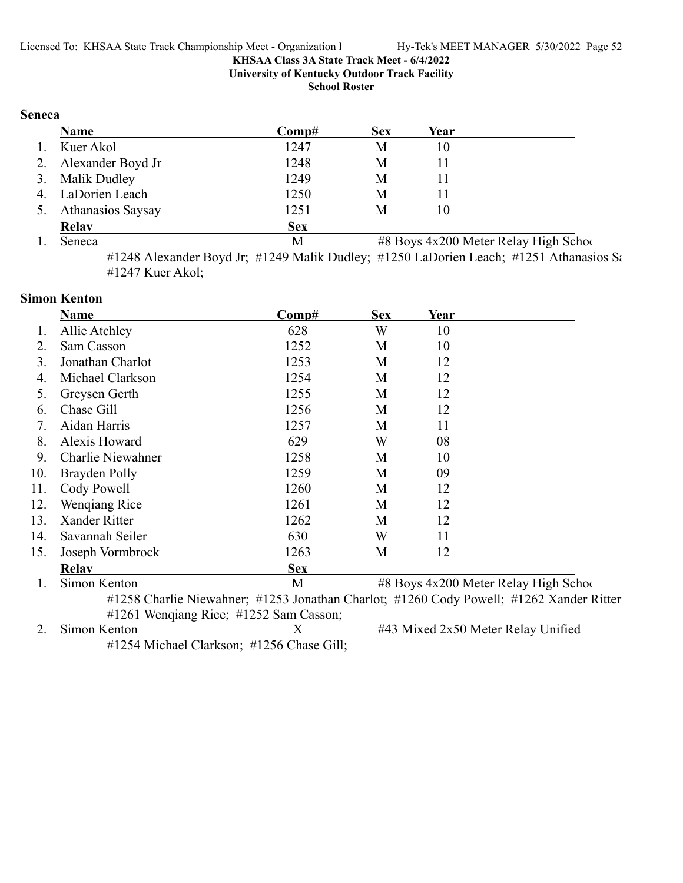KHSAA Class 3A State Track Meet - 6/4/2022
University of Kentucky Outdoor Track Facility
School Roster

## Seneca

| | Name | Comp# | Sex | Year |
|---|---|---|---|---|
| 1. | Kuer Akol | 1247 | M | 10 |
| 2. | Alexander Boyd Jr | 1248 | M | 11 |
| 3. | Malik Dudley | 1249 | M | 11 |
| 4. | LaDorien Leach | 1250 | M | 11 |
| 5. | Athanasios Saysay | 1251 | M | 10 |

| | Relay | Sex | |
|---|---|---|---|
| 1. | Seneca | M | #8 Boys 4x200 Meter Relay High Schoo |

#1248 Alexander Boyd Jr; #1249 Malik Dudley; #1250 LaDorien Leach; #1251 Athanasios Sa
#1247 Kuer Akol;

## Simon Kenton

| | Name | Comp# | Sex | Year |
|---|---|---|---|---|
| 1. | Allie Atchley | 628 | W | 10 |
| 2. | Sam Casson | 1252 | M | 10 |
| 3. | Jonathan Charlot | 1253 | M | 12 |
| 4. | Michael Clarkson | 1254 | M | 12 |
| 5. | Greysen Gerth | 1255 | M | 12 |
| 6. | Chase Gill | 1256 | M | 12 |
| 7. | Aidan Harris | 1257 | M | 11 |
| 8. | Alexis Howard | 629 | W | 08 |
| 9. | Charlie Niewahner | 1258 | M | 10 |
| 10. | Brayden Polly | 1259 | M | 09 |
| 11. | Cody Powell | 1260 | M | 12 |
| 12. | Wenqiang Rice | 1261 | M | 12 |
| 13. | Xander Ritter | 1262 | M | 12 |
| 14. | Savannah Seiler | 630 | W | 11 |
| 15. | Joseph Vormbrock | 1263 | M | 12 |

| | Relay | Sex | |
|---|---|---|---|
| 1. | Simon Kenton | M | #8 Boys 4x200 Meter Relay High Schoo |

#1258 Charlie Niewahner; #1253 Jonathan Charlot; #1260 Cody Powell; #1262 Xander Ritter
#1261 Wenqiang Rice; #1252 Sam Casson;

| | Relay | Sex | |
|---|---|---|---|
| 2. | Simon Kenton | X | #43 Mixed 2x50 Meter Relay Unified |

#1254 Michael Clarkson; #1256 Chase Gill;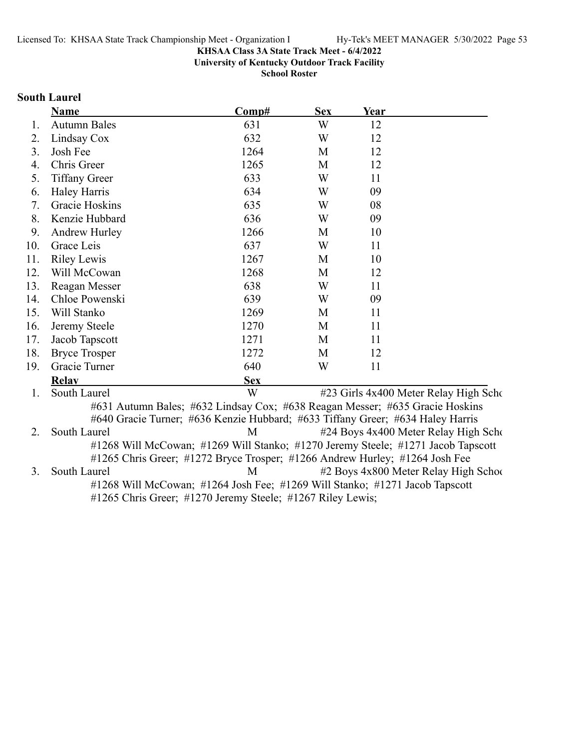**KHSAA Class 3A State Track Meet - 6/4/2022**
**University of Kentucky Outdoor Track Facility**
**School Roster**

## South Laurel

| | Name | Comp# | Sex | Year |
|---|---|---|---|---|
| 1. | Autumn Bales | 631 | W | 12 |
| 2. | Lindsay Cox | 632 | W | 12 |
| 3. | Josh Fee | 1264 | M | 12 |
| 4. | Chris Greer | 1265 | M | 12 |
| 5. | Tiffany Greer | 633 | W | 11 |
| 6. | Haley Harris | 634 | W | 09 |
| 7. | Gracie Hoskins | 635 | W | 08 |
| 8. | Kenzie Hubbard | 636 | W | 09 |
| 9. | Andrew Hurley | 1266 | M | 10 |
| 10. | Grace Leis | 637 | W | 11 |
| 11. | Riley Lewis | 1267 | M | 10 |
| 12. | Will McCowan | 1268 | M | 12 |
| 13. | Reagan Messer | 638 | W | 11 |
| 14. | Chloe Powenski | 639 | W | 09 |
| 15. | Will Stanko | 1269 | M | 11 |
| 16. | Jeremy Steele | 1270 | M | 11 |
| 17. | Jacob Tapscott | 1271 | M | 11 |
| 18. | Bryce Trosper | 1272 | M | 12 |
| 19. | Gracie Turner | 640 | W | 11 |

| | Relay | Sex | |
|---|---|---|---|
| 1. | South Laurel | W | #23 Girls 4x400 Meter Relay High Scho |
| | #631 Autumn Bales; #632 Lindsay Cox; #638 Reagan Messer; #635 Gracie Hoskins #640 Gracie Turner; #636 Kenzie Hubbard; #633 Tiffany Greer; #634 Haley Harris | | |
| 2. | South Laurel | M | #24 Boys 4x400 Meter Relay High Scho |
| | #1268 Will McCowan; #1269 Will Stanko; #1270 Jeremy Steele; #1271 Jacob Tapscott #1265 Chris Greer; #1272 Bryce Trosper; #1266 Andrew Hurley; #1264 Josh Fee | | |
| 3. | South Laurel | M | #2 Boys 4x800 Meter Relay High Schoo |
| | #1268 Will McCowan; #1264 Josh Fee; #1269 Will Stanko; #1271 Jacob Tapscott #1265 Chris Greer; #1270 Jeremy Steele; #1267 Riley Lewis; | | |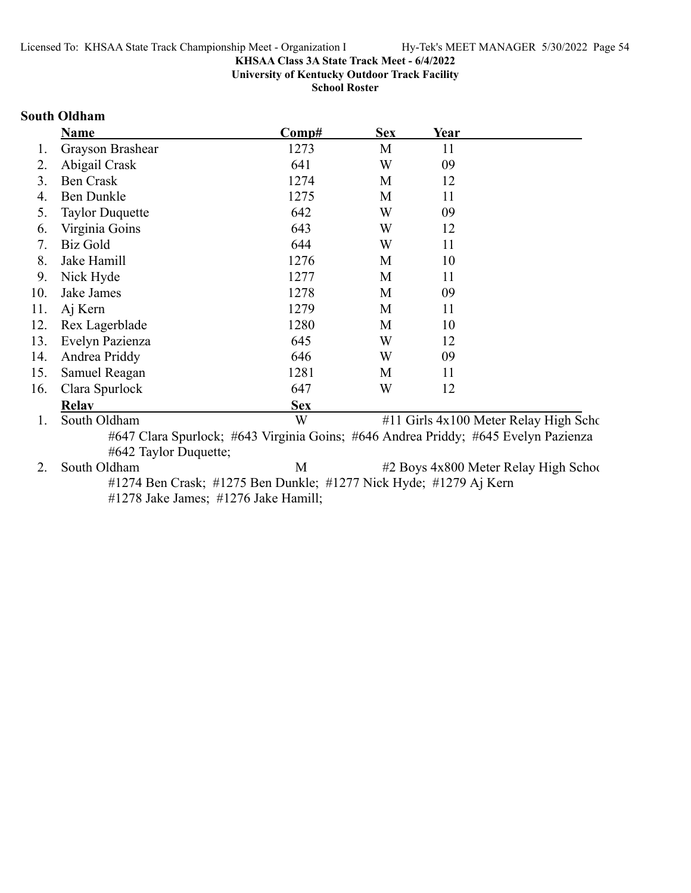KHSAA Class 3A State Track Meet - 6/4/2022
University of Kentucky Outdoor Track Facility
School Roster

## South Oldham

| | Name | Comp# | Sex | Year |
|---|---|---|---|---|
| 1. | Grayson Brashear | 1273 | M | 11 |
| 2. | Abigail Crask | 641 | W | 09 |
| 3. | Ben Crask | 1274 | M | 12 |
| 4. | Ben Dunkle | 1275 | M | 11 |
| 5. | Taylor Duquette | 642 | W | 09 |
| 6. | Virginia Goins | 643 | W | 12 |
| 7. | Biz Gold | 644 | W | 11 |
| 8. | Jake Hamill | 1276 | M | 10 |
| 9. | Nick Hyde | 1277 | M | 11 |
| 10. | Jake James | 1278 | M | 09 |
| 11. | Aj Kern | 1279 | M | 11 |
| 12. | Rex Lagerblade | 1280 | M | 10 |
| 13. | Evelyn Pazienza | 645 | W | 12 |
| 14. | Andrea Priddy | 646 | W | 09 |
| 15. | Samuel Reagan | 1281 | M | 11 |
| 16. | Clara Spurlock | 647 | W | 12 |

| | Relay | Sex | |
|---|---|---|---|
| 1. | South Oldham | W | #11 Girls 4x100 Meter Relay High Scho |
| | #647 Clara Spurlock; #643 Virginia Goins; #646 Andrea Priddy; #645 Evelyn Pazienza #642 Taylor Duquette; | | |
| 2. | South Oldham | M | #2 Boys 4x800 Meter Relay High Schoo |
| | #1274 Ben Crask; #1275 Ben Dunkle; #1277 Nick Hyde; #1279 Aj Kern #1278 Jake James; #1276 Jake Hamill; | | |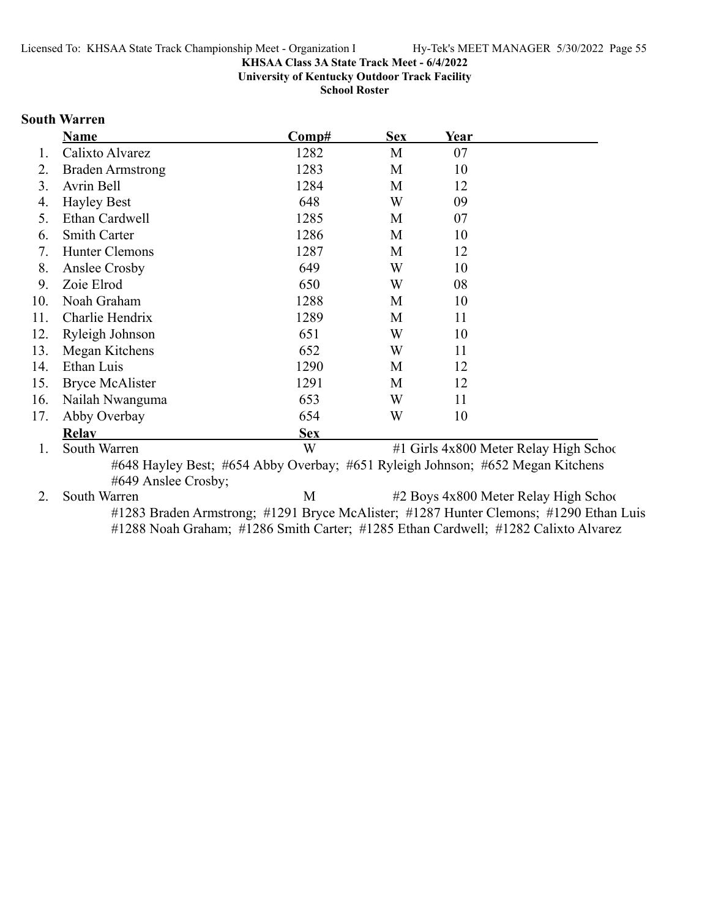KHSAA Class 3A State Track Meet - 6/4/2022

University of Kentucky Outdoor Track Facility

School Roster

## South Warren

| | Name | Comp# | Sex | Year |
|---|---|---|---|---|
| 1. | Calixto Alvarez | 1282 | M | 07 |
| 2. | Braden Armstrong | 1283 | M | 10 |
| 3. | Avrin Bell | 1284 | M | 12 |
| 4. | Hayley Best | 648 | W | 09 |
| 5. | Ethan Cardwell | 1285 | M | 07 |
| 6. | Smith Carter | 1286 | M | 10 |
| 7. | Hunter Clemons | 1287 | M | 12 |
| 8. | Anslee Crosby | 649 | W | 10 |
| 9. | Zoie Elrod | 650 | W | 08 |
| 10. | Noah Graham | 1288 | M | 10 |
| 11. | Charlie Hendrix | 1289 | M | 11 |
| 12. | Ryleigh Johnson | 651 | W | 10 |
| 13. | Megan Kitchens | 652 | W | 11 |
| 14. | Ethan Luis | 1290 | M | 12 |
| 15. | Bryce McAlister | 1291 | M | 12 |
| 16. | Nailah Nwanguma | 653 | W | 11 |
| 17. | Abby Overbay | 654 | W | 10 |

| | Relay | Sex | |
|---|---|---|---|
| 1. | South Warren | W | #1 Girls 4x800 Meter Relay High Schoo |
| | #648 Hayley Best; #654 Abby Overbay; #651 Ryleigh Johnson; #652 Megan Kitchens #649 Anslee Crosby; | | |
| 2. | South Warren | M | #2 Boys 4x800 Meter Relay High Schoo |
| | #1283 Braden Armstrong; #1291 Bryce McAlister; #1287 Hunter Clemons; #1290 Ethan Luis #1288 Noah Graham; #1286 Smith Carter; #1285 Ethan Cardwell; #1282 Calixto Alvarez | | |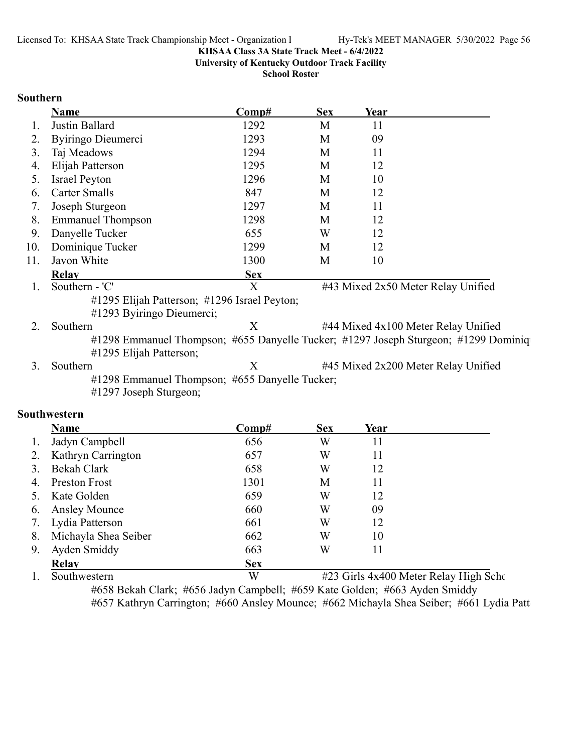KHSAA Class 3A State Track Meet - 6/4/2022

University of Kentucky Outdoor Track Facility

School Roster

## Southern

| | Name | Comp# | Sex | Year |
|---|---|---|---|---|
| 1. | Justin Ballard | 1292 | M | 11 |
| 2. | Byiringo Dieumerci | 1293 | M | 09 |
| 3. | Taj Meadows | 1294 | M | 11 |
| 4. | Elijah Patterson | 1295 | M | 12 |
| 5. | Israel Peyton | 1296 | M | 10 |
| 6. | Carter Smalls | 847 | M | 12 |
| 7. | Joseph Sturgeon | 1297 | M | 11 |
| 8. | Emmanuel Thompson | 1298 | M | 12 |
| 9. | Danyelle Tucker | 655 | W | 12 |
| 10. | Dominique Tucker | 1299 | M | 12 |
| 11. | Javon White | 1300 | M | 10 |

| | Relay | Sex | Event |
|---|---|---|---|
| 1. | Southern - 'C' | X | #43 Mixed 2x50 Meter Relay Unified |
| | #1295 Elijah Patterson; #1296 Israel Peyton; #1293 Byiringo Dieumerci; | | |
| 2. | Southern | X | #44 Mixed 4x100 Meter Relay Unified |
| | #1298 Emmanuel Thompson; #655 Danyelle Tucker; #1297 Joseph Sturgeon; #1299 Dominiq #1295 Elijah Patterson; | | |
| 3. | Southern | X | #45 Mixed 2x200 Meter Relay Unified |
| | #1298 Emmanuel Thompson; #655 Danyelle Tucker; #1297 Joseph Sturgeon; | | |

## Southwestern

| | Name | Comp# | Sex | Year |
|---|---|---|---|---|
| 1. | Jadyn Campbell | 656 | W | 11 |
| 2. | Kathryn Carrington | 657 | W | 11 |
| 3. | Bekah Clark | 658 | W | 12 |
| 4. | Preston Frost | 1301 | M | 11 |
| 5. | Kate Golden | 659 | W | 12 |
| 6. | Ansley Mounce | 660 | W | 09 |
| 7. | Lydia Patterson | 661 | W | 12 |
| 8. | Michayla Shea Seiber | 662 | W | 10 |
| 9. | Ayden Smiddy | 663 | W | 11 |

| | Relay | Sex | Event |
|---|---|---|---|
| 1. | Southwestern | W | #23 Girls 4x400 Meter Relay High Scho |
| | #658 Bekah Clark; #656 Jadyn Campbell; #659 Kate Golden; #663 Ayden Smiddy #657 Kathryn Carrington; #660 Ansley Mounce; #662 Michayla Shea Seiber; #661 Lydia Patt | | |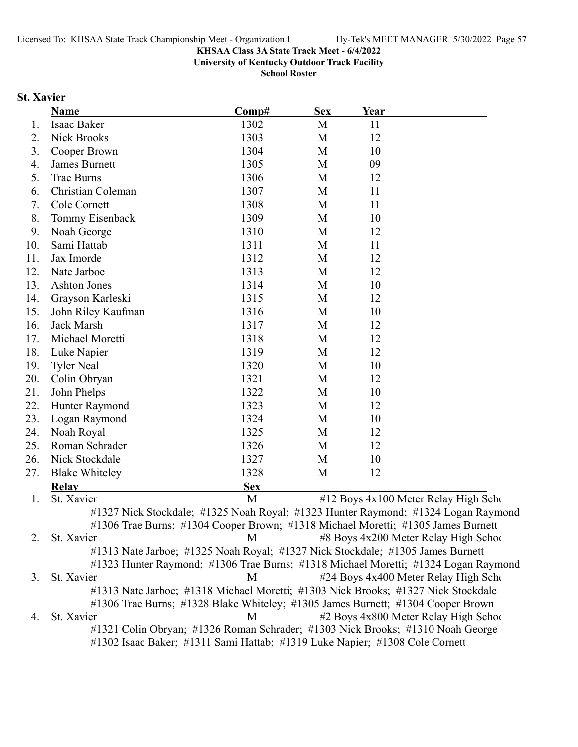KHSAA Class 3A State Track Meet - 6/4/2022
University of Kentucky Outdoor Track Facility
School Roster

## St. Xavier

| | Name | Comp# | Sex | Year |
|---|---|---|---|---|
| 1. | Isaac Baker | 1302 | M | 11 |
| 2. | Nick Brooks | 1303 | M | 12 |
| 3. | Cooper Brown | 1304 | M | 10 |
| 4. | James Burnett | 1305 | M | 09 |
| 5. | Trae Burns | 1306 | M | 12 |
| 6. | Christian Coleman | 1307 | M | 11 |
| 7. | Cole Cornett | 1308 | M | 11 |
| 8. | Tommy Eisenback | 1309 | M | 10 |
| 9. | Noah George | 1310 | M | 12 |
| 10. | Sami Hattab | 1311 | M | 11 |
| 11. | Jax Imorde | 1312 | M | 12 |
| 12. | Nate Jarboe | 1313 | M | 12 |
| 13. | Ashton Jones | 1314 | M | 10 |
| 14. | Grayson Karleski | 1315 | M | 12 |
| 15. | John Riley Kaufman | 1316 | M | 10 |
| 16. | Jack Marsh | 1317 | M | 12 |
| 17. | Michael Moretti | 1318 | M | 12 |
| 18. | Luke Napier | 1319 | M | 12 |
| 19. | Tyler Neal | 1320 | M | 10 |
| 20. | Colin Obryan | 1321 | M | 12 |
| 21. | John Phelps | 1322 | M | 10 |
| 22. | Hunter Raymond | 1323 | M | 12 |
| 23. | Logan Raymond | 1324 | M | 10 |
| 24. | Noah Royal | 1325 | M | 12 |
| 25. | Roman Schrader | 1326 | M | 12 |
| 26. | Nick Stockdale | 1327 | M | 10 |
| 27. | Blake Whiteley | 1328 | M | 12 |

| | Relay | Sex | Event |
|---|---|---|---|
| 1. | St. Xavier | M | #12 Boys 4x100 Meter Relay High Scho |
| | #1327 Nick Stockdale; #1325 Noah Royal; #1323 Hunter Raymond; #1324 Logan Raymond; #1306 Trae Burns; #1304 Cooper Brown; #1318 Michael Moretti; #1305 James Burnett | | |
| 2. | St. Xavier | M | #8 Boys 4x200 Meter Relay High Schoo |
| | #1313 Nate Jarboe; #1325 Noah Royal; #1327 Nick Stockdale; #1305 James Burnett; #1323 Hunter Raymond; #1306 Trae Burns; #1318 Michael Moretti; #1324 Logan Raymond | | |
| 3. | St. Xavier | M | #24 Boys 4x400 Meter Relay High Scho |
| | #1313 Nate Jarboe; #1318 Michael Moretti; #1303 Nick Brooks; #1327 Nick Stockdale; #1306 Trae Burns; #1328 Blake Whiteley; #1305 James Burnett; #1304 Cooper Brown | | |
| 4. | St. Xavier | M | #2 Boys 4x800 Meter Relay High Schoo |
| | #1321 Colin Obryan; #1326 Roman Schrader; #1303 Nick Brooks; #1310 Noah George; #1302 Isaac Baker; #1311 Sami Hattab; #1319 Luke Napier; #1308 Cole Cornett | | |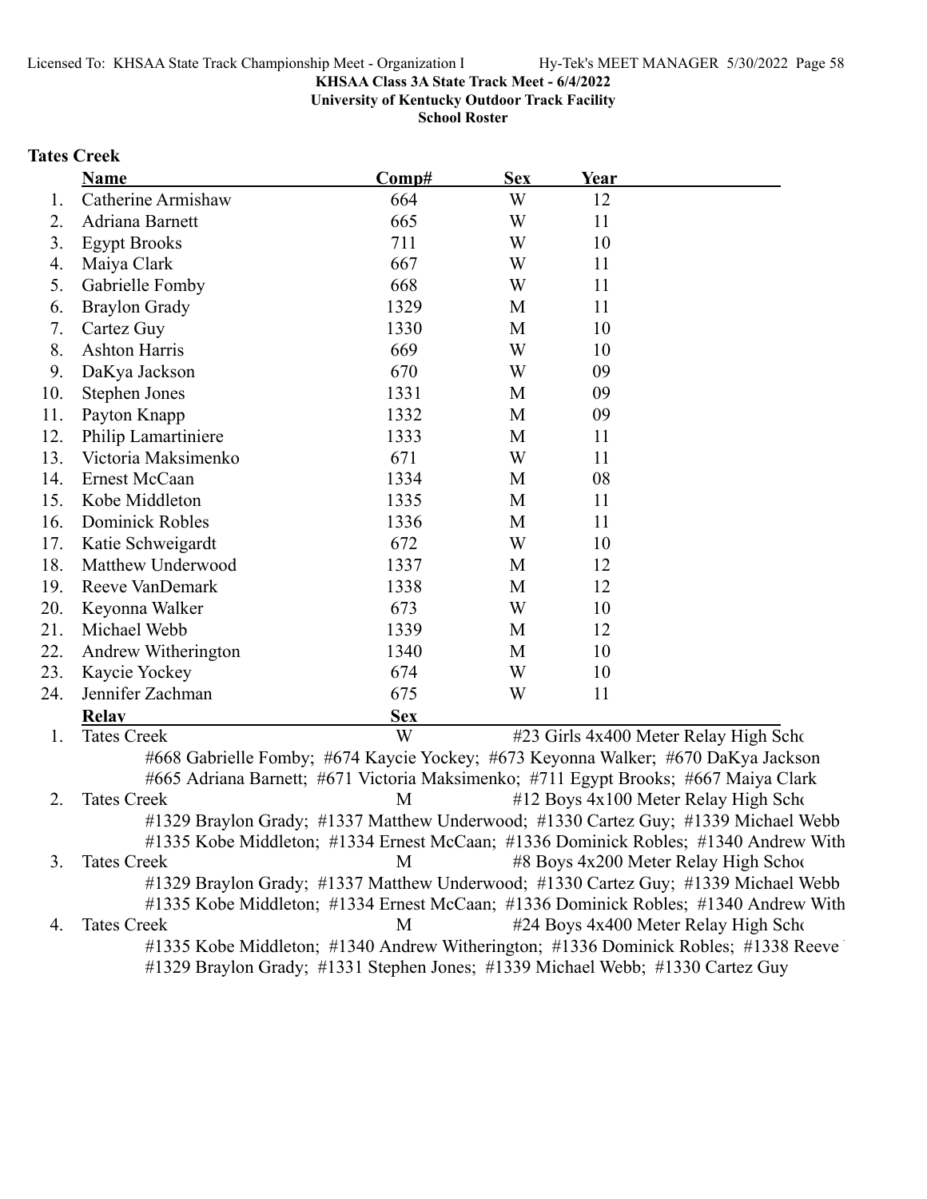**KHSAA Class 3A State Track Meet - 6/4/2022**
**University of Kentucky Outdoor Track Facility**
**School Roster**

## Tates Creek

| | Name | Comp# | Sex | Year |
|---|---|---|---|---|
| 1. | Catherine Armishaw | 664 | W | 12 |
| 2. | Adriana Barnett | 665 | W | 11 |
| 3. | Egypt Brooks | 711 | W | 10 |
| 4. | Maiya Clark | 667 | W | 11 |
| 5. | Gabrielle Fomby | 668 | W | 11 |
| 6. | Braylon Grady | 1329 | M | 11 |
| 7. | Cartez Guy | 1330 | M | 10 |
| 8. | Ashton Harris | 669 | W | 10 |
| 9. | DaKya Jackson | 670 | W | 09 |
| 10. | Stephen Jones | 1331 | M | 09 |
| 11. | Payton Knapp | 1332 | M | 09 |
| 12. | Philip Lamartiniere | 1333 | M | 11 |
| 13. | Victoria Maksimenko | 671 | W | 11 |
| 14. | Ernest McCaan | 1334 | M | 08 |
| 15. | Kobe Middleton | 1335 | M | 11 |
| 16. | Dominick Robles | 1336 | M | 11 |
| 17. | Katie Schweigardt | 672 | W | 10 |
| 18. | Matthew Underwood | 1337 | M | 12 |
| 19. | Reeve VanDemark | 1338 | M | 12 |
| 20. | Keyonna Walker | 673 | W | 10 |
| 21. | Michael Webb | 1339 | M | 12 |
| 22. | Andrew Witherington | 1340 | M | 10 |
| 23. | Kaycie Yockey | 674 | W | 10 |
| 24. | Jennifer Zachman | 675 | W | 11 |

| | Relay | Sex | |
|---|---|---|---|
| 1. | Tates Creek | W | #23 Girls 4x400 Meter Relay High Scho |
| | #668 Gabrielle Fomby; #674 Kaycie Yockey; #673 Keyonna Walker; #670 DaKya Jackson | | |
| | #665 Adriana Barnett; #671 Victoria Maksimenko; #711 Egypt Brooks; #667 Maiya Clark | | |
| 2. | Tates Creek | M | #12 Boys 4x100 Meter Relay High Scho |
| | #1329 Braylon Grady; #1337 Matthew Underwood; #1330 Cartez Guy; #1339 Michael Webb | | |
| | #1335 Kobe Middleton; #1334 Ernest McCaan; #1336 Dominick Robles; #1340 Andrew With | | |
| 3. | Tates Creek | M | #8 Boys 4x200 Meter Relay High Schoo |
| | #1329 Braylon Grady; #1337 Matthew Underwood; #1330 Cartez Guy; #1339 Michael Webb | | |
| | #1335 Kobe Middleton; #1334 Ernest McCaan; #1336 Dominick Robles; #1340 Andrew With | | |
| 4. | Tates Creek | M | #24 Boys 4x400 Meter Relay High Scho |
| | #1335 Kobe Middleton; #1340 Andrew Witherington; #1336 Dominick Robles; #1338 Reeve | | |
| | #1329 Braylon Grady; #1331 Stephen Jones; #1339 Michael Webb; #1330 Cartez Guy | | |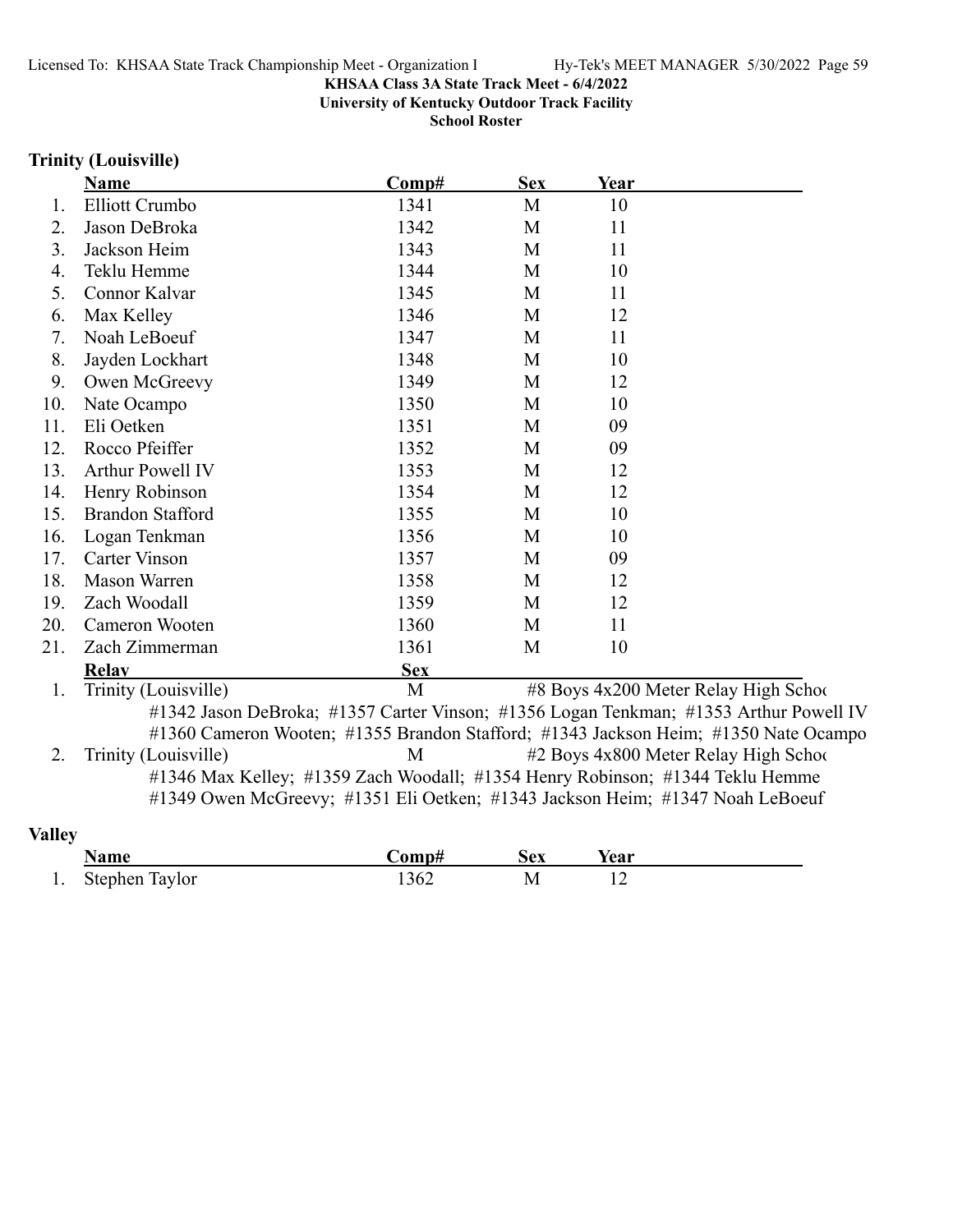**KHSAA Class 3A State Track Meet - 6/4/2022**

**University of Kentucky Outdoor Track Facility**

**School Roster**

## Trinity (Louisville)

| | Name | Comp# | Sex | Year |
|---|---|---|---|---|
| 1. | Elliott Crumbo | 1341 | M | 10 |
| 2. | Jason DeBroka | 1342 | M | 11 |
| 3. | Jackson Heim | 1343 | M | 11 |
| 4. | Teklu Hemme | 1344 | M | 10 |
| 5. | Connor Kalvar | 1345 | M | 11 |
| 6. | Max Kelley | 1346 | M | 12 |
| 7. | Noah LeBoeuf | 1347 | M | 11 |
| 8. | Jayden Lockhart | 1348 | M | 10 |
| 9. | Owen McGreevy | 1349 | M | 12 |
| 10. | Nate Ocampo | 1350 | M | 10 |
| 11. | Eli Oetken | 1351 | M | 09 |
| 12. | Rocco Pfeiffer | 1352 | M | 09 |
| 13. | Arthur Powell IV | 1353 | M | 12 |
| 14. | Henry Robinson | 1354 | M | 12 |
| 15. | Brandon Stafford | 1355 | M | 10 |
| 16. | Logan Tenkman | 1356 | M | 10 |
| 17. | Carter Vinson | 1357 | M | 09 |
| 18. | Mason Warren | 1358 | M | 12 |
| 19. | Zach Woodall | 1359 | M | 12 |
| 20. | Cameron Wooten | 1360 | M | 11 |
| 21. | Zach Zimmerman | 1361 | M | 10 |

| | Relay | Sex | Event |
|---|---|---|---|
| 1. | Trinity (Louisville) | M | #8 Boys 4x200 Meter Relay High Schoo |

#1342 Jason DeBroka; #1357 Carter Vinson; #1356 Logan Tenkman; #1353 Arthur Powell IV
#1360 Cameron Wooten; #1355 Brandon Stafford; #1343 Jackson Heim; #1350 Nate Ocampo

| | Relay | Sex | Event |
|---|---|---|---|
| 2. | Trinity (Louisville) | M | #2 Boys 4x800 Meter Relay High Schoo |

#1346 Max Kelley; #1359 Zach Woodall; #1354 Henry Robinson; #1344 Teklu Hemme
#1349 Owen McGreevy; #1351 Eli Oetken; #1343 Jackson Heim; #1347 Noah LeBoeuf

## Valley

| | Name | Comp# | Sex | Year |
|---|---|---|---|---|
| 1. | Stephen Taylor | 1362 | M | 12 |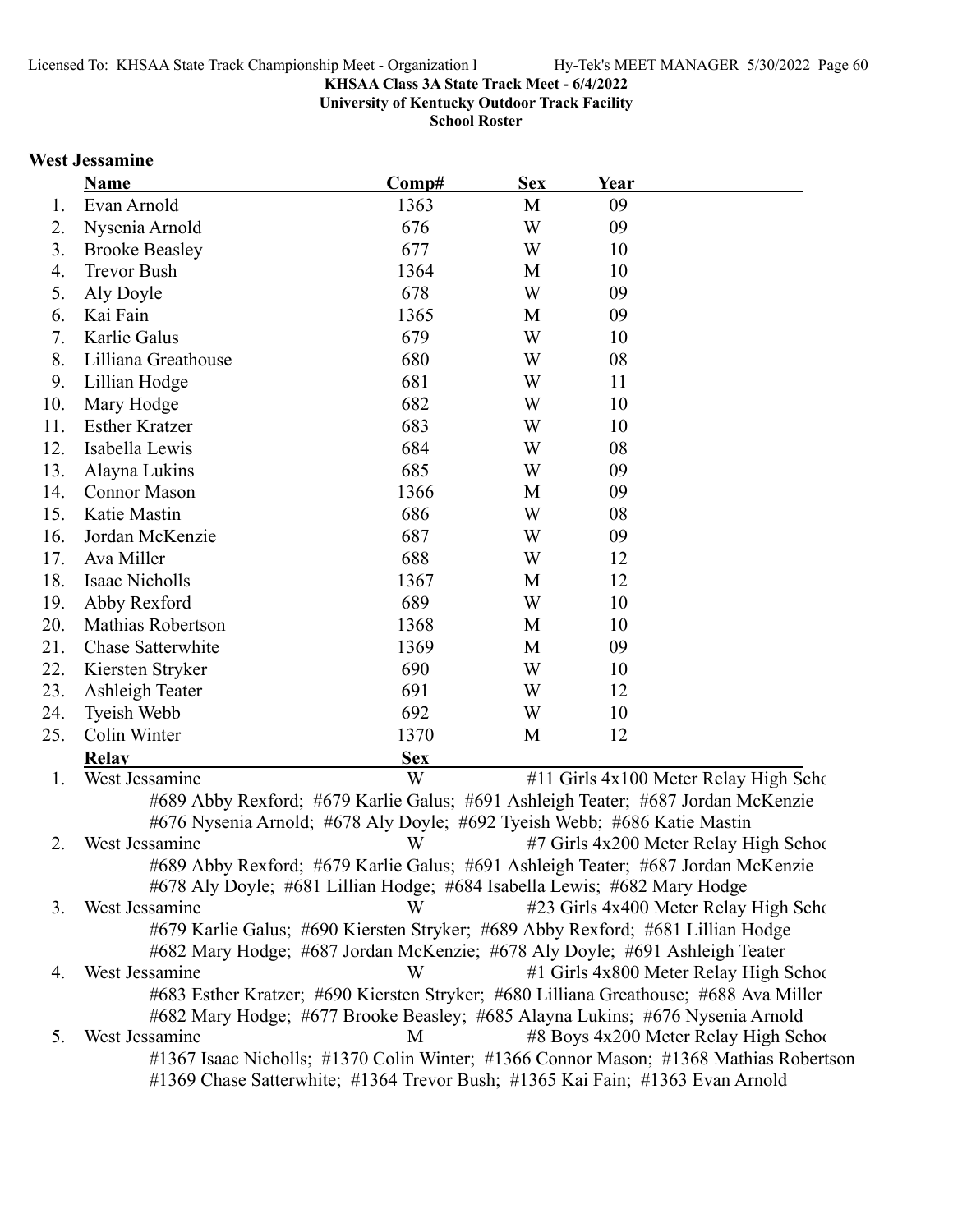**KHSAA Class 3A State Track Meet - 6/4/2022**
**University of Kentucky Outdoor Track Facility**
**School Roster**

## West Jessamine

| | Name | Comp# | Sex | Year |
|---|---|---|---|---|
| 1. | Evan Arnold | 1363 | M | 09 |
| 2. | Nysenia Arnold | 676 | W | 09 |
| 3. | Brooke Beasley | 677 | W | 10 |
| 4. | Trevor Bush | 1364 | M | 10 |
| 5. | Aly Doyle | 678 | W | 09 |
| 6. | Kai Fain | 1365 | M | 09 |
| 7. | Karlie Galus | 679 | W | 10 |
| 8. | Lilliana Greathouse | 680 | W | 08 |
| 9. | Lillian Hodge | 681 | W | 11 |
| 10. | Mary Hodge | 682 | W | 10 |
| 11. | Esther Kratzer | 683 | W | 10 |
| 12. | Isabella Lewis | 684 | W | 08 |
| 13. | Alayna Lukins | 685 | W | 09 |
| 14. | Connor Mason | 1366 | M | 09 |
| 15. | Katie Mastin | 686 | W | 08 |
| 16. | Jordan McKenzie | 687 | W | 09 |
| 17. | Ava Miller | 688 | W | 12 |
| 18. | Isaac Nicholls | 1367 | M | 12 |
| 19. | Abby Rexford | 689 | W | 10 |
| 20. | Mathias Robertson | 1368 | M | 10 |
| 21. | Chase Satterwhite | 1369 | M | 09 |
| 22. | Kiersten Stryker | 690 | W | 10 |
| 23. | Ashleigh Teater | 691 | W | 12 |
| 24. | Tyeish Webb | 692 | W | 10 |
| 25. | Colin Winter | 1370 | M | 12 |

| | Relay | Sex | |
|---|---|---|---|
| 1. | West Jessamine | W | #11 Girls 4x100 Meter Relay High Scho |
| | #689 Abby Rexford; #679 Karlie Galus; #691 Ashleigh Teater; #687 Jordan McKenzie #676 Nysenia Arnold; #678 Aly Doyle; #692 Tyeish Webb; #686 Katie Mastin | | |
| 2. | West Jessamine | W | #7 Girls 4x200 Meter Relay High Schoo |
| | #689 Abby Rexford; #679 Karlie Galus; #691 Ashleigh Teater; #687 Jordan McKenzie #678 Aly Doyle; #681 Lillian Hodge; #684 Isabella Lewis; #682 Mary Hodge | | |
| 3. | West Jessamine | W | #23 Girls 4x400 Meter Relay High Scho |
| | #679 Karlie Galus; #690 Kiersten Stryker; #689 Abby Rexford; #681 Lillian Hodge #682 Mary Hodge; #687 Jordan McKenzie; #678 Aly Doyle; #691 Ashleigh Teater | | |
| 4. | West Jessamine | W | #1 Girls 4x800 Meter Relay High Schoo |
| | #683 Esther Kratzer; #690 Kiersten Stryker; #680 Lilliana Greathouse; #688 Ava Miller #682 Mary Hodge; #677 Brooke Beasley; #685 Alayna Lukins; #676 Nysenia Arnold | | |
| 5. | West Jessamine | M | #8 Boys 4x200 Meter Relay High Schoo |
| | #1367 Isaac Nicholls; #1370 Colin Winter; #1366 Connor Mason; #1368 Mathias Robertson #1369 Chase Satterwhite; #1364 Trevor Bush; #1365 Kai Fain; #1363 Evan Arnold | | |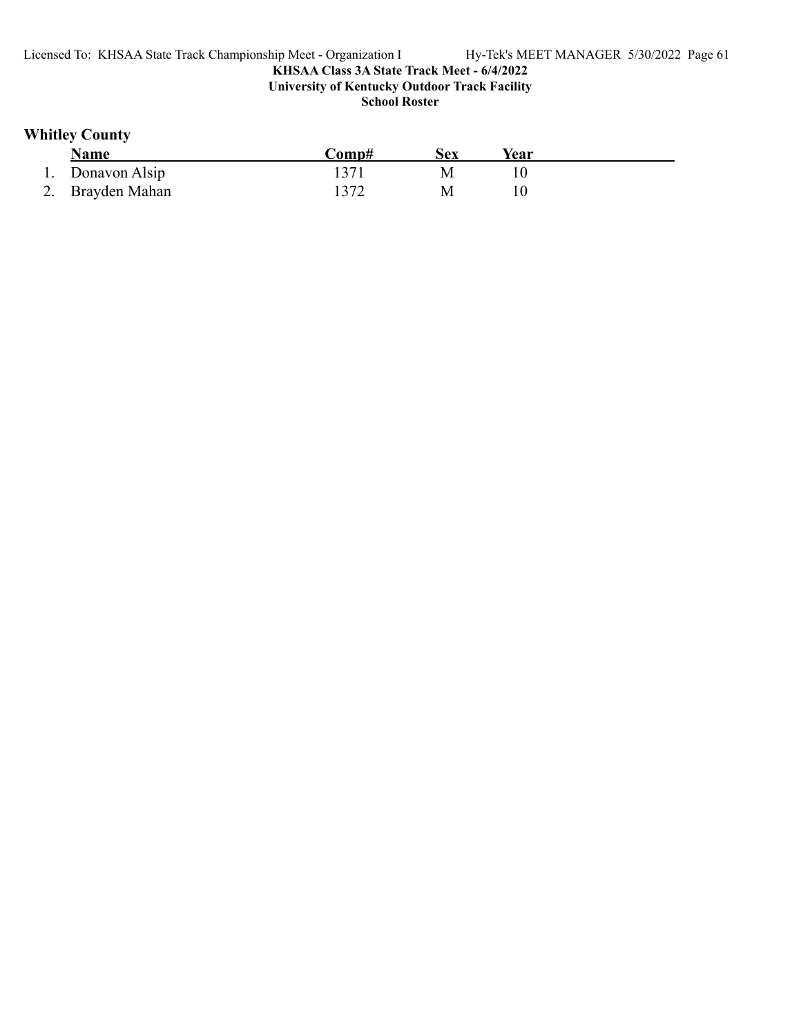## Whitley County

| | Name | Comp# | Sex | Year |
|---|---|---|---|---|
| 1. | Donavon Alsip | 1371 | M | 10 |
| 2. | Brayden Mahan | 1372 | M | 10 |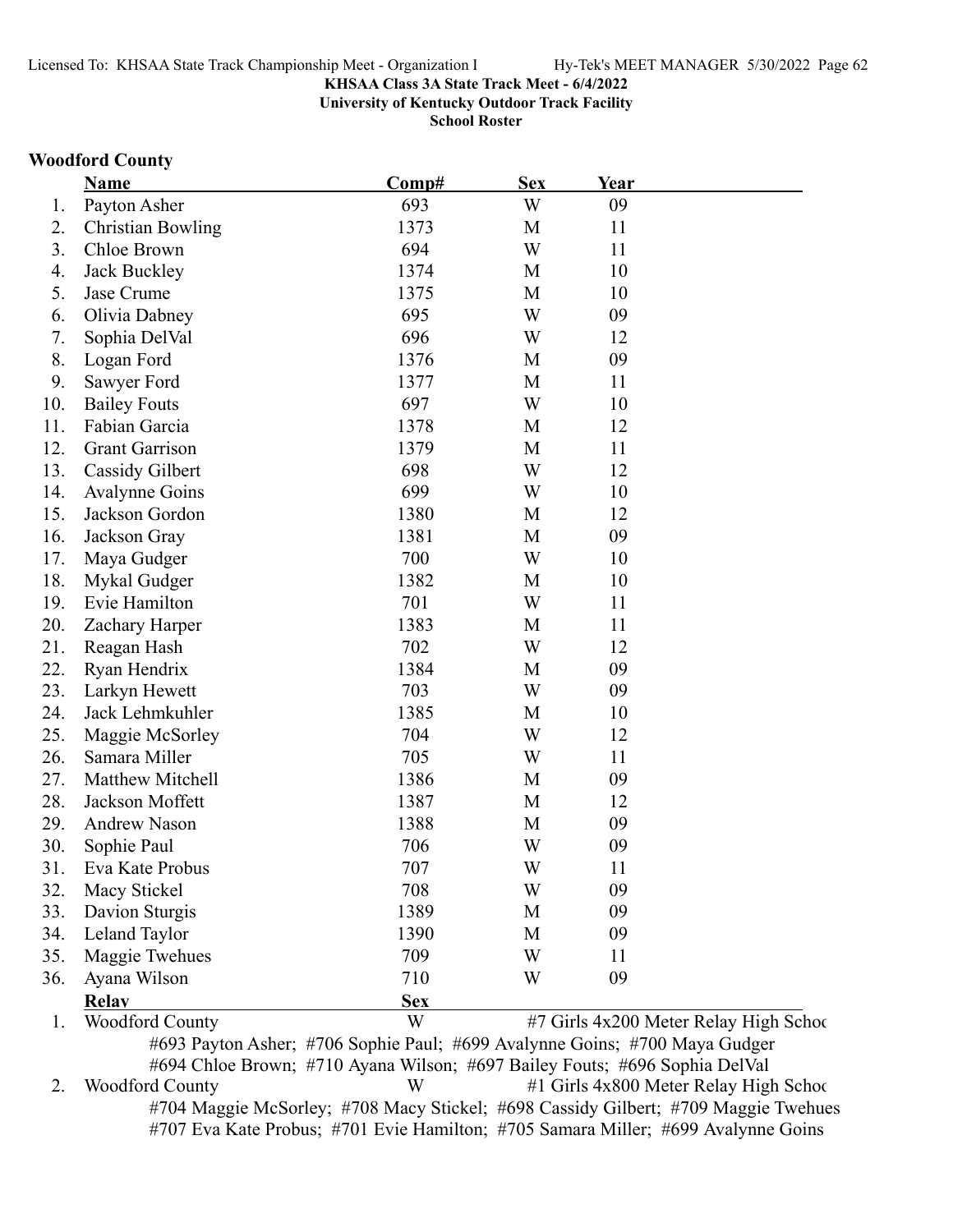KHSAA Class 3A State Track Meet - 6/4/2022

University of Kentucky Outdoor Track Facility

School Roster

## Woodford County

| | Name | Comp# | Sex | Year |
|---|---|---|---|---|
| 1. | Payton Asher | 693 | W | 09 |
| 2. | Christian Bowling | 1373 | M | 11 |
| 3. | Chloe Brown | 694 | W | 11 |
| 4. | Jack Buckley | 1374 | M | 10 |
| 5. | Jase Crume | 1375 | M | 10 |
| 6. | Olivia Dabney | 695 | W | 09 |
| 7. | Sophia DelVal | 696 | W | 12 |
| 8. | Logan Ford | 1376 | M | 09 |
| 9. | Sawyer Ford | 1377 | M | 11 |
| 10. | Bailey Fouts | 697 | W | 10 |
| 11. | Fabian Garcia | 1378 | M | 12 |
| 12. | Grant Garrison | 1379 | M | 11 |
| 13. | Cassidy Gilbert | 698 | W | 12 |
| 14. | Avalynne Goins | 699 | W | 10 |
| 15. | Jackson Gordon | 1380 | M | 12 |
| 16. | Jackson Gray | 1381 | M | 09 |
| 17. | Maya Gudger | 700 | W | 10 |
| 18. | Mykal Gudger | 1382 | M | 10 |
| 19. | Evie Hamilton | 701 | W | 11 |
| 20. | Zachary Harper | 1383 | M | 11 |
| 21. | Reagan Hash | 702 | W | 12 |
| 22. | Ryan Hendrix | 1384 | M | 09 |
| 23. | Larkyn Hewett | 703 | W | 09 |
| 24. | Jack Lehmkuhler | 1385 | M | 10 |
| 25. | Maggie McSorley | 704 | W | 12 |
| 26. | Samara Miller | 705 | W | 11 |
| 27. | Matthew Mitchell | 1386 | M | 09 |
| 28. | Jackson Moffett | 1387 | M | 12 |
| 29. | Andrew Nason | 1388 | M | 09 |
| 30. | Sophie Paul | 706 | W | 09 |
| 31. | Eva Kate Probus | 707 | W | 11 |
| 32. | Macy Stickel | 708 | W | 09 |
| 33. | Davion Sturgis | 1389 | M | 09 |
| 34. | Leland Taylor | 1390 | M | 09 |
| 35. | Maggie Twehues | 709 | W | 11 |
| 36. | Ayana Wilson | 710 | W | 09 |

| | Relay | Sex | |
|---|---|---|---|
| 1. | Woodford County | W | #7 Girls 4x200 Meter Relay High Schoo |
| 2. | Woodford County | W | #1 Girls 4x800 Meter Relay High Schoo |

1. Woodford County — #693 Payton Asher; #706 Sophie Paul; #699 Avalynne Goins; #700 Maya Gudger; #694 Chloe Brown; #710 Ayana Wilson; #697 Bailey Fouts; #696 Sophia DelVal

2. Woodford County — #704 Maggie McSorley; #708 Macy Stickel; #698 Cassidy Gilbert; #709 Maggie Twehues; #707 Eva Kate Probus; #701 Evie Hamilton; #705 Samara Miller; #699 Avalynne Goins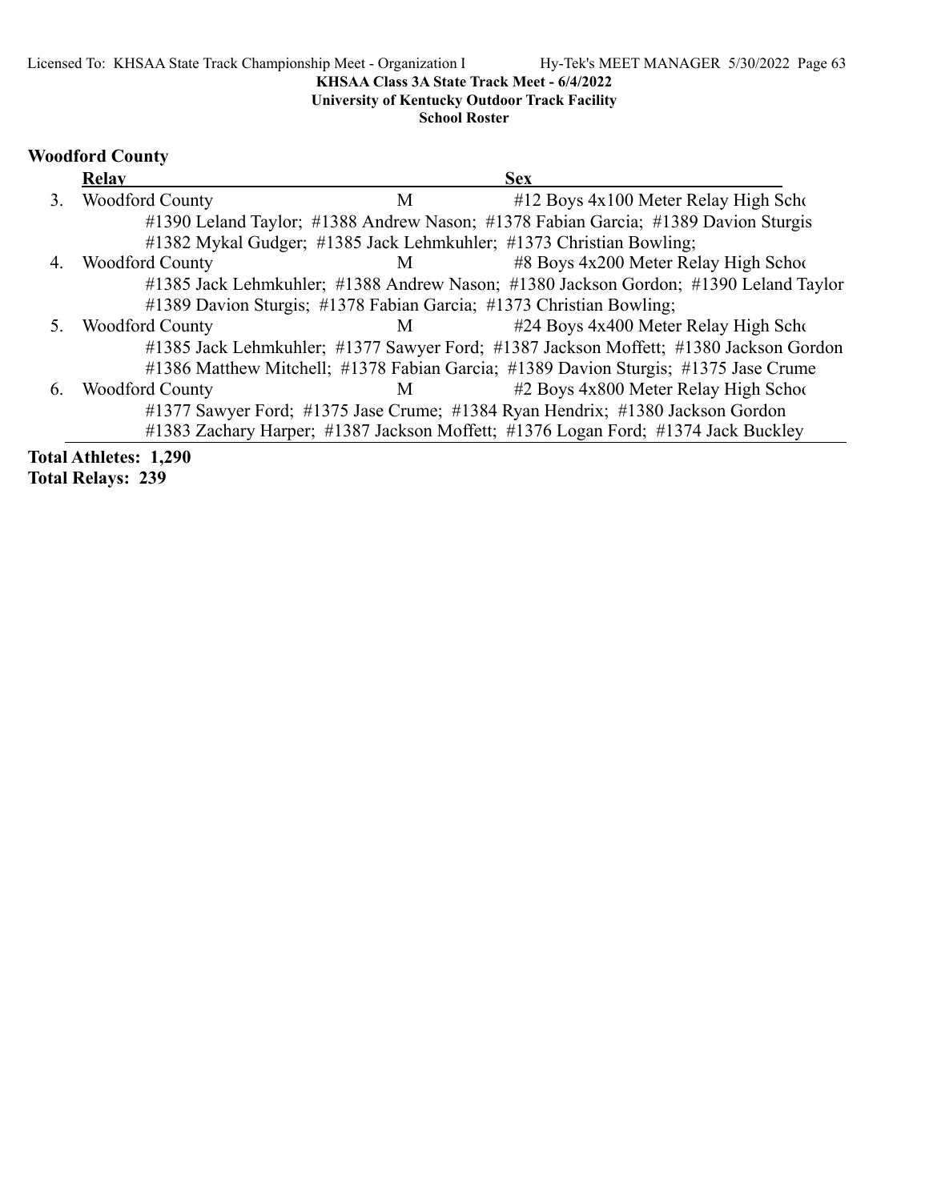## Woodford County

| | Relay | | Sex |
|---|---|---|---|
| 3. | Woodford County | M | #12 Boys 4x100 Meter Relay High Scho |
| | #1390 Leland Taylor; #1388 Andrew Nason; #1378 Fabian Garcia; #1389 Davion Sturgis<br>#1382 Mykal Gudger; #1385 Jack Lehmkuhler; #1373 Christian Bowling; | | |
| 4. | Woodford County | M | #8 Boys 4x200 Meter Relay High Schoo |
| | #1385 Jack Lehmkuhler; #1388 Andrew Nason; #1380 Jackson Gordon; #1390 Leland Taylor<br>#1389 Davion Sturgis; #1378 Fabian Garcia; #1373 Christian Bowling; | | |
| 5. | Woodford County | M | #24 Boys 4x400 Meter Relay High Scho |
| | #1385 Jack Lehmkuhler; #1377 Sawyer Ford; #1387 Jackson Moffett; #1380 Jackson Gordon<br>#1386 Matthew Mitchell; #1378 Fabian Garcia; #1389 Davion Sturgis; #1375 Jase Crume | | |
| 6. | Woodford County | M | #2 Boys 4x800 Meter Relay High Schoo |
| | #1377 Sawyer Ford; #1375 Jase Crume; #1384 Ryan Hendrix; #1380 Jackson Gordon<br>#1383 Zachary Harper; #1387 Jackson Moffett; #1376 Logan Ford; #1374 Jack Buckley | | |

**Total Athletes: 1,290**
**Total Relays: 239**